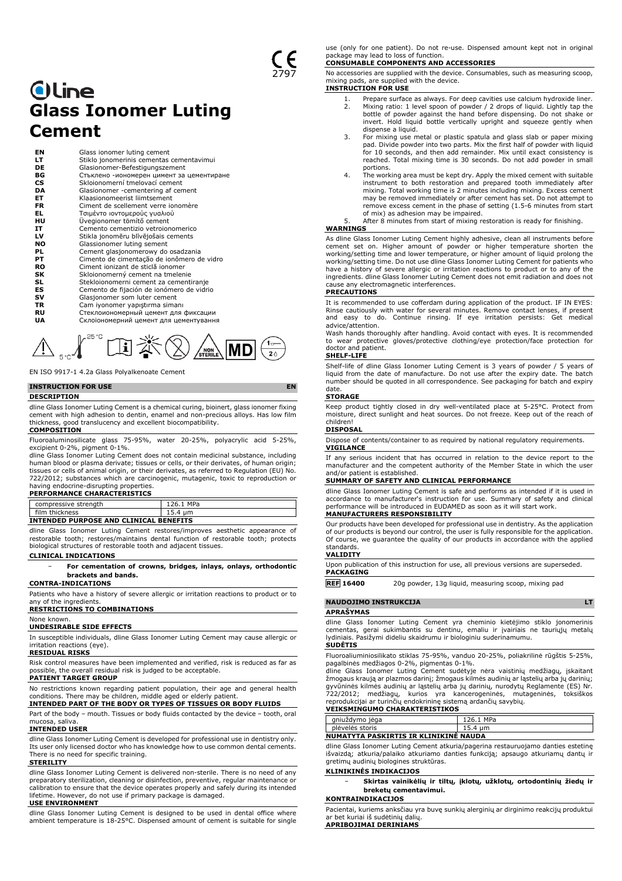CE 2797

# dline
# Glass Ionomer Luting Cement

| | |
|---|---|
| EN | Glass ionomer luting cement |
| LT | Stiklo jonomerinis cementas cementavimui |
| DE | Glasionomer-Befestigungszement |
| BG | Стъклено -йономерен цимент за циментиране |
| CS | Skloionomerní tmelovací cement |
| DA | Glasionomer -cementering af cement |
| ET | Klaasionomeerist liimtsement |
| FR | Ciment de scellement verre ionomère |
| EL | Τσιμέντο ιοντομερούς γυαλιού |
| HU | Üvegionomer tömítő cement |
| IT | Cemento cementizio vetroionomerico |
| LV | Stikla jonomēru blīvējošais cements |
| NO | Glassionomer luting sement |
| PL | Cement glasjonomerowy do osadzania |
| PT | Cimento de cimentação de ionômero de vidro |
| RO | Ciment ionizant de sticlă ionomer |
| SK | Skloionomerný cement na tmelenie |
| SL | Stekloionomerni cement za cementiranje |
| ES | Cemento de fijación de ionómero de vidrio |
| SV | Glasjonomer som luter cement |
| TR | Cam iyonomer yapıştırma simanı |
| RU | Стеклоиономерный цемент для фиксации |
| UA | Склоіономерний цемент для цементування |

5°C 25°C NON STERILE MD

EN ISO 9917-1 4.2a Glass Polyalkenoate Cement

## INSTRUCTION FOR USE EN

### DESCRIPTION

dline Glass Ionomer Luting Cement is a chemical curing, bioinert, glass ionomer fixing cement with high adhesion to dentin, enamel and non-precious alloys. Has low film thickness, good translucency and excellent biocompatibility.

### COMPOSITION

Fluoroaluminosilicate glass 75-95%, water 20-25%, polyacrylic acid 5-25%, excipient 0-2%, pigment 0-1%.

dline Glass Ionomer Luting Cement does not contain medicinal substance, including human blood or plasma derivate; tissues or cells, or their derivates, of human origin; tissues or cells of animal origin, or their derivates, as referred to Regulation (EU) No. 722/2012; substances which are carcinogenic, mutagenic, toxic to reproduction or having endocrine-disrupting properties.

### PERFORMANCE CHARACTERISTICS

| | |
|---|---|
| compressive strength | 126.1 MPa |
| film thickness | 15.4 µm |

### INTENDED PURPOSE AND CLINICAL BENEFITS

dline Glass Ionomer Luting Cement restores/improves aesthetic appearance of restorable tooth; restores/maintains dental function of restorable tooth; protects biological structures of restorable tooth and adjacent tissues.

### CLINICAL INDICATIONS

- **For cementation of crowns, bridges, inlays, onlays, orthodontic brackets and bands.**

### CONTRA-INDICATIONS

Patients who have a history of severe allergic or irritation reactions to product or to any of the ingredients.

### RESTRICTIONS TO COMBINATIONS

None known.

### UNDESIRABLE SIDE EFFECTS

In susceptible individuals, dline Glass Ionomer Luting Cement may cause allergic or irritation reactions (eye).

### RESIDUAL RISKS

Risk control measures have been implemented and verified, risk is reduced as far as possible, the overall residual risk is judged to be acceptable.

### PATIENT TARGET GROUP

No restrictions known regarding patient population, their age and general health conditions. There may be children, middle aged or elderly patient.

### INTENDED PART OF THE BODY OR TYPES OF TISSUES OR BODY FLUIDS

Part of the body – mouth. Tissues or body fluids contacted by the device – tooth, oral mucosa, saliva.

### INTENDED USER

dline Glass Ionomer Luting Cement is developed for professional use in dentistry only. Its user only licensed doctor who has knowledge how to use common dental cements. There is no need for specific training.

### STERILITY

dline Glass Ionomer Luting Cement is delivered non-sterile. There is no need of any preparatory sterilization, cleaning or disinfection, preventive, regular maintenance or calibration to ensure that the device operates properly and safely during its intended lifetime. However, do not use if primary package is damaged.

### USE ENVIRONMENT

dline Glass Ionomer Luting Cement is designed to be used in dental office where ambient temperature is 18-25°C. Dispensed amount of cement is suitable for single use (only for one patient). Do not re-use. Dispensed amount kept not in original package may lead to loss of function.

### CONSUMABLE COMPONENTS AND ACCESSORIES

No accessories are supplied with the device. Consumables, such as measuring scoop, mixing pads, are supplied with the device.

### INSTRUCTION FOR USE

1. Prepare surface as always. For deep cavities use calcium hydroxide liner.
2. Mixing ratio: 1 level spoon of powder / 2 drops of liquid. Lightly tap the bottle of powder against the hand before dispensing. Do not shake or invert. Hold liquid bottle vertically upright and squeeze gently when dispense a liquid.
3. For mixing use metal or plastic spatula and glass slab or paper mixing pad. Divide powder into two parts. Mix the first half of powder with liquid for 10 seconds, and then add remainder. Mix until exact consistency is reached. Total mixing time is 30 seconds. Do not add powder in small portions.
4. The working area must be kept dry. Apply the mixed cement with suitable instrument to both restoration and prepared tooth immediately after mixing. Total working time is 2 minutes including mixing. Excess cement may be removed immediately or after cement has set. Do not attempt to remove excess cement in the phase of setting (1.5-6 minutes from start of mix) as adhesion may be impaired.
5. After 8 minutes from start of mixing restoration is ready for finishing.

### WARNINGS

As dline Glass Ionomer Luting Cement highly adhesive, clean all instruments before cement set on. Higher amount of powder or higher temperature shorten the working/setting time and lower temperature, or higher amount of liquid prolong the working/setting time. Do not use dline Glass Ionomer Luting Cement for patients who have a history of severe allergic or irritation reactions to product or to any of the ingredients. dline Glass Ionomer Luting Cement does not emit radiation and does not cause any electromagnetic interferences.

### PRECAUTIONS

It is recommended to use cofferdam during application of the product. IF IN EYES: Rinse cautiously with water for several minutes. Remove contact lenses, if present and easy to do. Continue rinsing. If eye irritation persists: Get medical advice/attention.

Wash hands thoroughly after handling. Avoid contact with eyes. It is recommended to wear protective gloves/protective clothing/eye protection/face protection for doctor and patient.

### SHELF-LIFE

Shelf-life of dline Glass Ionomer Luting Cement is 3 years of powder / 5 years of liquid from the date of manufacture. Do not use after the expiry date. The batch number should be quoted in all correspondence. See packaging for batch and expiry date.

### STORAGE

Keep product tightly closed in dry well-ventilated place at 5-25°C. Protect from moisture, direct sunlight and heat sources. Do not freeze. Keep out of the reach of children!

### DISPOSAL

Dispose of contents/container to as required by national regulatory requirements.

### VIGILANCE

If any serious incident that has occurred in relation to the device report to the manufacturer and the competent authority of the Member State in which the user and/or patient is established.

### SUMMARY OF SAFETY AND CLINICAL PERFORMANCE

dline Glass Ionomer Luting Cement is safe and performs as intended if it is used in accordance to manufacturer's instruction for use. Summary of safety and clinical performance will be introduced in EUDAMED as soon as it will start work.

### MANUFACTURERS RESPONSIBILITY

Our products have been developed for professional use in dentistry. As the application of our products is beyond our control, the user is fully responsible for the application. Of course, we guarantee the quality of our products in accordance with the applied standards.

### VALIDITY

Upon publication of this instruction for use, all previous versions are superseded.

### PACKAGING

**REF 16400** 20g powder, 13g liquid, measuring scoop, mixing pad

## NAUDOJIMO INSTRUKCIJA LT

### APRAŠYMAS

dline Glass Ionomer Luting Cement yra cheminio kietėjimo stiklo jonomerinis cementas, gerai sukimbantis su dentinu, emaliu ir įvairiais ne tauriųjų metalų lydiniais. Pasižymi dideliu skaidrumu ir biologiniu suderinamumu.

### SUDĖTIS

Fluoroaliuminiosilikato stiklas 75-95%, vanduo 20-25%, poliakrilinė rūgštis 5-25%, pagalbinės medžiagos 0-2%, pigmentas 0-1%.

dline Glass Ionomer Luting Cement sudėtyje nėra vaistinių medžiagų, įskaitant žmogaus kraują ar plazmos darinį; žmogaus kilmės audinių ar ląstelių arba jų darinių; gyvūninės kilmės audinių ar ląstelių arba jų darinių, nurodytų Reglamente (ES) Nr. 722/2012; medžiagų, kurios yra kancerogeninės, mutageninės, toksiškos reprodukcijai ar turinčių endokrininę sistemą ardančių savybių.

### VEIKSMINGUMO CHARAKTERISTIKOS

| | |
|---|---|
| gniuždymo jėga | 126.1 MPa |
| plėvelės storis | 15.4 µm |

### NUMATYTA PASKIRTIS IR KLINIKINĖ NAUDA

dline Glass Ionomer Luting Cement atkuria/pagerina restauruojamo danties estetinę išvaizdą; atkuria/palaiko atkuriamo danties funkciją; apsaugo atkuriamų dantų ir gretimų audinių biologines struktūras.

### KLINIKINĖS INDIKACIJOS

- **Skirtas vainikėlių ir tiltų, įklotų, užklotų, ortodontinių žiedų ir breketų cementavimui.**

### KONTRAINDIKACIJOS

Pacientai, kuriems anksčiau yra buvę sunkių alerginių ar dirginimo reakcijų produktui ar bet kuriai iš sudėtinių dalių.

### APRIBOJIMAI DERINIAMS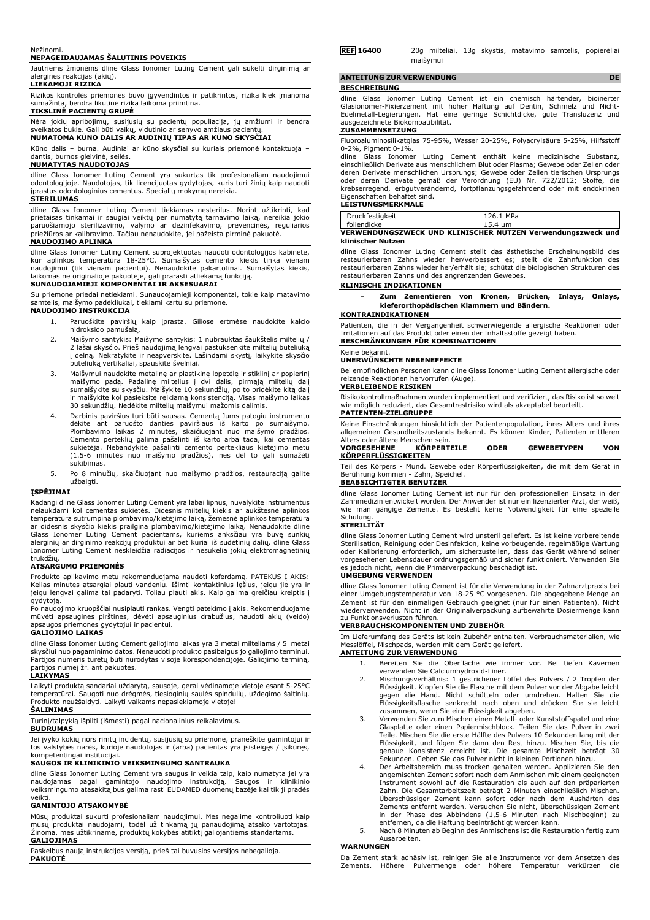Nežinomi.

**NEPAGEIDAUJAMAS ŠALUTINIS POVEIKIS**

Jautriems žmonėms dline Glass Ionomer Luting Cement gali sukelti dirginimą ar alergines reakcijas (akių).

**LIEKAMOJI RIZIKA**

Rizikos kontrolės priemonės buvo įgyvendintos ir patikrintos, rizika kiek įmanoma sumažinta, bendra likutinė rizika laikoma priimtina.

**TIKSLINĖ PACIENTŲ GRUPĖ**

Nėra jokių apribojimų, susijusių su pacientų populiacija, jų amžiumi ir bendra sveikatos būkle. Gali būti vaikų, vidutinio ar senyvo amžiaus pacientų.

**NUMATOMA KŪNO DALIS AR AUDINIŲ TIPAS AR KŪNO SKYSČIAI**

Kūno dalis – burna. Audiniai ar kūno skysčiai su kuriais priemonė kontaktuoja – dantis, burnos gleivinė, seilės.

**NUMATYTAS NAUDOTOJAS**

dline Glass Ionomer Luting Cement yra sukurtas tik profesionaliam naudojimui odontologijoje. Naudotojas, tik licencijuotas gydytojas, kuris turi žinių kaip naudoti įprastus odontologinius cementus. Specialių mokymų nereikia.

**STERILUMAS**

dline Glass Ionomer Luting Cement tiekiamas nesterilus. Norint užtikrinti, kad prietaisas tinkamai ir saugiai veiktų per numatytą tarnavimo laiką, nereikia jokio paruošiamojo sterilizavimo, valymo ar dezinfekavimo, prevencinės, reguliaros priežiūros ar kalibravimo. Tačiau nenaudokite, jei pažeista pirminė pakuotė.

**NAUDOJIMO APLINKA**

dline Glass Ionomer Luting Cement suprojektuotas naudoti odontologijos kabinete, kur aplinkos temperatūra 18-25°C. Sumaišytas cemento kiekis tinka vienam naudojimui (tik vienam pacientui). Nenaudokite pakartotinai. Sumaišytas kiekis, laikomas ne originalioje pakuotėje, gali prarasti atliekamą funkciją.

**SUNAUDOJAMIEJI KOMPONENTAI IR AKSESUARAI**

Su priemone priedai netiekiami. Sunaudojamieji komponentai, tokie kaip matavimo samtelis, maišymo padėkliukai, tiekiami kartu su priemone.

**NAUDOJIMO INSTRUKCIJA**

1. Paruoškite paviršių kaip įprasta. Giliose ertmėse naudokite kalcio hidroksido pamušalą.
2. Maišymo santykis: Maišymo santykis: 1 nubrauktas šaukštelis miltelių / 2 lašai skysčio. Prieš naudojimą lengvai pastuksenkite miltelių buteliuką į delną. Nekratykite ir neapverskite. Lašindami skystį, laikykite skysčio buteliuką vertikaliai, spauskite švelniai.
3. Maišymui naudokite metalinę ar plastikinę lopetėlę ir stiklinį ar popierinį maišymo padą. Padalinę miltelius į dvi dalis, pirmąją miltelių dalį sumaišykite su skysčiu. Maišykite 10 sekundžių, po to pridėkite kitą dalį ir maišykite kol pasieksite reikiamą konsistenciją. Visas maišymo laikas 30 sekundžių. Nedėkite miltelių maišymui mažomis dalimis.
4. Darbinis paviršius turi būti sausas. Cementą Jums patogiu instrumentu dėkite ant paruošto danties paviršiaus iš karto po sumaišymo. Plombavimo laikas 2 minutės, skaičiuojant nuo maišymo pradžios. Cemento perteklių galima pašalinti iš karto arba tada, kai cementas sukietėja. Nebandykite pašalinti cemento pertekliaus kietėjimo metu (1.5-6 minutės nuo maišymo pradžios), nes dėl to gali sumažėti sukibimas.
5. Po 8 minučių, skaičiuojant nuo maišymo pradžios, restauraciją galite užbaigti.

**ĮSPĖJIMAI**

Kadangi dline Glass Ionomer Luting Cement yra labai lipnus, nuvalykite instrumentus nelaukdami kol cementas sukietės. Didesnis miltelių kiekis ar aukštesnė aplinkos temperatūra sutrumpina plombavimo/kietėjimo laiką, žemesnė aplinkos temperatūra ar didesnis skysčio kiekis prailgina plombavimo/kietėjimo laiką. Nenaudokite dline Glass Ionomer Luting Cement pacientams, kuriems anksčiau yra buvę sunkių alerginių ar dirginimo reakcijų produktui ar bet kuriai iš sudėtinių dalių. dline Glass Ionomer Luting Cement neskleidžia radiacijos ir nesukelia jokių elektromagnetinių trukdžių.

**ATSARGUMO PRIEMONĖS**

Produkto aplikavimo metu rekomenduojama naudoti koferdamą. PATEKUS Į AKIS: Kelias minutes atsargiai plauti vandeniu. Išimti kontaktinius lęšius, jeigu jie yra ir jeigu lengvai galima tai padaryti. Toliau plauti akis. Kaip galima greičiau kreiptis į gydytoją.

Po naudojimo kruopščiai nusiplauti rankas. Vengti patekimo į akis. Rekomenduojame mūvėti apsaugines pirštines, dėvėti apsauginius drabužius, naudoti akių (veido) apsaugos priemones gydytojui ir pacientui.

**GALIOJIMO LAIKAS**

dline Glass Ionomer Luting Cement galiojimo laikas yra 3 metai milteliams / 5 metai skysčiui nuo pagaminimo datos. Nenaudoti produkto pasibaigus jo galiojimo terminui. Partijos numeris turėtų būti nurodytas visoje korespondencijoje. Galiojimo terminą, partijos numerį žr. ant pakuotės.

**LAIKYMAS**

Laikyti produktą sandariai uždarytą, sausoje, gerai vėdinamoje vietoje esant 5-25°C temperatūrai. Saugoti nuo drėgmės, tiesioginių saulės spindulių, uždegimo šaltinių. Produkto neužšaldyti. Laikyti vaikams nepasiekiamoje vietoje!

**ŠALINIMAS**

Turinį/talpyklą išpilti (išmesti) pagal nacionalinius reikalavimus.

**BUDRUMAS**

Jei įvyko kokių nors rimtų incidentų, susijusių su priemone, praneškite gamintojui ir tos valstybės narės, kurioje naudotojas ir (arba) pacientas yra įsisteigęs / įsikūręs, kompetentingai institucijai.

**SAUGOS IR KLINIKINIO VEIKSMINGUMO SANTRAUKA**

dline Glass Ionomer Luting Cement yra saugus ir veikia taip, kaip numatyta jei yra naudojamas pagal gamintojo naudojimo instrukciją. Saugos ir klinikinio veiksmingumo atsakaitą bus galima rasti EUDAMED duomenų bazėje kai tik ji pradės veikti.

**GAMINTOJO ATSAKOMYBĖ**

Mūsų produktai sukurti profesionaliam naudojimui. Mes negalime kontroliuoti kaip mūsų produktai naudojami, todėl už tinkamą jų panaudojimą atsako vartotojas. Žinoma, mes užtikriname, produktų kokybės atitiktį galiojantiems standartams.

**GALIOJIMAS**

Paskelbus naują instrukcijos versiją, prieš tai buvusios versijos nebegalioja.

**PAKUOTĖ**

| | |
|---|---|
| **REF 16400** | 20g milteliai, 13g skystis, matavimo samtelis, popierėliai maišymui |

## ANLEITUNG ZUR VERWENDUNG DE

**BESCHREIBUNG**

dline Glass Ionomer Luting Cement ist ein chemisch härtender, bioinerter Glasionomer-Fixierzement mit hoher Haftung auf Dentin, Schmelz und Nicht-Edelmetall-Legierungen. Hat eine geringe Schichtdicke, gute Transluzenz und ausgezeichnete Biokompatibilität.

**ZUSAMMENSETZUNG**

Fluoroaluminosilikatglas 75-95%, Wasser 20-25%, Polyacrylsäure 5-25%, Hilfsstoff 0-2%, Pigment 0-1%.

dline Glass Ionomer Luting Cement enthält keine medizinische Substanz, einschließlich Derivate aus menschlichem Blut oder Plasma; Gewebe oder Zellen oder deren Derivate menschlichen Ursprungs; Gewebe oder Zellen tierischen Ursprungs oder deren Derivate gemäß der Verordnung (EU) Nr. 722/2012; Stoffe, die krebserregend, erbgutverändernd, fortpflanzungsgefährdend oder mit endokrinen Eigenschaften behaftet sind.

**LEISTUNGSMERKMALE**

| | |
|---|---|
| Druckfestigkeit | 126.1 MPa |
| foliendicke | 15.4 µm |

**VERWENDUNGSZWECK UND KLINISCHER NUTZEN Verwendungszweck und klinischer Nutzen**

dline Glass Ionomer Luting Cement stellt das ästhetische Erscheinungsbild des restaurierbaren Zahns wieder her/verbessert es; stellt die Zahnfunktion des restaurierbaren Zahns wieder her/erhält sie; schützt die biologischen Strukturen des restaurierbaren Zahns und des angrenzenden Gewebes.

**KLINISCHE INDIKATIONEN**

- **Zum Zementieren von Kronen, Brücken, Inlays, Onlays, kieferorthopädischen Klammern und Bändern.**

**KONTRAINDIKATIONEN**

Patienten, die in der Vergangenheit schwerwiegende allergische Reaktionen oder Irritationen auf das Produkt oder einen der Inhaltsstoffe gezeigt haben.

**BESCHRÄNKUNGEN FÜR KOMBINATIONEN**

Keine bekannt.

**UNERWÜNSCHTE NEBENEFFEKTE**

Bei empfindlichen Personen kann dline Glass Ionomer Luting Cement allergische oder reizende Reaktionen hervorrufen (Auge).

**VERBLEIBENDE RISIKEN**

Risikokontrollmaßnahmen wurden implementiert und verifiziert, das Risiko ist so weit wie möglich reduziert, das Gesamtrestrisiko wird als akzeptabel beurteilt.

**PATIENTEN-ZIELGRUPPE**

Keine Einschränkungen hinsichtlich der Patientenpopulation, ihres Alters und ihres allgemeinen Gesundheitszustands bekannt. Es können Kinder, Patienten mittleren Alters oder ältere Menschen sein.

**VORGESEHENE KÖRPERTEILE ODER GEWEBETYPEN VON KÖRPERFLÜSSIGKEITEN**

Teil des Körpers - Mund. Gewebe oder Körperflüssigkeiten, die mit dem Gerät in Berührung kommen - Zahn, Speichel.

**BEABSICHTIGTER BENUTZER**

dline Glass Ionomer Luting Cement ist nur für den professionellen Einsatz in der Zahnmedizin entwickelt worden. Der Anwender ist nur ein lizenzierter Arzt, der weiß, wie man gängige Zemente. Es besteht keine Notwendigkeit für eine spezielle Schulung.

**STERILITÄT**

dline Glass Ionomer Luting Cement wird unsteril geliefert. Es ist keine vorbereitende Sterilisation, Reinigung oder Desinfektion, keine vorbeugende, regelmäßige Wartung oder Kalibrierung erforderlich, um sicherzustellen, dass das Gerät während seiner vorgesehenen Lebensdauer ordnungsgemäß und sicher funktioniert. Verwenden Sie es jedoch nicht, wenn die Primärverpackung beschädigt ist.

**UMGEBUNG VERWENDEN**

dline Glass Ionomer Luting Cement ist für die Verwendung in der Zahnarztpraxis bei einer Umgebungstemperatur von 18-25 °C vorgesehen. Die abgegebene Menge an Zement ist für den einmaligen Gebrauch geeignet (nur für einen Patienten). Nicht wiederverwenden. Nicht in der Originalverpackung aufbewahrte Dosiermenge kann zu Funktionsverlusten führen.

**VERBRAUCHSKOMPONENTEN UND ZUBEHÖR**

Im Lieferumfang des Geräts ist kein Zubehör enthalten. Verbrauchsmaterialien, wie Messlöffel, Mischpads, werden mit dem Gerät geliefert.

**ANLEITUNG ZUR VERWENDUNG**

1. Bereiten Sie die Oberfläche wie immer vor. Bei tiefen Kavernen verwenden Sie Calciumhydroxid-Liner.
2. Mischungsverhältnis: 1 gestrichener Löffel des Pulvers / 2 Tropfen der Flüssigkeit. Klopfen Sie die Flasche mit dem Pulver vor der Abgabe leicht gegen die Hand. Nicht schütteln oder umdrehen. Halten Sie die Flüssigkeitsflasche senkrecht nach oben und drücken Sie sie leicht zusammen, wenn Sie eine Flüssigkeit abgeben.
3. Verwenden Sie zum Mischen einen Metall- oder Kunststoffspatel und eine Glasplatte oder einen Papiermischblock. Teilen Sie das Pulver in zwei Teile. Mischen Sie die erste Hälfte des Pulvers 10 Sekunden lang mit der Flüssigkeit, und fügen Sie dann den Rest hinzu. Mischen Sie, bis die genaue Konsistenz erreicht ist. Die gesamte Mischzeit beträgt 30 Sekunden. Geben Sie das Pulver nicht in kleinen Portionen hinzu.
4. Der Arbeitsbereich muss trocken gehalten werden. Applizieren Sie den angemischten Zement sofort nach dem Anmischen mit einem geeigneten Instrument sowohl auf die Restauration als auch auf den präparierten Zahn. Die Gesamtarbeitszeit beträgt 2 Minuten einschließlich Mischen. Überschüssiger Zement kann sofort oder nach dem Aushärten des Zements entfernt werden. Versuchen Sie nicht, überschüssigen Zement in der Phase des Abbindens (1,5-6 Minuten nach Mischbeginn) zu entfernen, da die Haftung beeinträchtigt werden kann.
5. Nach 8 Minuten ab Beginn des Anmischens ist die Restauration fertig zum Ausarbeiten.

**WARNUNGEN**

Da Zement stark adhäsiv ist, reinigen Sie alle Instrumente vor dem Ansetzen des Zements. Höhere Pulvermenge oder höhere Temperatur verkürzen die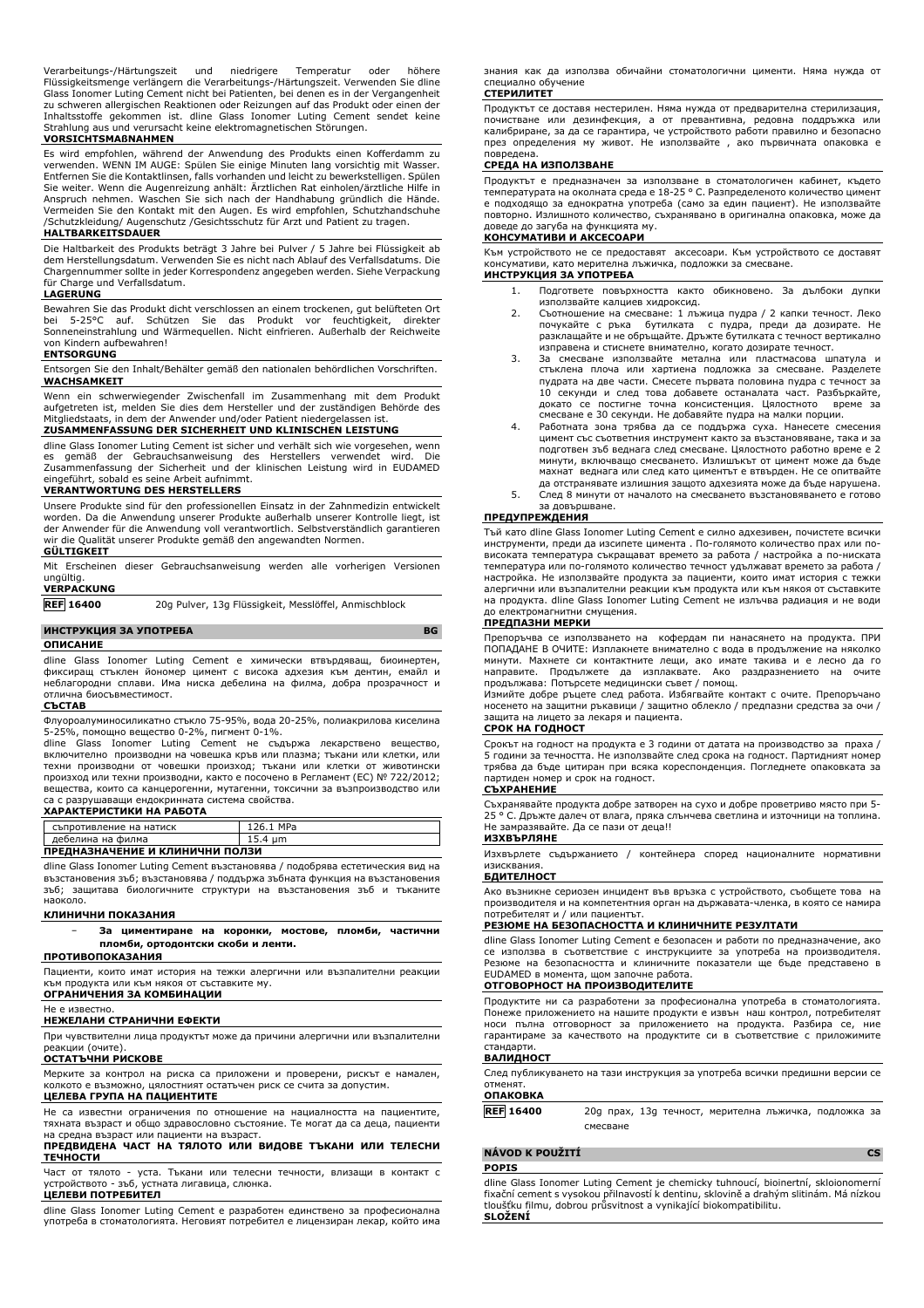Verarbeitungs-/Härtungszeit und niedrigere Temperatur oder höhere Flüssigkeitsmenge verlängern die Verarbeitungs-/Härtungszeit. Verwenden Sie dline Glass Ionomer Luting Cement nicht bei Patienten, bei denen es in der Vergangenheit zu schweren allergischen Reaktionen oder Reizungen auf das Produkt oder einen der Inhaltsstoffe gekommen ist. dline Glass Ionomer Luting Cement sendet keine Strahlung aus und verursacht keine elektromagnetischen Störungen.

**VORSICHTSMAßNAHMEN**

Es wird empfohlen, während der Anwendung des Produkts einen Kofferdamm zu verwenden. WENN IM AUGE: Spülen Sie einige Minuten lang vorsichtig mit Wasser. Entfernen Sie die Kontaktlinsen, falls vorhanden und leicht zu bewerkstelligen. Spülen Sie weiter. Wenn die Augenreizung anhält: Ärztlichen Rat einholen/ärztliche Hilfe in Anspruch nehmen. Waschen Sie sich nach der Handhabung gründlich die Hände. Vermeiden Sie den Kontakt mit den Augen. Es wird empfohlen, Schutzhandschuhe /Schutzkleidung/ Augenschutz /Gesichtsschutz für Arzt und Patient zu tragen.

**HALTBARKEITSDAUER**

Die Haltbarkeit des Produkts beträgt 3 Jahre bei Pulver / 5 Jahre bei Flüssigkeit ab dem Herstellungsdatum. Verwenden Sie es nicht nach Ablauf des Verfallsdatums. Die Chargennummer sollte in jeder Korrespondenz angegeben werden. Siehe Verpackung für Charge und Verfallsdatum.

**LAGERUNG**

Bewahren Sie das Produkt dicht verschlossen an einem trockenen, gut belüfteten Ort bei 5-25°C auf. Schützen Sie das Produkt vor Feuchtigkeit, direkter Sonneneinstrahlung und Wärmequellen. Nicht einfrieren. Außerhalb der Reichweite von Kindern aufbewahren!

**ENTSORGUNG**

Entsorgen Sie den Inhalt/Behälter gemäß den nationalen behördlichen Vorschriften.

**WACHSAMKEIT**

Wenn ein schwerwiegender Zwischenfall im Zusammenhang mit dem Produkt aufgetreten ist, melden Sie dies dem Hersteller und der zuständigen Behörde des Mitgliedstaats, in dem der Anwender und/oder Patient niedergelassen ist.

**ZUSAMMENFASSUNG DER SICHERHEIT UND KLINISCHEN LEISTUNG**

dline Glass Ionomer Luting Cement ist sicher und verhält sich wie vorgesehen, wenn es gemäß der Gebrauchsanweisung des Herstellers verwendet wird. Die Zusammenfassung der Sicherheit und der klinischen Leistung wird in EUDAMED eingeführt, sobald es seine Arbeit aufnimmt.

**VERANTWORTUNG DES HERSTELLERS**

Unsere Produkte sind für den professionellen Einsatz in der Zahnmedizin entwickelt worden. Da die Anwendung unserer Produkte außerhalb unserer Kontrolle liegt, ist der Anwender für die Anwendung voll verantwortlich. Selbstverständlich garantieren wir die Qualität unserer Produkte gemäß den angewandten Normen.

**GÜLTIGKEIT**

Mit Erscheinen dieser Gebrauchsanweisung werden alle vorherigen Versionen ungültig.

**VERPACKUNG**

| REF 16400 | 20g Pulver, 13g Flüssigkeit, Messlöffel, Anmischblock |
|---|---|

## ИНСТРУКЦИЯ ЗА УПОТРЕБА — BG

**ОПИСАНИЕ**

dline Glass Ionomer Luting Cement е химически втвърдяващ, биоинертен, фиксиращ стъклен йономер цимент с висока адхезия към дентин, емайл и неблагородни сплави. Има ниска дебелина на филма, добра прозрачност и отлична биосъвместимост.

**СЪСТАВ**

Флуороалуминосиликатно стъкло 75-95%, вода 20-25%, полиакрилова киселина 5-25%, помощно вещество 0-2%, пигмент 0-1%.

dline Glass Ionomer Luting Cement не съдържа лекарствено вещество, включително производни на човешка кръв или плазма; тъкани или клетки, или техни производни от човешки произход; тъкани или клетки от животински произход или техни производни, както е посочено в Регламент (ЕС) № 722/2012; вещества, които са канцерогенни, мутагенни, токсични за възпроизводство или са с разрушаващи ендокринната система свойства.

**ХАРАКТЕРИСТИКИ НА РАБОТА**

| съпротивление на натиск | 126.1 MPa |
|---|---|
| дебелина на филма | 15.4 µm |

**ПРЕДНАЗНАЧЕНИЕ И КЛИНИЧНИ ПОЛЗИ**

dline Glass Ionomer Luting Cement възстановява / подобрява естетическия вид на възстановения зъб; възстановява / поддържа зъбната функция на възстановения зъб; защитава биологичните структури на възстановения зъб и тъканите наоколо.

**КЛИНИЧНИ ПОКАЗАНИЯ**

- **За циментиране на коронки, мостове, пломби, частични пломби, ортодонтски скоби и ленти.**

**ПРОТИВОПОКАЗАНИЯ**

Пациенти, които имат история на тежки алергични или възпалителни реакции към продукта или към някоя от съставките му.

**ОГРАНИЧЕНИЯ ЗА КОМБИНАЦИИ**

Не е известно.

**НЕЖЕЛАНИ СТРАНИЧНИ ЕФЕКТИ**

При чувствителни лица продуктът може да причини алергични или възпалителни реакции (очите).

**ОСТАТЪЧНИ РИСКОВЕ**

Мерките за контрол на риска са приложени и проверени, рискът е намален, колкото е възможно, цялостният остатъчен риск се счита за допустим.

**ЦЕЛЕВА ГРУПА НА ПАЦИЕНТИТЕ**

Не са известни ограничения по отношение на нациалността на пациентите, тяхната възраст и общо здравословно състояние. Те могат да са деца, пациенти на средна възраст или пациенти на възраст.

**ПРЕДВИДЕНА ЧАСТ НА ТЯЛОТО ИЛИ ВИДОВЕ ТЪКАНИ ИЛИ ТЕЛЕСНИ ТЕЧНОСТИ**

Част от тялото - уста. Тъкани или телесни течности, влизащи в контакт с устройството - зъб, устната лигавица, слюнка.

**ЦЕЛЕВИ ПОТРЕБИТЕЛ**

dline Glass Ionomer Luting Cement е разработен единствено за професионална употреба в стоматологията. Неговият потребител е лицензиран лекар, който има знания как да използва обичайни стоматологични цименти. Няма нужда от специално обучение

**СТЕРИЛИТЕТ**

Продуктът се доставя нестерилен. Няма нужда от предварителна стерилизация, почистване или дезинфекция, а от превантивна, редовна поддръжка или калибриране, за да се гарантира, че устройството работи правилно и безопасно през определения му живот. Не използвайте , ако първичната опаковка е повредена.

**СРЕДА НА ИЗПОЛЗВАНЕ**

Продуктът е предназначен за използване в стоматологичен кабинет, където температурата на околната среда е 18-25 ° C. Разпределеното количество цимент е подходящо за еднократна употреба (само за един пациент). Не използвайте повторно. Излишното количество, съхранявано в оригинална опаковка, може да доведе до загуба на функцията му.

**КОНСУМАТИВИ И АКСЕСОАРИ**

Към устройството не се предоставят аксесоари. Към устройството се доставят консумативи, като мерителна лъжичка, подложки за смесване.

**ИНСТРУКЦИЯ ЗА УПОТРЕБА**

1. Подгответе повърхността както обикновено. За дълбоки дупки използвайте калциев хидроксид.
2. Съотношение на смесване: 1 лъжица пудра / 2 капки течност. Леко почукайте с ръка бутилката с пудра, преди да дозирате. Не разклащайте и не обръщайте. Дръжте бутилката с течност вертикално изправена и стиснете внимателно, когато дозирате течност.
3. За смесване използвайте метална или пластмасова шпатула и стъклена плоча или хартиена подложка за смесване. Разделете пудрата на две части. Смесете първата половина пудра с течност за 10 секунди и след това добавете останалата част. Разбъркайте, докато се постигне точна консистенция. Цялостното време за смесване е 30 секунди. Не добавяйте пудра на малки порции.
4. Работната зона трябва да се поддържа суха. Нанесете смесения цимент със съответния инструмент както за възстановяване, така и за подготвен зъб веднага след смесване. Цялостното работно време е 2 минути, включващо смесването. Излишъкът от цимент може да бъде махнат веднага или след като циментът е втвърден. Не се опитвайте да отстранявате излишния защото адхезията може да бъде нарушена.
5. След 8 минути от началото на смесването възстановяването е готово за довършване.

**ПРЕДУПРЕЖДЕНИЯ**

Тъй като dline Glass Ionomer Luting Cement е силно адхезивен, почистете всички инструменти, преди да изсъхне цимента . По-голямото количество прах или по-високата температура съкращават времето за работа / настройка а по-ниската температура или по-голямото количество течност удължават времето за работа / настройка. Не използвайте продукта за пациенти, които имат история с тежки алергични или възпалителни реакции към продукта или към някоя от съставките на продукта. dline Glass Ionomer Luting Cement не излъчва радиация и не води до електромагнитни смущения.

**ПРЕДПАЗНИ МЕРКИ**

Препоръчва се използването на кофердам пи нанасянето на продукта. ПРИ ПОПАДАНЕ В ОЧИТЕ: Изплакнете внимателно с вода в продължение на няколко минути. Махнете си контактните лещи, ако имате такива и е лесно да го направите. Продължете да изплаквате. Ако раздразнението на очите продължава: Потърсете медицински съвет / помощ.

Измийте добре ръцете след работа. Избягвайте контакт с очите. Препоръчано носенето на защитни ръкавици / защитно облекло / предпазни средства за очи / защита на лицето за лекаря и пациента.

**СРОК НА ГОДНОСТ**

Срокът на годност на продукта е 3 години от датата на производство за праха / 5 години за течността. Не използвайте след срока на годност. Партидният номер трябва да бъде цитиран при всяка кореспонденция. Погледнете опаковката за партиден номер и срок на годност.

**СЪХРАНЕНИЕ**

Съхранявайте продукта добре затворен на сухо и добре проветриво място при 5-25 ° C. Дръжте далеч от влага, пряка слънчева светлина и източници на топлина. Не замразявайте. Да се пази от деца!!

**ИЗХВЪРЛЯНЕ**

Изхвърлете съдържанието / контейнера според националните нормативни изисквания.

**БДИТЕЛНОСТ**

Ако възникне сериозен инцидент във връзка с устройството, съобщете това на производителя и на компетентния орган на държавата-членка, в която се намира потребителят и / или пациентът.

**РЕЗЮМЕ НА БЕЗОПАСНОСТТА И КЛИНИЧНИТЕ РЕЗУЛТАТИ**

dline Glass Ionomer Luting Cement е безопасен и работи по предназначение, ако се използва в съответствие с инструкциите за употреба на производителя. Резюме на безопасността и клиничните показатели ще бъде представено в EUDAMED в момента, щом започне работа.

**ОТГОВОРНОСТ НА ПРОИЗВОДИТЕЛИТЕ**

Продуктите ни са разработени за професионална употреба в стоматологията. Понеже приложението на нашите продукти е извън наш контрол, потребителят носи пълна отговорност за приложението на продукта. Разбира се, ние гарантираме за качеството на продуктите си в съответствие с приложимите стандарти.

**ВАЛИДНОСТ**

След публикуването на тази инструкция за употреба всички предишни версии се отменят.

**ОПАКОВКА**

| REF 16400 | 20g прах, 13g течност, мерителна лъжичка, подложка за смесване |
|---|---|

## NÁVOD K POUŽITÍ — CS

**POPIS**

dline Glass Ionomer Luting Cement je chemicky tuhnoucí, bioinertní, skloionomerní fixační cement s vysokou přilnavostí k dentinu, sklovině a drahým slitinám. Má nízkou tloušťku filmu, dobrou průsvitnost a vynikající biokompatibilitu.

**SLOŽENÍ**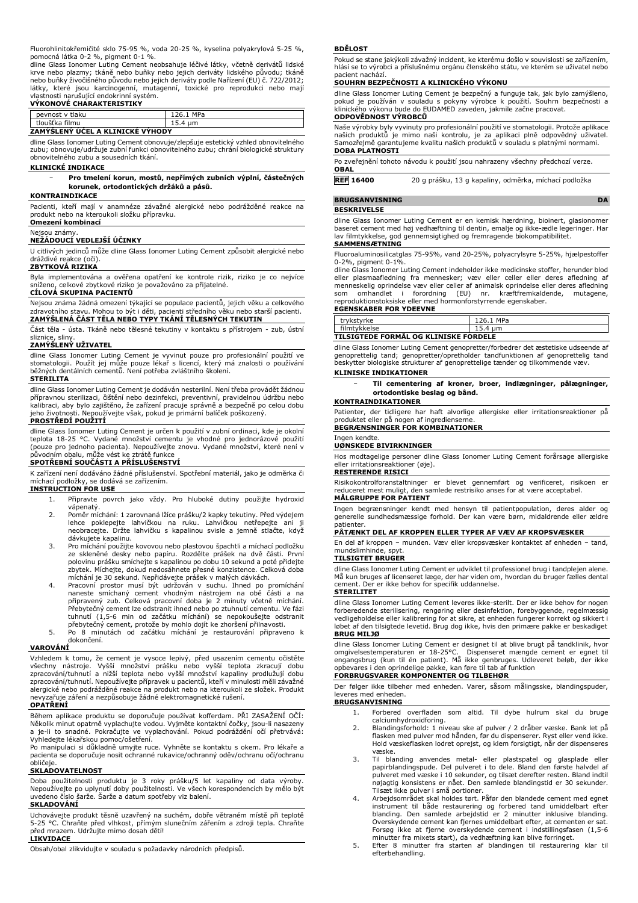Fluorohlinitokřemičité sklo 75-95 %, voda 20-25 %, kyselina polyakrylová 5-25 %, pomocná látka 0-2 %, pigment 0-1 %.
dline Glass Ionomer Luting Cement neobsahuje léčivé látky, včetně derivátů lidské krve nebo plazmy; tkáně nebo buňky nebo jejich deriváty lidského původu; tkáně nebo buňky živočišného původu nebo jejich deriváty podle Nařízení (EU) č. 722/2012; látky, které jsou karcinogenní, mutagenní, toxické pro reprodukci nebo mají vlastnosti narušující endokrinní systém.

**VÝKONOVÉ CHARAKTERISTIKY**

| pevnost v tlaku | 126.1 MPa |
|---|---|
| tloušťka filmu | 15.4 µm |

**ZAMÝŠLENÝ ÚČEL A KLINICKÉ VÝHODY**

dline Glass Ionomer Luting Cement obnovuje/zlepšuje estetický vzhled obnovitelného zubu; obnovuje/udržuje zubní funkci obnovitelného zubu; chrání biologické struktury obnovitelného zubu a sousedních tkání.

**KLINICKÉ INDIKACE**

- **Pro tmelení korun, mostů, nepřímých zubních výplní, částečných korunek, ortodontických držáků a pásů.**

**KONTRAINDIKACE**

Pacienti, kteří mají v anamnéze závažné alergické nebo podrážděné reakce na produkt nebo na kteroukoli složku přípravku.

**Omezení kombinací**

Nejsou známy.

**NEŽÁDOUCÍ VEDLEJŠÍ ÚČINKY**

U citlivých jedinců může dline Glass Ionomer Luting Cement způsobit alergické nebo dráždivé reakce (oči).

**ZBYTKOVÁ RIZIKA**

Byla implementována a ověřena opatření ke kontrole rizik, riziko je co nejvíce sníženo, celkové zbytkové riziko je považováno za přijatelné.

**CÍLOVÁ SKUPINA PACIENTŮ**

Nejsou známa žádná omezení týkající se populace pacientů, jejich věku a celkového zdravotního stavu. Mohou to být i děti, pacienti středního věku nebo starší pacienti.

**ZAMÝŠLENÁ ČÁST TĚLA NEBO TYPY TKÁNÍ TĚLESNÝCH TEKUTIN**

Část těla - ústa. Tkáně nebo tělesné tekutiny v kontaktu s přístrojem - zub, ústní sliznice, sliny.

**ZAMÝŠLENÝ UŽIVATEL**

dline Glass Ionomer Luting Cement je vyvinut pouze pro profesionální použití ve stomatologii. Použít jej může pouze lékař s licencí, který má znalosti o používání běžných dentálních cementů. Není potřeba zvláštního školení.

**STERILITA**

dline Glass Ionomer Luting Cement je dodáván nesterilní. Není třeba provádět žádnou přípravnou sterilizaci, čištění nebo dezinfekci, preventivní, pravidelnou údržbu nebo kalibraci, aby bylo zajištěno, že zařízení pracuje správně a bezpečně po celou dobu jeho životnosti. Nepoužívejte však, pokud je primární balíček poškozený.

**PROSTŘEDÍ POUŽITÍ**

dline Glass Ionomer Luting Cement je určen k použití v zubní ordinaci, kde je okolní teplota 18-25 °C. Vydané množství cementu je vhodné pro jednorázové použití (pouze pro jednoho pacienta). Nepoužívejte znovu. Vydané množství, které není v původním obalu, může vést ke ztrátě funkce

**SPOTŘEBNÍ SOUČÁSTI A PŘÍSLUŠENSTVÍ**

K zařízení není dodáváno žádné příslušenství. Spotřební materiál, jako je odměrka či míchací podložky, se dodává se zařízením.

**INSTRUCTION FOR USE**

1. Připravte povrch jako vždy. Pro hluboké dutiny použijte hydroxid vápenatý.
2. Poměr míchání: 1 zarovnaná lžíce prášku/2 kapky tekutiny. Před výdejem lehce poklepejte lahvičkou na ruku. Lahvičkou netřepejte ani ji neobracejte. Držte lahvičku s kapalinou svisle a jemně stlačte, když dávkujete kapalinu.
3. Pro míchání použijte kovovou nebo plastovou špachtli a míchací podložku ze skleněné desky nebo papíru. Rozdělte prášek na dvě části. První polovinu prášku smíchejte s kapalinou po dobu 10 sekund a poté přidejte zbytek. Míchejte, dokud nedosáhnete přesné konzistence. Celková doba míchání je 30 sekund. Nepřidávejte prášek v malých dávkách.
4. Pracovní prostor musí být udržován v suchu. Ihned po promíchání naneste smíchaný cement vhodným nástrojem na obě části a na připravený zub. Celková pracovní doba je 2 minuty včetně míchání. Přebytečný cement lze odstranit ihned nebo po ztuhnutí cementu. Ve fázi tuhnutí (1,5-6 min od začátku míchání) se nepokoušejte odstranit přebytečný cement, protože by mohlo dojít ke zhoršení přilnavosti.
5. Po 8 minutách od začátku míchání je restaurování připraveno k dokončení.

**VAROVÁNÍ**

Vzhledem k tomu, že cement je vysoce lepivý, před usazením cementu očistěte všechny nástroje. Vyšší množství prášku nebo vyšší teplota zkracují dobu zpracování/tuhnutí a nižší teplota nebo vyšší množství kapaliny prodlužují dobu zpracování/tuhnutí. Nepoužívejte přípravek u pacientů, kteří v minulosti měli závažné alergické nebo podrážděné reakce na produkt nebo na kteroukoli ze složek. Produkt nevyzařuje záření a nezpůsobuje žádné elektromagnetické rušení.

**OPATŘENÍ**

Během aplikace produktu se doporučuje používat kofferdam. PŘI ZASAŽENÍ OČÍ: Několik minut opatrně vyplachujte vodou. Vyjměte kontaktní čočky, jsou-li nasazeny a je-li to snadné. Pokračujte ve vyplachování. Pokud podráždění očí přetrvává: Vyhledejte lékařskou pomoc/ošetření.
Po manipulaci si důkladně umyjte ruce. Vyhněte se kontaktu s okem. Pro lékaře a pacienta se doporučuje nosit ochranné rukavice/ochranný oděv/ochranu očí/ochranu obličeje.

**SKLADOVATELNOST**

Doba použitelnosti produktu je 3 roky prášku/5 let kapaliny od data výroby. Nepoužívejte po uplynutí doby použitelnosti. Ve všech korespondencích by mělo být uvedeno číslo šarže. Šarže a datum spotřeby viz balení.

**SKLADOVÁNÍ**

Uchovávejte produkt těsně uzavřený na suchém, dobře větraném místě při teplotě 5-25 °C. Chraňte před vlhkostí, přímým slunečním zářením a zdroji tepla. Chraňte před mrazem. Udržujte mimo dosah dětí!

**LIKVIDACE**

Obsah/obal zlikvidujte v souladu s požadavky národních předpisů.

**BDĚLOST**

Pokud se stane jakýkoli závažný incident, ke kterému došlo v souvislosti se zařízením, hlásí se to výrobci a příslušnému orgánu členského státu, ve kterém se uživatel nebo pacient nachází.

**SOUHRN BEZPEČNOSTI A KLINICKÉHO VÝKONU**

dline Glass Ionomer Luting Cement je bezpečný a funguje tak, jak bylo zamýšleno, pokud je používán v souladu s pokyny výrobce k použití. Souhrn bezpečnosti a klinického výkonu bude do EUDAMED zaveden, jakmile začne pracovat.

**ODPOVĚDNOST VÝROBCŮ**

Naše výrobky byly vyvinuty pro profesionální použití ve stomatologii. Protože aplikace našich produktů je mimo naši kontrolu, je za aplikaci plně odpovědný uživatel. Samozřejmě garantujeme kvalitu našich produktů v souladu s platnými normami.

**DOBA PLATNOSTI**

Po zveřejnění tohoto návodu k použití jsou nahrazeny všechny předchozí verze.

**OBAL**

**REF 16400** 20 g prášku, 13 g kapaliny, odměrka, míchací podložka

## BRUGSANVISNING DA

**BESKRIVELSE**

dline Glass Ionomer Luting Cement er en kemisk hærdning, bioinert, glasionomer baseret cement med høj vedhæftning til dentin, emalje og ikke-ædle legeringer. Har lav filmtykkelse, god gennemsigtighed og fremragende biokompatibilitet.

**SAMMENSÆTNING**

Fluoroaluminosilicatglas 75-95%, vand 20-25%, polyacrylsyre 5-25%, hjælpestoffer 0-2%, pigment 0-1%.
dline Glass Ionomer Luting Cement indeholder ikke medicinske stoffer, herunder blod eller plasmaafledning fra mennesker; væv eller celler eller deres afledning af menneskelig oprindelse væv eller celler af animalsk oprindelse eller deres afledning som omhandlet i forordning (EU) nr. kræftfremkaldende, mutagene, reproduktionstoksiske eller med hormonforstyrrende egenskaber.

**EGENSKABER FOR YDEEVNE**

| trykstyrke | 126.1 MPa |
|---|---|
| filmtykkelse | 15.4 µm |

**TILSIGTEDE FORMÅL OG KLINISKE FORDELE**

dline Glass Ionomer Luting Cement genopretter/forbedrer det æstetiske udseende af genoprettelig tand; genopretter/opretholder tandfunktionen af genoprettelig tand beskytter biologiske strukturer af genoprettelige tænder og tilkommende væv.

**KLINISKE INDIKATIONER**

- **Til cementering af kroner, broer, indlægninger, pålægninger, ortodontiske beslag og bånd.**

**KONTRAINDIKATIONER**

Patienter, der tidligere har haft alvorlige allergiske eller irritationsreaktioner på produktet eller på nogen af ingredienserne.

**BEGRÆNSNINGER FOR KOMBINATIONER**

Ingen kendte.

**UØNSKEDE BIVIRKNINGER**

Hos modtagelige personer dline Glass Ionomer Luting Cement forårsage allergiske eller irritationsreaktioner (øje).

**RESTERENDE RISICI**

Risikokontrolforanstaltninger er blevet gennemført og verificeret, risikoen er reduceret mest muligt, den samlede restrisiko anses for at være acceptabel.

**MÅLGRUPPE FOR PATIENT**

Ingen begrænsninger kendt med hensyn til patientpopulation, deres alder og generelle sundhedsmæssige forhold. Der kan være børn, midaldrende eller ældre patienter.

**PÅTÆNKT DEL AF KROPPEN ELLER TYPER AF VÆV AF KROPSVÆSKER**

En del af kroppen – munden. Væv eller kropsvæsker kontaktet af enheden – tand, mundslimhinde, spyt.

**TILSIGTET BRUGER**

dline Glass Ionomer Luting Cement er udviklet til professionel brug i tandplejen alene. Må kun bruges af licenseret læge, der har viden om, hvordan du bruger fælles dental cement. Der er ikke behov for specifik uddannelse.

**STERILITET**

dline Glass Ionomer Luting Cement leveres ikke-sterilt. Der er ikke behov for nogen forberedende sterilisering, rengøring eller desinfektion, forebyggende, regelmæssig vedligeholdelse eller kalibrering for at sikre, at enheden fungerer korrekt og sikkert i løbet af den tilsigtede levetid. Brug dog ikke, hvis den primære pakke er beskadiget

**BRUG MILJØ**

dline Glass Ionomer Luting Cement er designet til at blive brugt på tandklinik, hvor omgivelsestemperaturen er 18-25°C. Dispenseret mængde cement er egnet til engangsbrug (kun til én patient). Må ikke genbruges. Udleveret beløb, der ikke opbevares i den oprindelige pakke, kan føre til tab af funktion

**FORBRUGSVARER KOMPONENTER OG TILBEHØR**

Der følger ikke tilbehør med enheden. Varer, såsom målingsske, blandingspuder, leveres med enheden.

**BRUGSANVISNING**

1. Forbered overfladen som altid. Til dybe hulrum skal du bruge calciumhydroxidforing.
2. Blandingsforhold: 1 niveau ske af pulver / 2 dråber væske. Bank let på flasken med pulver mod hånden, før du dispenserer. Ryst eller vend ikke. Hold væskeflasken lodret opretsj, og klem forsigtigt, når der dispenseres væske.
3. Til blanding anvendes metal- eller plastspatel og glasplade eller papirblandingspude. Del pulveret i to dele. Bland den første halvdel af pulveret med væske i 10 sekunder, og tilsæt derefter resten. Bland indtil nøjagtig konsistens er nået. Den samlede blandingstid er 30 sekunder. Tilsæt ikke pulver i små portioner.
4. Arbejdsområdet skal holdes tørt. Påfør den blandede cement med egnet instrument til både restaurering og forbered tand umiddelbart efter blanding. Den samlede arbejdstid er 2 minutter inklusive blanding. Overskydende cement kan fjernes umiddelbart efter, at cementen er sat. Forsøg ikke at fjerne overskydende cement i indstillingsfasen (1,5-6 minutter fra mixets start), da vedhæftning kan blive forringet.
5. Efter 8 minutter fra starten af blandingen til restaurering klar til efterbehandling.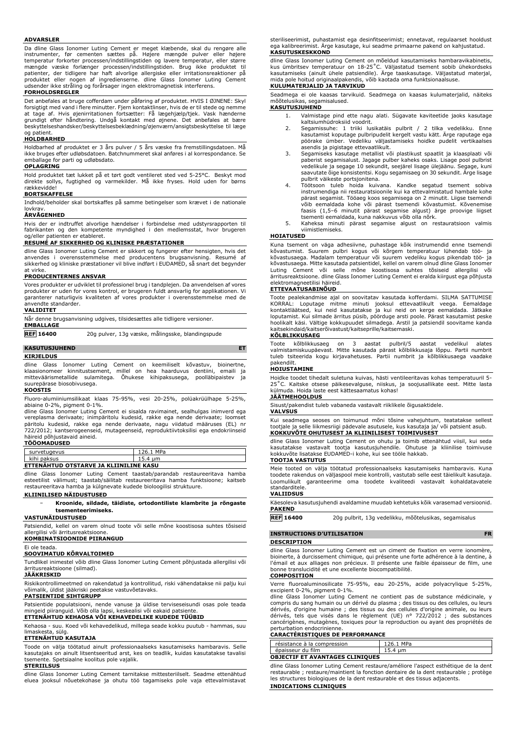**ADVARSLER**

Da dline Glass Ionomer Luting Cement er meget klæbende, skal du rengøre alle instrumenter, før cementen sættes på. Højere mængde pulver eller højere temperatur forkorter processen/indstillingstiden og lavere temperatur, eller større mængde væske forlænger processen/indstillingstiden. Brug ikke produktet til patienter, der tidligere har haft alvorlige allergiske eller irritationsreaktioner på produktet eller nogen af ingredienserne. dline Glass Ionomer Luting Cement udsender ikke stråling og forårsager ingen elektromagnetisk interferens.

**FORHOLDSREGLER**

Det anbefales at bruge cofferdam under påføring af produktet. HVIS I ØJNENE: Skyl forsigtigt med vand i flere minutter. Fjern kontaktlinser, hvis de er til stede og nemme at tage af. Hvis øjenirritationen fortsætter: Få lægehjælp/tjek. Vask hænderne grundigt efter håndtering. Undgå kontakt med øjnene. Det anbefales at bære beskyttelseshandsker/beskyttelsesbeklædning/øjenværn/ansigtsbeskyttelse til læge og patient.

**HOLDBARHED**

Holdbarhed af produktet er 3 års pulver / 5 års væske fra fremstillingsdatoen. Må ikke bruges efter udløbsdatoen. Batchnummeret skal anføres i al korrespondance. Se emballage for parti og udløbsdato.

**OPLAGRING**

Hold produktet tæt lukket på et tørt godt ventileret sted ved 5-25°C. Beskyt mod direkte sollys, fugtighed og varmekilder. Må ikke fryses. Hold uden for børns rækkevidde!

**BORTSKAFFELSE**

Indhold/beholder skal bortskaffes på samme betingelser som krævet i de nationale lovkrav.

**ÅRVÅGENHED**

Hvis der er indtruffet alvorlige hændelser i forbindelse med udstyrsrapporten til fabrikanten og den kompetente myndighed i den medlemsstat, hvor brugeren og/eller patienten er etableret.

**RESUMÉ AF SIKKERHED OG KLINISKE PRÆSTATIONER**

dline Glass Ionomer Luting Cement er sikkert og fungerer efter hensigten, hvis det anvendes i overensstemmelse med producentens brugsanvisning. Resumé af sikkerhed og kliniske præstationer vil blive indført i EUDAMED, så snart det begynder at virke.

**PRODUCENTERNES ANSVAR**

Vores produkter er udviklet til professionel brug i tandplejen. Da anvendelsen af vores produkter er uden for vores kontrol, er brugeren fuldt ansvarlig for applikationen. Vi garanterer naturligvis kvaliteten af vores produkter i overensstemmelse med de anvendte standarder.

**VALIDITET**

Når denne brugsanvisning udgives, tilsidesættes alle tidligere versioner.

**EMBALLAGE**

**REF 16400** 20g pulver, 13g væske, målingsske, blandingspude

## KASUTUSJUHEND ET

**KIRJELDUS**

dline Glass Ionomer Luting Cement on keemiliselt kõvastuv, bioinertne, klaasionomeer kinnitustsement, millel on hea haarduvus dentiini, emaili ja mitteväärismetallide sulamitega. Õhukese kihipaksusega, pooläbipaistev ja suurepärase biosobivusega.

**KOOSTIS**

Fluoro-alumiiniumsilikaat klaas 75-95%, vesi 20-25%, polüakrüülhape 5-25%, abiaine 0-2%, pigment 0-1%.

dline Glass Ionomer Luting Cement ei sisalda ravimainet, sealhulgas inimverd ega vereplasma derivaate; inimpäritolu kudesid, rakke ega nende derivaate; loomset päritolu kudesid, rakke ega nende derivaate, nagu viidatud määruses (EL) nr 722/2012; kantserogeenseid, mutageenseid, reproduktiivtoksilisi ega endokriinseid häireid põhjustavaid aineid.

**TÖÖOMADUSED**

| survetugevus | 126.1 MPa |
|---|---|
| kihi paksus | 15.4 µm |

**ETTENÄHTUD OTSTARVE JA KLIINILINE KASU**

dline Glass Ionomer Luting Cement taastab/parandab restaureeritava hamba esteetilist välimust; taastab/säilitab restaureeritava hamba funktsioone; kaitseb restaureeritava hamba ja külgnevate kudede bioloogilisi struktuure.

**KLIINILISED NÄIDUSTUSED**

- **Kroonide, sildade, täidiste, ortodontiliste klambrite ja rõngaste tsementeerimiseks.**

**VASTUNÄIDUSTUSED**

Patsiendid, kellel on varem olnud toote või selle mõne koostisosa suhtes tõsiseid allergilisi või ärritusreaktsioone.

**KOMBINATSIOONIDE PIIRANGUD**

Ei ole teada.

**SOOVIMATUD KÕRVALTOIMED**

Tundlikel inimestel võib dline Glass Ionomer Luting Cement põhjustada allergilisi või ärritusreaktsioone (silmad).

**JÄÄKRISKID**

Riskikontrollimeetmed on rakendatud ja kontrollitud, riski vähendatakse nii palju kui võimalik, üldist jääkriski peetakse vastuvõetavaks.

**PATSIENTIDE SIHTGRUPP**

Patsientide populatsiooni, nende vanuse ja üldise terviseseisundi osas pole teada mingeid piiranguid. Võib olla lapsi, keskealisi või eakaid patsiente.

**ETTENÄHTUD KEHAOSA VÕI KEHAVEDELIKE KUDEDE TÜÜBID**

Kehaosa - suu. Koed või kehavedelikud, millega seade kokku puutub - hammas, suu limaskesta, sülg.

**ETTENÄHTUD KASUTAJA**

Toode on välja töötatud ainult professionaalseks kasutamiseks hambaravis. Selle kasutajaks on ainult litsentseeritud arst, kes on teadlik, kuidas kasutatakse tavalisi tsemente. Spetsiaalne koolitus pole vajalik.

**STERIILSUS**

dline Glass Ionomer Luting Cement tarnitakse mittesteriilselt. Seadme ettenähtud eluea jooksul nõuetekohase ja ohutu töö tagamiseks pole vaja ettevalmistavat steriliseerimist, puhastamist ega desinfitseerimist; ennetavat, regulaarset hooldust ega kalibreerimist. Ärge kasutage, kui seadme primaarne pakend on kahjustatud.

**KASUTUSKESKKOND**

dline Glass Ionomer Luting Cement on mõeldud kasutamiseks hambaravikabinetis, kus ümbritsev temperatuur on 18-25˚C. Väljastatud tsement sobib ühekordseks kasutamiseks (ainult ühele patsiendile). Ärge taaskasutage. Väljastatud materjal, mida pole hoitud originaalpakendis, võib kaotada oma funktsionaalsuse.

**KULUMATERJALID JA TARVIKUD**

Seadmega ei ole kaasas tarvikuid. Seadmega on kaasas kulumaterjalid, näiteks mõõtelusikas, segamisalused.

**KASUTUSJUHEND**

1. Valmistage pind ette nagu alati. Sügavate kaviteetide jaoks kasutage kaltsiumhüdroksiid voodrit.
2. Segamissuhe: 1 triiki lusikatäis pulbrit / 2 tilka vedelikku. Enne kasutamist koputage pulbripudelit kergelt vastu kätt. Ärge raputage ega pöörake ümber. Vedeliku väljastamiseks hoidke pudelit vertikaalses asendis ja pigistage ettevaatlikult.
3. Segamiseks kasutage metallist või plastikust spaatlit ja klaasplaati või paberist segamisalust. Jagage pulber kaheks osaks. Lisage pool pulbrist vedelikule ja segage 10 sekundit, seejärel lisage ülejäänu. Segage, kuni saavutate õige konsistentsi. Kogu segamisaeg on 30 sekundit. Ärge lisage pulbrit väikeste portsjonitena.
4. Töötsoon tuleb hoida kuivana. Kandke segatud tsement sobiva instrumendiga nii restauratsioonile kui ka ettevaatlikult hambale kohe pärast segamist. Tööaeg koos segamisega on 2 minutit. Liigse tsemendi võib eemaldada kohe või pärast tsemendi kõvastumist. Kõvenemise faasis (1,5–6 minutit pärast segamise algust) ärge proovige liigset tsementi eemaldada, kuna nakkuvus võib olla nõrk.
5. Kaheksa minuti pärast segamise algust on restauratsioon valmis viimistlemiseks.

**HOIATUSED**

Kuna tsement on väga adhesiivne, puhastage kõik instrumendid enne tsemendi kõvastumist. Suurem pulbri kogus või kõrgem temperatuur lühendab töö- ja kõvastusaega. Madalam temperatuur või suurem vedeliku kogus pikendab töö- ja kõvastusaega. Mitte kasutada patsientidel, kellel on varem olnud dline Glass Ionomer Luting Cement või selle mõne koostisosa suhtes tõsiseid allergilisi või ärritusreaktsioone. dline Glass Ionomer Luting Cement ei eralda kiirgust ega põhjusta elektromagneetilisi häireid.

**ETTEVAATUSABINÕUD**

Toote pealekandmise ajal on soovitatav kasutada kofferdami. SILMA SATTUMISE KORRAL: Loputage mitme minuti jooksul ettevaatlikult veega. Eemaldage kontaktläätsed, kui neid kasutatakse ja kui neid on kerge eemaldada. Jätkake loputamist. Kui silmade ärritus püsib, pöörduge arsti poole. Pärast kasutamist peske hoolikalt käsi. Vältige kokkupuudet silmadega. Arstil ja patsiendil soovitame kanda kaitsekindaid/kaitserõivastust/kaitseprille/kaitsemaski.

**KÕLBLIKKUSAEG**

Toote kõlblikkusaeg on 3 aastat pulbril/5 aastat vedelikul alates valmistamiskuupäevast. Mitte kasutada pärast kõlblikkusaja lõppu. Partii numbrit tuleb tsiteerida kogu kirjavahetuses. Partii numbrit ja kõlblikkusaega vaadake pakendilt.

**HOIUSTAMINE**

Hoidke toodet tihedalt suletuna kuivas, hästi ventileeritavas kohas temperatuuril 5-25˚C. Kaitske otsese päikesevalguse, niiskuse, ja soojusallikate eest. Mitte lasta külmuda. Hoida laste eest kättesaamatus kohas!

**JÄÄTMEHOOLDUS**

Sisust/pakendist tuleb vabaneda vastavalt riiklikele õigusaktidele.

**VALVSUS**

Kui seadmega seoses on toimunud mõni tõsine vahejuhtum, teatatakse sellest tootjale ja selle liikmesriigi pädevale asutusele, kus kasutaja ja/ või patsient asub.

**KOKKUVÕTE OHUTUSEST JA KLIINILISEST TOIMIVUSEST**

dline Glass Ionomer Luting Cement on ohutu ja toimib ettenähtud viisil, kui seda kasutatakse vastavalt tootja kasutusjuhendile. Ohutuse ja kliinilise toimivuse kokkuvõte lisatakse EUDAMED-i kohe, kui see tööle hakkab.

**TOOTJA VASTUTUS**

Meie tooted on välja töötatud professionaalseks kasutamiseks hambaravis. Kuna toodete rakendus on väljaspool meie kontrolli, vastutab selle eest täielikult kasutaja. Loomulikult garanteerime oma toodete kvaliteedi vastavalt kohaldatavatele standarditele.

**VALIIDSUS**

Käesoleva kasutusjuhendi avaldamine muudab kehtetuks kõik varasemad versioonid.

**PAKEND**

**REF 16400** 20g pulbrit, 13g vedelikku, mõõtelusikas, segamisalus

## INSTRUCTIONS D'UTILISATION FR

**DESCRIPTION**

dline Glass Ionomer Luting Cement est un ciment de fixation en verre ionomère, bioinerte, à durcissement chimique, qui présente une forte adhérence à la dentine, à l'émail et aux alliages non précieux. Il présente une faible épaisseur de film, une bonne translucidité et une excellente biocompatibilité.

**COMPOSITION**

Verre fluoroaluminosilicate 75-95%, eau 20-25%, acide polyacrylique 5-25%, excipient 0-2%, pigment 0-1%.

dline Glass Ionomer Luting Cement ne contient pas de substance médicinale, y compris du sang humain ou un dérivé du plasma ; des tissus ou des cellules, ou leurs dérivés, d'origine humaine ; des tissus ou des cellules d'origine animale, ou leurs dérivés, tels que visés dans le règlement (UE) n° 722/2012 ; des substances cancérigènes, mutagènes, toxiques pour la reproduction ou ayant des propriétés de perturbation endocrinienne.

**CARACTÉRISTIQUES DE PERFORMANCE**

| résistance à la compression | 126.1 MPa |
|---|---|
| épaisseur du film | 15.4 µm |

**OBJECTIF ET AVANTAGES CLINIQUES**

dline Glass Ionomer Luting Cement restaure/améliore l'aspect esthétique de la dent restaurable ; restaure/maintient la fonction dentaire de la dent restaurable ; protège les structures biologiques de la dent restaurable et des tissus adjacents.

**INDICATIONS CLINIQUES**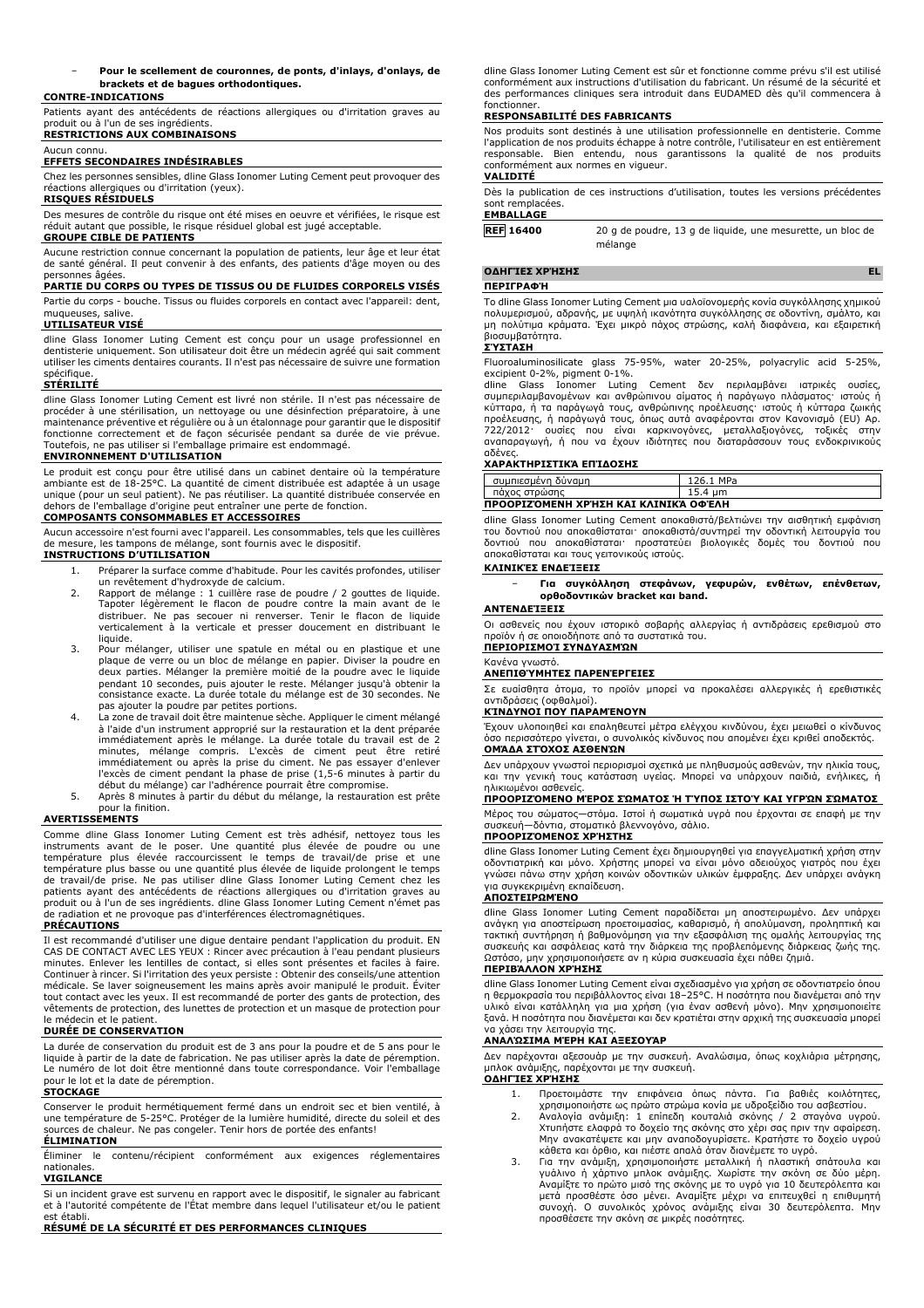- **Pour le scellement de couronnes, de ponts, d'inlays, d'onlays, de brackets et de bagues orthodontiques.**

**CONTRE-INDICATIONS**

Patients ayant des antécédents de réactions allergiques ou d'irritation graves au produit ou à l'un de ses ingrédients.

**RESTRICTIONS AUX COMBINAISONS**

Aucun connu.

**EFFETS SECONDAIRES INDÉSIRABLES**

Chez les personnes sensibles, dline Glass Ionomer Luting Cement peut provoquer des réactions allergiques ou d'irritation (yeux).

**RISQUES RÉSIDUELS**

Des mesures de contrôle du risque ont été mises en oeuvre et vérifiées, le risque est réduit autant que possible, le risque résiduel global est jugé acceptable.

**GROUPE CIBLE DE PATIENTS**

Aucune restriction connue concernant la population de patients, leur âge et leur état de santé général. Il peut convenir à des enfants, des patients d'âge moyen ou des personnes âgées.

**PARTIE DU CORPS OU TYPES DE TISSUS OU DE FLUIDES CORPORELS VISÉS**

Partie du corps - bouche. Tissus ou fluides corporels en contact avec l'appareil: dent, muqueuses, salive.

**UTILISATEUR VISÉ**

dline Glass Ionomer Luting Cement est conçu pour un usage professionnel en dentisterie uniquement. Son utilisateur doit être un médecin agréé qui sait comment utiliser les ciments dentaires courants. Il n'est pas nécessaire de suivre une formation spécifique.

**STÉRILITÉ**

dline Glass Ionomer Luting Cement est livré non stérile. Il n'est pas nécessaire de procéder à une stérilisation, un nettoyage ou une désinfection préparatoire, à une maintenance préventive et régulière ou à un étalonnage pour garantir que le dispositif fonctionne correctement et de façon sécurisée pendant sa durée de vie prévue. Toutefois, ne pas utiliser si l'emballage primaire est endommagé.

**ENVIRONNEMENT D'UTILISATION**

Le produit est conçu pour être utilisé dans un cabinet dentaire où la température ambiante est de 18-25°C. La quantité de ciment distribuée est adaptée à un usage unique (pour un seul patient). Ne pas réutiliser. La quantité distribuée conservée en dehors de l'emballage d'origine peut entraîner une perte de fonction.

**COMPOSANTS CONSOMMABLES ET ACCESSOIRES**

Aucun accessoire n'est fourni avec l'appareil. Les consommables, tels que les cuillères de mesure, les tampons de mélange, sont fournis avec le dispositif.

**INSTRUCTIONS D'UTILISATION**

1. Préparer la surface comme d'habitude. Pour les cavités profondes, utiliser un revêtement d'hydroxyde de calcium.
2. Rapport de mélange : 1 cuillère rase de poudre / 2 gouttes de liquide. Tapoter légèrement le flacon de poudre contre la main avant de le distribuer. Ne pas secouer ni renverser. Tenir le flacon de liquide verticalement à la verticale et presser doucement en distribuant le liquide.
3. Pour mélanger, utiliser une spatule en métal ou en plastique et une plaque de verre ou un bloc de mélange en papier. Diviser la poudre en deux parties. Mélanger la première moitié de la poudre avec le liquide pendant 10 secondes, puis ajouter le reste. Mélanger jusqu'à obtenir la consistance exacte. La durée totale du mélange est de 30 secondes. Ne pas ajouter la poudre par petites portions.
4. La zone de travail doit être maintenue sèche. Appliquer le ciment mélangé à l'aide d'un instrument approprié sur la restauration et la dent préparée immédiatement après le mélange. La durée totale du travail est de 2 minutes, mélange compris. L'excès de ciment peut être retiré immédiatement ou après la prise du ciment. Ne pas essayer d'enlever l'excès de ciment pendant la phase de prise (1,5-6 minutes à partir du début du mélange) car l'adhérence pourrait être compromise.
5. Après 8 minutes à partir du début du mélange, la restauration est prête pour la finition.

**AVERTISSEMENTS**

Comme dline Glass Ionomer Luting Cement est très adhésif, nettoyez tous les instruments avant de le poser. Une quantité plus élevée de poudre ou une température plus élevée raccourcissent le temps de travail/de prise et une température plus basse ou une quantité plus élevée de liquide prolongent le temps de travail/de prise. Ne pas utiliser dline Glass Ionomer Luting Cement chez les patients ayant des antécédents de réactions allergiques ou d'irritation graves au produit ou à l'un de ses ingrédients. dline Glass Ionomer Luting Cement n'émet pas de radiation et ne provoque pas d'interférences électromagnétiques.

**PRÉCAUTIONS**

Il est recommandé d'utiliser une digue dentaire pendant l'application du produit. EN CAS DE CONTACT AVEC LES YEUX : Rincer avec précaution à l'eau pendant plusieurs minutes. Enlever les lentilles de contact, si elles sont présentes et faciles à faire. Continuer à rincer. Si l'irritation des yeux persiste : Obtenir des conseils/une attention médicale. Se laver soigneusement les mains après avoir manipulé le produit. Éviter tout contact avec les yeux. Il est recommandé de porter des gants de protection, des vêtements de protection, des lunettes de protection et un masque de protection pour le médecin et le patient.

**DURÉE DE CONSERVATION**

La durée de conservation du produit est de 3 ans pour la poudre et de 5 ans pour le liquide à partir de la date de fabrication. Ne pas utiliser après la date de péremption. Le numéro de lot doit être mentionné dans toute correspondance. Voir l'emballage pour le lot et la date de péremption.

**STOCKAGE**

Conserver le produit hermétiquement fermé dans un endroit sec et bien ventilé, à une température de 5-25°C. Protéger de la lumière humide, directe du soleil et des sources de chaleur. Ne pas congeler. Tenir hors de portée des enfants!

**ÉLIMINATION**

Éliminer le contenu/récipient conformément aux exigences réglementaires nationales.

**VIGILANCE**

Si un incident grave est survenu en rapport avec le dispositif, le signaler au fabricant et à l'autorité compétente de l'État membre dans lequel l'utilisateur et/ou le patient est établi.

**RÉSUMÉ DE LA SÉCURITÉ ET DES PERFORMANCES CLINIQUES**

dline Glass Ionomer Luting Cement est sûr et fonctionne comme prévu s'il est utilisé conformément aux instructions d'utilisation du fabricant. Un résumé de la sécurité et des performances cliniques sera introduit dans EUDAMED dès qu'il commencera à fonctionner.

**RESPONSABILITÉ DES FABRICANTS**

Nos produits sont destinés à une utilisation professionnelle en dentisterie. Comme l'application de nos produits échappe à notre contrôle, l'utilisateur en est entièrement responsable. Bien entendu, nous garantissons la qualité de nos produits conformément aux normes en vigueur.

**VALIDITÉ**

Dès la publication de ces instructions d'utilisation, toutes les versions précédentes sont remplacées.

**EMBALLAGE**

| REF 16400 | 20 g de poudre, 13 g de liquide, une mesurette, un bloc de mélange |
|---|---|

## ΟΔΗΓΊΕΣ ΧΡΉΣΗΣ — EL

**ΠΕΡΙΓΡΑΦΉ**

Το dline Glass Ionomer Luting Cement μια υαλοϊονομερής κονία συγκόλλησης χημικού πολυμερισμού, αδρανής, με υψηλή ικανότητα συγκόλλησης σε οδοντίνη, σμάλτο, και μη πολύτιμα κράματα. Έχει μικρό πάχος στρώσης, καλή διαφάνεια, και εξαιρετική βιοσυμβατότητα.

**ΣΎΣΤΑΣΗ**

Fluoroaluminosilicate glass 75-95%, water 20-25%, polyacrylic acid 5-25%, excipient 0-2%, pigment 0-1%.

dline Glass Ionomer Luting Cement δεν περιλαμβάνει ιατρικές ουσίες, συμπεριλαμβανομένων και ανθρώπινου αίματος ή παράγωγο πλάσματος· ιστούς ή κύτταρα, ή τα παράγωγά τους, ανθρώπινης προέλευσης· ιστούς ή κύτταρα ζωικής προέλευσης, ή παράγωγά τους, όπως αυτά αναφέρονται στον Κανονισμό (EU) Αρ. 722/2012· ουσίες που είναι καρκινογόνες, μεταλλαξιογόνες, τοξικές στην αναπαραγωγή, ή που να έχουν ιδιότητες που διαταράσσουν τους ενδοκρινικούς αδένες.

**ΧΑΡΑΚΤΗΡΙΣΤΙΚΆ ΕΠΊΔΟΣΗΣ**

| συμπιεσμένη δύναμη | 126.1 MPa |
|---|---|
| πάχος στρώσης | 15.4 μm |

**ΠΡΟΟΡΙΖΌΜΕΝΗ ΧΡΉΣΗ ΚΑΙ ΚΛΙΝΙΚΆ ΟΦΈΛΗ**

dline Glass Ionomer Luting Cement αποκαθιστά/βελτιώνει την αισθητική εμφάνιση του δοντιού που αποκαθίσταται· αποκαθιστά/συντηρεί την οδοντική λειτουργία του δοντιού που αποκαθίσταται· προστατεύει βιολογικές δομές του δοντιού που αποκαθίσταται και τους γειτονικούς ιστούς.

**ΚΛΙΝΙΚΈΣ ΕΝΔΕΊΞΕΙΣ**

- **Για συγκόλληση στεφάνων, γεφυρών, ενθέτων, επένθετων, ορθοδοντικών bracket και band.**

**ΑΝΤΕΝΔΕΊΞΕΙΣ**

Οι ασθενείς που έχουν ιστορικό σοβαρής αλλεργίας ή αντιδράσεις ερεθισμού στο προϊόν ή σε οποιοδήποτε από τα συστατικά του.

**ΠΕΡΙΟΡΙΣΜΟΊ ΣΥΝΔΥΑΣΜΏΝ**

Κανένα γνωστό.

**ΑΝΕΠΙΘΎΜΗΤΕΣ ΠΑΡΕΝΈΡΓΕΙΕΣ**

Σε ευαίσθητα άτομα, το προϊόν μπορεί να προκαλέσει αλλεργικές ή ερεθιστικές αντιδράσεις (οφθαλμοί).

**ΚΊΝΔΥΝΟΙ ΠΟΥ ΠΑΡΑΜΈΝΟΥΝ**

Έχουν υλοποιηθεί και επαληθευτεί μέτρα ελέγχου κινδύνου, έχει μειωθεί ο κίνδυνος όσο περισσότερο γίνεται, ο συνολικός κίνδυνος που απομένει έχει κριθεί αποδεκτός.

**ΟΜΆΔΑ ΣΤΌΧΟΣ ΑΣΘΕΝΏΝ**

Δεν υπάρχουν γνωστοί περιορισμοί σχετικά με πληθυσμούς ασθενών, την ηλικία τους, και την γενική τους κατάσταση υγείας. Μπορεί να υπάρχουν παιδιά, ενήλικες, ή ηλικιωμένοι ασθενείς.

**ΠΡΟΟΡΙΖΌΜΕΝΟ ΜΈΡΟΣ ΣΏΜΑΤΟΣ Ή ΤΎΠΟΣ ΙΣΤΟΎ ΚΑΙ ΥΓΡΏΝ ΣΏΜΑΤΟΣ**

Μέρος του σώματος—στόμα. Ιστοί ή σωματικά υγρά που έρχονται σε επαφή με την συσκευή—δόντια, στοματικό βλεννογόνο, σάλιο.

**ΠΡΟΟΡΙΖΌΜΕΝΟΣ ΧΡΉΣΤΗΣ**

dline Glass Ionomer Luting Cement έχει δημιουργηθεί για επαγγελματική χρήση στην οδοντιατρική και μόνο. Χρήστης μπορεί να είναι μόνο αδειούχος γιατρός που έχει γνώσει πάνω στην χρήση κοινών οδοντικών υλικών έμφραξης. Δεν υπάρχει ανάγκη για συγκεκριμένη εκπαίδευση.

**ΑΠΟΣΤΕΙΡΩΜΈΝΟ**

dline Glass Ionomer Luting Cement παραδίδεται μη αποστειρωμένο. Δεν υπάρχει ανάγκη για αποστείρωση προετοιμασίας, καθαρισμό, ή απολύμανση, προληπτική και τακτική συντήρηση ή βαθμονόμηση για την εξασφάλιση της ομαλής λειτουργίας της συσκευής και ασφάλειας κατά την διάρκεια της προβλεπόμενης διάρκειας ζωής της. Ωστόσο, μην χρησιμοποιήσετε αν η κύρια συσκευασία έχει πάθει ζημιά.

**ΠΕΡΙΒΆΛΛΟΝ ΧΡΉΣΗΣ**

dline Glass Ionomer Luting Cement είναι σχεδιασμένο για χρήση σε οδοντιατρείο όπου η θερμοκρασία του περιβάλλοντος είναι 18–25°C. Η ποσότητα που διανέμεται από την υλικό είναι κατάλληλη για μια χρήση (για έναν ασθενή μόνο). Μην χρησιμοποιείτε ξανά. Η ποσότητα που διανέμεται και δεν κρατιέται στην αρχική της συσκευασία μπορεί να χάσει την λειτουργία της.

**ΑΝΑΛΏΣΙΜΑ ΜΈΡΗ ΚΑΙ ΑΞΕΣΟΥΆΡ**

Δεν παρέχονται αξεσουάρ με την συσκευή. Αναλώσιμα, όπως κοχλιάρια μέτρησης, μπλοκ ανάμιξης, παρέχονται με την συσκευή.

**ΟΔΗΓΊΕΣ ΧΡΉΣΗΣ**

1. Προετοιμάστε την επιφάνεια όπως πάντα. Για βαθιές κοιλότητες, χρησιμοποιήστε ως πρώτο στρώμα κονία με υδροξείδιο του ασβεστίου.
2. Αναλογία ανάμιξη: 1 επίπεδη κουταλιά σκόνης / 2 σταγόνα υγρού. Χτυπήστε ελαφρά το δοχείο της σκόνης στο χέρι σας πριν την αφαίρεση. Μην ανακατέψετε και μην αναποδογυρίσετε. Κρατήστε το δοχείο υγρού κάθετα και όρθιο, και πιέστε απαλά όταν διανέμετε το υγρό.
3. Για την ανάμιξη, χρησιμοποιήστε μεταλλική ή πλαστική σπάτουλα και γυάλινο ή χάρτινο μπλοκ ανάμιξης. Χωρίστε την σκόνη σε δύο μέρη. Αναμίξτε το πρώτο μισό της σκόνης με το υγρό για 10 δευτερόλεπτα και μετά προσθέστε όσο μένει. Αναμίξτε μέχρι να επιτευχθεί η επιθυμητή συνοχή. Ο συνολικός χρόνος ανάμιξης είναι 30 δευτερόλεπτα. Μην προσθέσετε την σκόνη σε μικρές ποσότητες.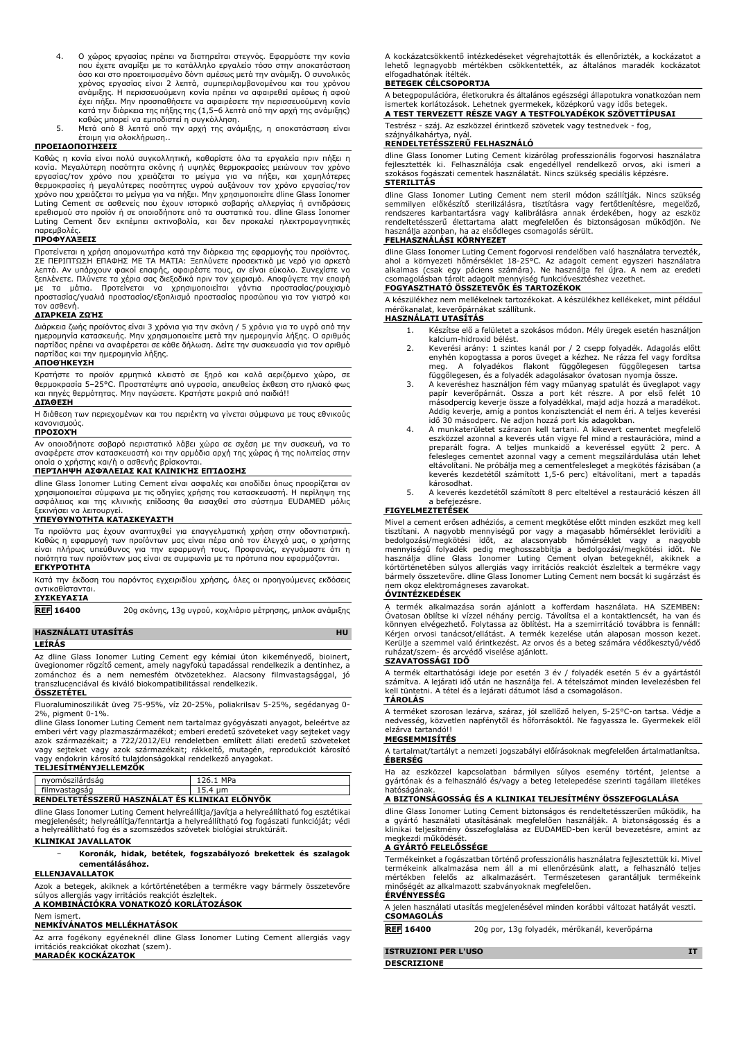4. Ο χώρος εργασίας πρέπει να διατηρείται στεγνός. Εφαρμόστε την κονία που έχετε αναμίξει με το κατάλληλο εργαλείο τόσο στην αποκατάσταση όσο και στο προετοιμασμένο δόντι αμέσως μετά την ανάμιξη. Ο συνολικός χρόνος εργασίας είναι 2 λεπτά, συμπεριλαμβανομένου και του χρόνου ανάμιξης. Η περισσευούμενη κονία πρέπει να αφαιρεθεί αμέσως ή αφού έχει πήξει. Μην προσπαθήσετε να αφαιρέσετε την περισσευούμενη κονία κατά την διάρκεια της πήξης της (1,5–6 λεπτά από την αρχή της ανάμιξης) καθώς μπορεί να εμποδιστεί η συγκόλληση.
5. Μετά από 8 λεπτά από την αρχή της ανάμιξης, η αποκατάσταση είναι έτοιμη για ολοκλήρωση..

**ΠΡΟΕΙΔΟΠΟΙΗΣΕΙΣ**

Καθώς η κονία είναι πολύ συγκολλητική, καθαρίστε όλα τα εργαλεία πριν πήξει η κονία. Μεγαλύτερη ποσότητα σκόνης ή υψηλές θερμοκρασίες μειώνουν τον χρόνο εργασίας/τον χρόνο που χρειάζεται το μείγμα για να πήξει, και χαμηλότερες θερμοκρασίες ή μεγαλύτερες ποσότητες υγρού αυξάνουν τον χρόνο εργασίας/τον χρόνο που χρειάζεται το μείγμα για να πήξει. Μην χρησιμοποιείτε dline Glass Ionomer Luting Cement σε ασθενείς που έχουν ιστορικό σοβαρής αλλεργίας ή αντιδράσεις ερεθισμού στο προϊόν ή σε οποιοδήποτε από τα συστατικά του. dline Glass Ionomer Luting Cement δεν εκπέμπει ακτινοβολία, και δεν προκαλεί ηλεκτρομαγνητικές παρεμβολές.

**ΠΡΟΦΥΛΑΞΕΙΣ**

Προτείνεται η χρήση απομονωτήρα κατά την διάρκεια της εφαρμογής του προϊόντος. ΣΕ ΠΕΡΙΠΤΩΣΗ ΕΠΑΦΗΣ ΜΕ ΤΑ ΜΑΤΙΑ: Ξεπλύνετε προσεκτικά με νερό για αρκετά λεπτά. Αν υπάρχουν φακοί επαφής, αφαιρέστε τους, αν είναι εύκολο. Συνεχίστε να ξεπλένετε. Πλύνετε τα χέρια σας διεξοδικά πριν τον χειρισμό. Αποφύγετε την επαφή με τα μάτια. Προτείνεται να χρησιμοποιείται γάντια προστασίας/ρουχισμό προστασίας/γυαλιά προστασίας/εξοπλισμό προστασίας προσώπου για τον γιατρό και τον ασθενή.

**ΔΙΑΡΚΕΙΑ ΖΩΗΣ**

Διάρκεια ζωής προϊόντος είναι 3 χρόνια για την σκόνη / 5 χρόνια για το υγρό από την ημερομηνία κατασκευής. Μην χρησιμοποιείτε μετά την ημερομηνία λήξης. Ο αριθμός παρτίδας πρέπει να αναφέρεται σε κάθε δήλωση. Δείτε την συσκευασία για τον αριθμό παρτίδας και την ημερομηνία λήξης.

**ΑΠΟΘΗΚΕΥΣΗ**

Κρατήστε το προϊόν ερμητικά κλειστό σε ξηρό και καλά αεριζόμενο χώρο, σε θερμοκρασία 5–25°C. Προστατέψτε από υγρασία, απευθείας έκθεση στο ηλιακό φως και πηγές θερμότητας. Μην παγώσετε. Κρατήστε μακριά από παιδιά!!

**ΔΙΑΘΕΣΗ**

Η διάθεση των περιεχομένων και του περιέκτη να γίνεται σύμφωνα με τους εθνικούς κανονισμούς.

**ΠΡΟΣΟΧΗ**

Αν οποιοδήποτε σοβαρό περιστατικό λάβει χώρα σε σχέση με την συσκευή, να το αναφέρετε στον κατασκευαστή και την αρμόδια αρχή της χώρας ή της πολιτείας στην οποία ο χρήστης και/ή ο ασθενής βρίσκονται.

**ΠΕΡΊΛΗΨΗ ΑΣΦΆΛΕΙΑΣ ΚΑΙ ΚΛΙΝΙΚΉΣ ΕΠΊΔΟΣΗΣ**

dline Glass Ionomer Luting Cement είναι ασφαλές και αποδίδει όπως προορίζεται αν χρησιμοποιείται σύμφωνα με τις οδηγίες χρήσης του κατασκευαστή. Η περίληψη της ασφάλειας και της κλινικής επίδοσης θα εισαχθεί στο σύστημα EUDAMED μόλις ξεκινήσει να λειτουργεί.

**ΥΠΕΥΘΥΝΟΤΗΤΑ ΚΑΤΑΣΚΕΥΑΣΤΗ**

Τα προϊόντα μας έχουν αναπτυχθεί για επαγγελματική χρήση στην οδοντιατρική. Καθώς η εφαρμογή των προϊόντων μας είναι πέρα από τον έλεγχό μας, ο χρήστης είναι πλήρως υπεύθυνος για την εφαρμογή τους. Προφανώς, εγγυόμαστε ότι η ποιότητα των προϊόντων μας είναι σε συμφωνία με τα πρότυπα που εφαρμόζονται.

**ΕΓΚΥΡΟΤΗΤΑ**

Κατά την έκδοση του παρόντος εγχειριδίου χρήσης, όλες οι προηγούμενες εκδόσεις αντικαθίστανται.

**ΣΥΣΚΕΥΑΣΙΑ**

| **REF** 16400 | 20g σκόνης, 13g υγρού, κοχλιάριο μέτρησης, μπλοκ ανάμιξης |
|---|---|

## HASZNÁLATI UTASÍTÁS — HU

**LEÍRÁS**

Az dline Glass Ionomer Luting Cement egy kémiai úton kikeményedő, bioinert, üvegionomer rögzítő cement, amely nagyfokú tapadással rendelkezik a dentinhez, a zománchoz és a nem nemesfém ötvözetekhez. Alacsony filmvastagsággal, jó transzlucenciával és kiváló biokompatibilitással rendelkezik.

**ÖSSZETÉTEL**

Fluoraluminoszilikát üveg 75-95%, víz 20-25%, poliakrilsav 5-25%, segédanyag 0-2%, pigment 0-1%.

dline Glass Ionomer Luting Cement nem tartalmaz gyógyászati anyagot, beleértve az emberi vért vagy plazmaszármazékot; emberi eredetű szöveteket vagy sejteket vagy azok származékait; a 722/2012/EU rendeletben említett állati eredetű szöveteket vagy sejteket vagy azok származékait; rákkeltő, mutagén, reprodukciót károsító vagy endokrin károsító tulajdonságokkal rendelkező anyagokat.

**TELJESÍTMÉNYJELLEMZŐK**

| nyomószilárdság | 126.1 MPa |
|---|---|
| filmvastagság | 15.4 µm |

**RENDELTETÉSSZERŰ HASZNÁLAT ÉS KLINIKAI ELŐNYÖK**

dline Glass Ionomer Luting Cement helyreállítja/javítja a helyreállítható fog esztétikai megjelenését; helyreállítja/fenntartja a helyreállítható fog fogászati funkcióját; védi a helyreállítható fog és a szomszédos szövetek biológiai struktúráit.

**KLINIKAI JAVALLATOK**

- **Koronák, hidak, betétek, fogszabályozó brekettek és szalagok cementálásához.**

**ELLENJAVALLATOK**

Azok a betegek, akiknek a kórtörténetében a termékre vagy bármely összetevőre súlyos allergiás vagy irritációs reakciót észleltek.

**A KOMBINÁCIÓKRA VONATKOZÓ KORLÁTOZÁSOK**

Nem ismert.

**NEMKÍVÁNATOS MELLÉKHATÁSOK**

Az arra fogékony egyéneknél dline Glass Ionomer Luting Cement allergiás vagy irritációs reakciókat okozhat (szem).

**MARADÉK KOCKÁZATOK**

A kockázatcsökkentő intézkedéseket végrehajtották és ellenőrizték, a kockázatot a lehető legnagyobb mértékben csökkentették, az általános maradék kockázatot elfogadhatónak ítélték.

**BETEGEK CÉLCSOPORTJA**

A betegpopulációra, életkorukra és általános egészségi állapotukra vonatkozóan nem ismertek korlátozások. Lehetnek gyermekek, középkorú vagy idős betegek.

**A TEST TERVEZETT RÉSZE VAGY A TESTFOLYADÉKOK SZÖVETTÍPUSAI**

Testrész - száj. Az eszközzel érintkező szövetek vagy testnedvek - fog, szájnyálkahártya, nyál.

**RENDELTETÉSSZERŰ FELHASZNÁLÓ**

dline Glass Ionomer Luting Cement kizárólag professzionális fogorvosi használatra fejlesztették ki. Felhasználója csak engedéllyel rendelkező orvos, aki ismeri a szokásos fogászati cementek használatát. Nincs szükség speciális képzésre.

**STERILITÁS**

dline Glass Ionomer Luting Cement nem steril módon szállítják. Nincs szükség semmilyen előkészítő sterilizálásra, tisztításra vagy fertőtlenítésre, megelőző, rendszeres karbantartásra vagy kalibrálásra annak érdekében, hogy az eszköz rendeltetésszerű élettartama alatt megfelelően és biztonságosan működjön. Ne használja azonban, ha az elsődleges csomagolás sérült.

**FELHASZNÁLÁSI KÖRNYEZET**

dline Glass Ionomer Luting Cement fogorvosi rendelőben való használatra tervezték, ahol a környezeti hőmérséklet 18-25°C. Az adagolt cement egyszeri használatra alkalmas (csak egy páciens számára). Ne használja fel újra. A nem az eredeti csomagolásban tárolt adagolt mennyiség funkcióvesztéshez vezethet.

**FOGYASZTHATÓ ÖSSZETEVŐK ÉS TARTOZÉKOK**

A készülékhez nem mellékelnek tartozékokat. A készülékhez kellékeket, mint például mérőkanalat, keverőpárnákat szállítunk.

**HASZNÁLATI UTASÍTÁS**

1. Készítse elő a felületet a szokásos módon. Mély üregek esetén használjon kalcium-hidroxid bélést.
2. Keverési arány: 1 szintes kanál por / 2 csepp folyadék. Adagolás előtt enyhén kopogtassa a poros üveget a kézhez. Ne rázza fel vagy fordítsa meg. A folyadékos flakont függőlegesen függőlegesen tartsa függőlegesen, és a folyadék adagolásakor óvatosan nyomja össze.
3. A keveréshez használjon fém vagy műanyag spatulát és üveglapot vagy papír keverőpárnát. Ossza a port két részre. A por első felét 10 másodpercig keverje össze a folyadékkal, majd adja hozzá a maradékot. Addig keverje, amíg a pontos konzisztenciát el nem éri. A teljes keverési idő 30 másodperc. Ne adjon hozzá port kis adagokban.
4. A munkaterületet szárazon kell tartani. A kikevert cementet megfelelő eszközzel azonnal a keverés után vigye fel mind a restaurációra, mind a preparált fogra. A teljes munkaidő a keveréssel együtt 2 perc. A felesleges cementet azonnal vagy a cement megszilárdulása után lehet eltávolítani. Ne próbálja meg a cementfelesleget a megkötés fázisában (a keverés kezdetétől számított 1,5-6 perc) eltávolítani, mert a tapadás károsodhat.
5. A keverés kezdetétől számított 8 perc elteltével a restauráció készen áll a befejezésre.

**FIGYELMEZTETÉSEK**

Mivel a cement erősen adhéziós, a cement megkötése előtt minden eszközt meg kell tisztítani. A nagyobb mennyiségű por vagy a magasabb hőmérséklet lerövidíti a bedolgozási/megkötési időt, az alacsonyabb hőmérséklet vagy a nagyobb mennyiségű folyadék pedig meghosszabbítja a bedolgozási/megkötési időt. Ne használja dline Glass Ionomer Luting Cement olyan betegeknél, akiknek a kórtörténetében súlyos allergiás vagy irritációs reakciót észleltek a termékre vagy bármely összetevőre. dline Glass Ionomer Luting Cement nem bocsát ki sugárzást és nem okoz elektromágneses zavarokat.

**ÓVINTÉZKEDÉSEK**

A termék alkalmazása során ajánlott a kofferdam használata. HA SZEMBEN: Óvatosan öblítse ki vízzel néhány percig. Távolítsa el a kontaktlencsét, ha van és könnyen elvégezhető. Folytassa az öblítést. Ha a szemirritáció továbbra is fennáll: Kérjen orvosi tanácsot/ellátást. A termék kezelése után alaposan mosson kezet. Kerülje a szemmel való érintkezést. Az orvos és a beteg számára védőkesztyű/védő ruházat/szem- és arcvédő viselése ajánlott.

**SZAVATOSSÁGI IDŐ**

A termék eltarthatósági ideje por esetén 3 év / folyadék esetén 5 év a gyártástól számítva. A lejárati idő után ne használja fel. A tételszámot minden levelezésben fel kell tüntetni. A tétel és a lejárati dátumot lásd a csomagoláson.

**TÁROLÁS**

A terméket szorosan lezárva, száraz, jól szellőző helyen, 5-25°C-on tartsa. Védje a nedvesség, közvetlen napfénytől és hőforrásoktól. Ne fagyassza le. Gyermekek elől elzárva tartandó!!

**MEGSEMMISÍTÉS**

A tartalmat/tartályt a nemzeti jogszabályi előírásoknak megfelelően ártalmatlanítsa.

**ÉBERSÉG**

Ha az eszközzel kapcsolatban bármilyen súlyos esemény történt, jelentse a gyártónak és a felhasználó és/vagy a beteg letelepedése szerinti tagállam illetékes hatóságának.

**A BIZTONSÁGOSSÁG ÉS A KLINIKAI TELJESÍTMÉNY ÖSSZEFOGLALÁSA**

dline Glass Ionomer Luting Cement biztonságos és rendeltetésszerűen működik, ha a gyártó használati utasításának megfelelően használják. A biztonságosság és a klinikai teljesítmény összefoglalása az EUDAMED-ben kerül bevezetésre, amint az megkezdi működését.

**A GYÁRTÓ FELELŐSSÉGE**

Termékeinket a fogászatban történő professzionális használatra fejlesztettük ki. Mivel termékeink alkalmazása nem áll a mi ellenőrzésünk alatt, a felhasználó teljes mértékben felelős az alkalmazásért. Természetesen garantáljuk termékeink minőségét az alkalmazott szabványoknak megfelelően.

**ÉRVÉNYESSÉG**

A jelen használati utasítás megjelenésével minden korábbi változat hatályát veszti.

**CSOMAGOLÁS**

| **REF** 16400 | 20g por, 13g folyadék, mérőkanál, keverőpárna |
|---|---|

## ISTRUZIONI PER L'USO — IT

**DESCRIZIONE**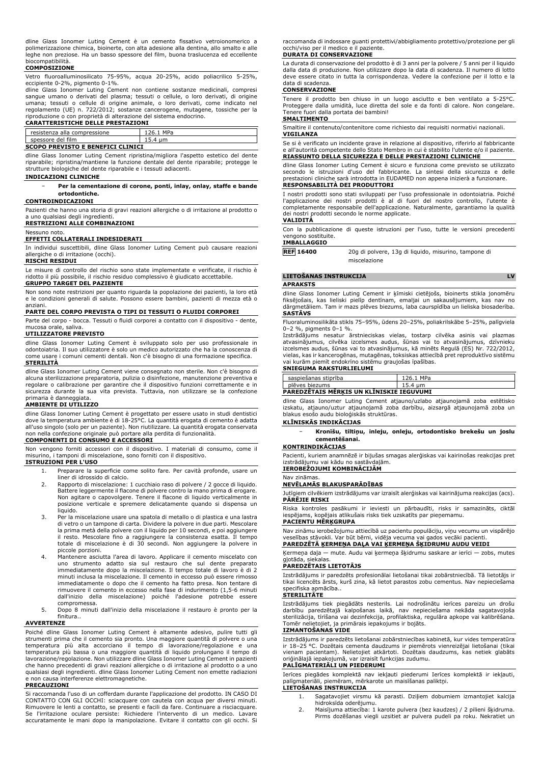dline Glass Ionomer Luting Cement è un cemento fissativo vetroionomerico a polimerizzazione chimica, bioinerte, con alta adesione alla dentina, allo smalto e alle leghe non preziose. Ha un basso spessore del film, buona traslucenza ed eccellente biocompatibilità.

### COMPOSIZIONE

Vetro fluoroalluminosilicato 75-95%, acqua 20-25%, acido poliacrilico 5-25%, eccipiente 0-2%, pigmento 0-1%.

dline Glass Ionomer Luting Cement non contiene sostanze medicinali, compresi sangue umano o derivati del plasma; tessuti o cellule, o loro derivati, di origine umana; tessuti o cellule di origine animale, o loro derivati, come indicato nel regolamento (UE) n. 722/2012; sostanze cancerogene, mutagene, tossiche per la riproduzione o con proprietà di alterazione del sistema endocrino.

### CARATTERISTICHE DELLE PRESTAZIONI

| resistenza alla compressione | 126.1 MPa |
|---|---|
| spessore del film | 15.4 µm |

### SCOPO PREVISTO E BENEFICI CLINICI

dline Glass Ionomer Luting Cement ripristina/migliora l'aspetto estetico del dente riparabile; ripristina/mantiene la funzione dentale del dente riparabile; protegge le strutture biologiche del dente riparabile e i tessuti adiacenti.

### INDICAZIONI CLINICHE

- **Per la cementazione di corone, ponti, inlay, onlay, staffe e bande ortodontiche.**

### CONTROINDICAZIONI

Pazienti che hanno una storia di gravi reazioni allergiche o di irritazione al prodotto o a uno qualsiasi degli ingredienti.

### RESTRIZIONI ALLE COMBINAZIONI

Nessuno noto.

### EFFETTI COLLATERALI INDESIDERATI

In individui suscettibili, dline Glass Ionomer Luting Cement può causare reazioni allergiche o di irritazione (occhi).

### RISCHI RESIDUI

Le misure di controllo del rischio sono state implementate e verificate, il rischio è ridotto il più possibile, il rischio residuo complessivo è giudicato accettabile.

### GRUPPO TARGET DEL PAZIENTE

Non sono note restrizioni per quanto riguarda la popolazione dei pazienti, la loro età e le condizioni generali di salute. Possono essere bambini, pazienti di mezza età o anziani.

### PARTE DEL CORPO PREVISTA O TIPI DI TESSUTI O FLUIDI CORPOREI

Parte del corpo - bocca. Tessuti o fluidi corporei a contatto con il dispositivo - dente, mucosa orale, saliva.

### UTILIZZATORE PREVISTO

dline Glass Ionomer Luting Cement è sviluppato solo per uso professionale in odontoiatria. Il suo utilizzatore è solo un medico autorizzato che ha la conoscenza di come usare i comuni cementi dentali. Non c'è bisogno di una formazione specifica.

### STERILITÀ

dline Glass Ionomer Luting Cement viene consegnato non sterile. Non c'è bisogno di alcuna sterilizzazione preparatoria, pulizia o disinfezione, manutenzione preventiva e regolare o calibrazione per garantire che il dispositivo funzioni correttamente e in sicurezza durante la sua vita prevista. Tuttavia, non utilizzare se la confezione primaria è danneggiata.

### AMBIENTE DI UTILIZZO

dline Glass Ionomer Luting Cement è progettato per essere usato in studi dentistici dove la temperatura ambiente è di 18-25°C. La quantità erogata di cemento è adatta all'uso singolo (solo per un paziente). Non riutilizzare. La quantità erogata conservata non nella confezione originale può portare alla perdita di funzionalità.

### COMPONENTI DI CONSUMO E ACCESSORI

Non vengono forniti accessori con il dispositivo. I materiali di consumo, come il misurino, i tamponi di miscelazione, sono forniti con il dispositivo.

### ISTRUZIONI PER L'USO

1. Preparare la superficie come solito fare. Per cavità profonde, usare un liner di idrossido di calcio.
2. Rapporto di miscelazione: 1 cucchiaio raso di polvere / 2 gocce di liquido. Battere leggermente il flacone di polvere contro la mano prima di erogare. Non agitare o capovolgere. Tenere il flacone di liquido verticalmente in posizione verticale e spremere delicatamente quando si dispensa un liquido.
3. Per la miscelazione usare una spatola di metallo o di plastica e una lastra di vetro o un tampone di carta. Dividere la polvere in due parti. Mescolare la prima metà della polvere con il liquido per 10 secondi, e poi aggiungere il resto. Mescolare fino a raggiungere la consistenza esatta. Il tempo totale di miscelazione è di 30 secondi. Non aggiungere la polvere in piccole porzioni.
4. Mantenere asciutta l'area di lavoro. Applicare il cemento miscelato con uno strumento adatto sia sul restauro che sul dente preparato immediatamente dopo la miscelazione. Il tempo totale di lavoro è di 2 minuti inclusa la miscelazione. Il cemento in eccesso può essere rimosso immediatamente o dopo che il cemento ha fatto presa. Non tentare di rimuovere il cemento in eccesso nella fase di indurimento (1,5-6 minuti dall'inizio della miscelazione) poiché l'adesione potrebbe essere compromessa.
5. Dopo 8 minuti dall'inizio della miscelazione il restauro è pronto per la finitura..

### AVVERTENZE

Poiché dline Glass Ionomer Luting Cement è altamente adesivo, pulire tutti gli strumenti prima che il cemento sia pronto. Una maggiore quantità di polvere o una temperatura più alta accorciano il tempo di lavorazione/regolazione e una temperatura più bassa o una maggiore quantità di liquido prolungano il tempo di lavorazione/regolazione. Non utilizzare dline Glass Ionomer Luting Cement in pazienti che hanno precedenti di gravi reazioni allergiche o di irritazione al prodotto o a uno qualsiasi degli ingredienti. dline Glass Ionomer Luting Cement non emette radiazioni e non causa interferenze elettromagnetiche.

### PRECAUZIONI

Si raccomanda l'uso di un cofferdam durante l'applicazione del prodotto. IN CASO DI CONTATTO CON GLI OCCHI: sciacquare con cautela con acqua per diversi minuti. Rimuovere le lenti a contatto, se presenti e facili da fare. Continuare a risciacquare. Se l'irritazione oculare persiste: Richiedere l'intervento di un medico. Lavare accuratamente le mani dopo la manipolazione. Evitare il contatto con gli occhi. Si raccomanda di indossare guanti protettivi/abbigliamento protettivo/protezione per gli occhi/viso per il medico e il paziente.

### DURATA DI CONSERVAZIONE

La durata di conservazione del prodotto è di 3 anni per la polvere / 5 anni per il liquido dalla data di produzione. Non utilizzare dopo la data di scadenza. Il numero di lotto deve essere citato in tutta la corrispondenza. Vedere la confezione per il lotto e la data di scadenza.

### CONSERVAZIONE

Tenere il prodotto ben chiuso in un luogo asciutto e ben ventilato a 5-25°C. Proteggere dalla umidità, luce diretta del sole e da fonti di calore. Non congelare. Tenere fuori dalla portata dei bambini!

### SMALTIMENTO

Smaltire il contenuto/contenitore come richiesto dai requisiti normativi nazionali.

### VIGILANZA

Se si è verificato un incidente grave in relazione al dispositivo, riferirlo al fabbricante e all'autorità competente dello Stato Membro in cui è stabilito l'utente e/o il paziente.

### RIASSUNTO DELLA SICUREZZA E DELLE PRESTAZIONI CLINICHE

dline Glass Ionomer Luting Cement è sicuro e funziona come previsto se utilizzato secondo le istruzioni d'uso del fabbricante. La sintesi della sicurezza e delle prestazioni cliniche sarà introdotta in EUDAMED non appena inizierà a funzionare.

### RESPONSABILITÀ DEI PRODUTTORI

I nostri prodotti sono stati sviluppati per l'uso professionale in odontoiatria. Poiché l'applicazione dei nostri prodotti è al di fuori del nostro controllo, l'utente è completamente responsabile dell'applicazione. Naturalmente, garantiamo la qualità dei nostri prodotti secondo le norme applicate.

### VALIDITÀ

Con la pubblicazione di queste istruzioni per l'uso, tutte le versioni precedenti vengono sostituite.

### IMBALLAGGIO

| REF 16400 | 20g di polvere, 13g di liquido, misurino, tampone di miscelazione |
|---|---|

## LIETOŠANAS INSTRUKCIJA — LV

### APRAKSTS

dline Glass Ionomer Luting Cement ir ķīmiski cietējošs, bioinerts stikla jonomēru fiksējošais, kas lieliski pielīp dentīnam, emaljai un sakausējumiem, kas nav no dārgmetāliem. Tam ir mazs plēves biezums, laba caurspīdība un lieliska biosaderība.

### SASTĀVS

Fluoraluminosilikāta stikls 75–95%, ūdens 20–25%, poliakrilskābe 5–25%, palīgviela 0–2 %, pigments 0–1 %.

Izstrādājums nesatur ārstnieciskas vielas, tostarp cilvēka asinis vai plazmas atvasinājumus, cilvēka izcelsmes audus, šūnas vai to atvasinājumus, dzīvnieku izcelsmes audus, šūnas vai to atvasinājumus, kā minēts Regulā (ES) Nr. 722/2012, vielas, kas ir kancerogēnas, mutagēnas, toksiskas attiecībā pret reproduktīvo sistēmu vai kurām piemīt endokrīno sistēmu graujošas īpašības.

### SNIEGUMA RAKSTURLIELUMI

| saspiešanas stiprība | 126.1 MPa |
|---|---|
| plēves biezums | 15.4 µm |

### PAREDZĒTAIS MĒRĶIS UN KLĪNISKIE IEGUVUMI

dline Glass Ionomer Luting Cement atjauno/uzlabo atjaunojamā zoba estētisko izskatu, atjauno/uztur atjaunojamā zoba darbību, aizsargā atjaunojamā zoba un blakus esošo audu bioloģiskās struktūras.

### KLĪNISKĀS INDIKĀCIJAS

- **Kroņu, tiltiņu, inleju, onleju, ortodontisko breketu un joslu cementēšanai.**

### KONTRINDIKĀCIJAS

Pacienti, kuriem anamnēzē ir bijušas smagas alerģiskas vai kairinošas reakcijas pret izstrādājumu vai kādu no sastāvdaļām.

### IEROBEŽOJUMI KOMBINĀCIJĀM

Nav zināmas.

### NEVĒLAMĀS BLAKUSPARĀDĪBAS

Jutīgiem cilvēkiem izstrādājums var izraisīt alerģiskas vai kairinājuma reakcijas (acs).

### PĀRĒJIE RISKI

Riska kontroles pasākumi ir ieviesti un pārbaudīti, risks ir samazināts, ciktāl iespējams, kopējais atlikušais risks tiek uzskatīts par pieņemamu.

### PACIENTU MĒRĶGRUPA

Nav zināmu ierobežojumu attiecībā uz pacientu populāciju, viņu vecumu un vispārējo veselības stāvokli. Var būt bērni, vidēja vecuma vai gados vecāki pacienti.

### PAREDZĒTĀ ĶERMEŅA DAĻA VAI ĶERMEŅA ŠĶIDRUMU AUDU VEIDI

Ķermeņa daļa — mute. Audu vai ķermeņa šķidrumu saskare ar ierīci — zobs, mutes gļotāda, siekalas.

### PAREDZĒTAIS LIETOTĀJS

Izstrādājums ir paredzēts profesionālai lietošanai tikai zobārstniecībā. Tā lietotājs ir tikai licencēts ārsts, kurš zina, kā lietot parastos zobu cementus. Nav nepieciešama specifiska apmācība..

### STERILITĀTE

Izstrādājums tiek piegādāts nesterils. Lai nodrošinātu ierīces pareizu un drošu darbību paredzētajā kalpošanas laikā, nav nepieciešama nekāda sagatavojoša sterilizācija, tīrīšana vai dezinfekcija, profilaktiska, regulāra apkope vai kalibrēšana. Tomēr nelietojiet, ja primārais iepakojums ir bojāts.

### IZMANTOŠANAS VIDE

Izstrādājums ir paredzēts lietošanai zobārstniecības kabinetā, kur vides temperatūra ir 18–25 °C. Dozētais cementa daudzums ir piemērots vienreizējai lietošanai (tikai vienam pacientam). Nelietojiet atkārtoti. Dozētais daudzums, kas netiek glabāts oriģinālajā iepakojumā, var izraisīt funkcijas zudumu.

### PALĪGMATERIĀLI UN PIEDERUMI

Ierīces piegādes komplektā nav iekļauti piederumi Ierīces komplektā ir iekļauti, palīgmateriāli, piemēram, mērkarote un maisīšanas paliktņi.

### LIETOŠANAS INSTRUKCIJA

1. Sagatavojiet virsmu kā parasti. Dziļiem dobumiem izmantojiet kalcija hidroksīda oderējumu.
2. Maisījuma attiecība: 1 karote pulvera (bez kaudzes) / 2 pilieni šķidruma. Pirms dozēšanas viegli uzsitiet ar pulvera pudeli pa roku. Nekratiet un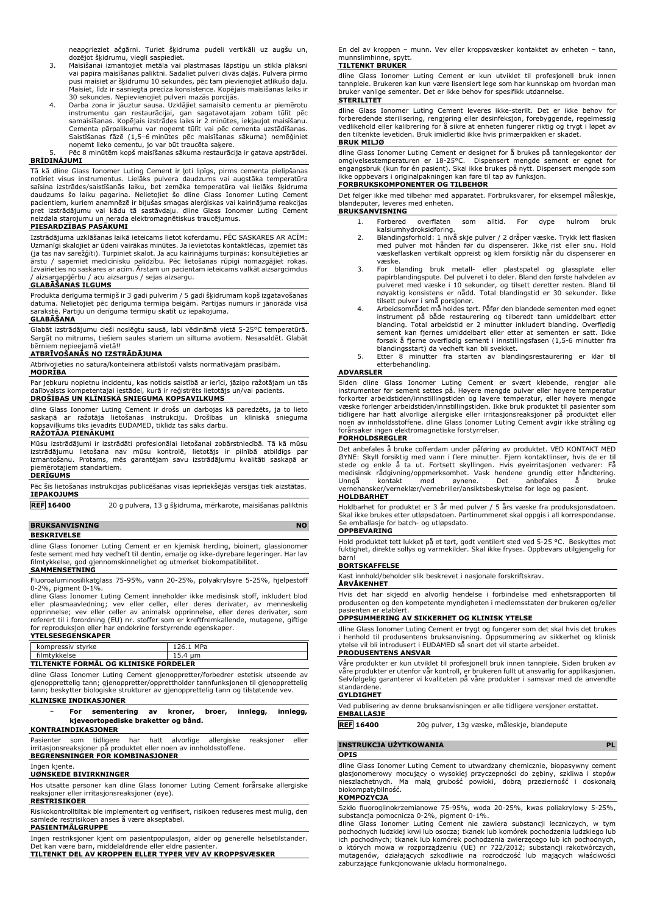neapgrieziet ačgārni. Turiet šķidruma pudeli vertikāli uz augšu un, dozējot šķidrumu, viegli saspiediet.

3. Maisīšanai izmantojiet metāla vai plastmasas lāpstiņu un stikla plāksni vai papīra maisīšanas paliktni. Sadaliet pulveri divās daļās. Pulvera pirmo pusi maisiet ar šķidrumu 10 sekundes, pēc tam pievienojiet atlikušo daļu. Maisiet, līdz ir sasniegta precīza konsistence. Kopējais maisīšanas laiks ir 30 sekundes. Nepievienojiet pulveri mazās porcijās.
4. Darba zona ir jāuztur sausa. Uzklājiet samaisīto cementu ar piemērotu instrumentu gan restaurācijai, gan sagatavotajam zobam tūlīt pēc samaisīšanas. Kopējais izstrādes laiks ir 2 minūtes, iekļaujot maisīšanu. Cementa pārpalikumu var noņemt tūlīt vai pēc cementa uzstādīšanas. Saistīšanas fāzē (1,5–6 minūtes pēc maisīšanas sākuma) nemēģiniet noņemt lieko cementu, jo var būt traucēta saķere.
5. Pēc 8 minūtēm kopš maisīšanas sākuma restaurācija ir gatava apstrādei.

**BRĪDINĀJUMI**

Tā kā dline Glass Ionomer Luting Cement ir ļoti lipīgs, pirms cementa pielipšanas notīriet visus instrumentus. Lielāks pulvera daudzums vai augstāka temperatūra saīsina izstrādes/saistīšanās laiku, bet zemāka temperatūra vai lielāks šķidruma daudzums šo laiku pagarina. Nelietojiet šo dline Glass Ionomer Luting Cement pacientiem, kuriem anamnēzē ir bijušas smagas alerģiskas vai kairinājuma reakcijas pret izstrādājumu vai kādu tā sastāvdaļu. dline Glass Ionomer Luting Cement neizdala starojumu un nerada elektromagnētiskus traucējumus.

**PIESARDZĪBAS PASĀKUMI**

Izstrādājuma uzklāšanas laikā ieteicams lietot koferdamu. PĒC SASKARES AR ACĪM: Uzmanīgi skalojiet ar ūdeni vairākas minūtes. Ja ievietotas kontaktlēcas, izņemiet tās (ja tas nav sarežģīti). Turpiniet skalot. Ja acu kairinājums turpinās: konsultējieties ar ārstu / saņemiet medicīnisku palīdzību. Pēc lietošanas rūpīgi nomazgājiet rokas. Izvairieties no saskares ar acīm. Ārstam un pacientam ieteicams valkāt aizsargcimdus / aizsargapģērbu / acu aizsargus / sejas aizsargu.

**GLABĀŠANAS ILGUMS**

Produkta derīguma termiņš ir 3 gadi pulverim / 5 gadi šķidrumam kopš izgatavošanas datuma. Nelietojiet pēc derīguma termiņa beigām. Partijas numurs ir jānorāda visā sarakstē. Partiju un derīguma termiņu skatīt uz iepakojuma.

**GLABĀŠANA**

Glabāt izstrādājumu cieši noslēgtu sausā, labi vēdināmā vietā 5-25°C temperatūrā. Sargāt no mitrums, tiešiem saules stariem un siltuma avotiem. Nesasaldēt. Glabāt bērniem nepieejamā vietā!!

**ATBRĪVOŠANĀS NO IZSTRĀDĀJUMA**

Atbrīvojieties no satura/konteinera atbilstoši valsts normatīvajām prasībām.

**MODRĪBA**

Par jebkuru nopietnu incidentu, kas noticis saistībā ar ierīci, jāziņo ražotājam un tās dalībvalsts kompetentajai iestādei, kurā ir reģistrēts lietotājs un/vai pacients.

**DROŠĪBAS UN KLĪNISKĀ SNIEGUMA KOPSAVILKUMS**

dline Glass Ionomer Luting Cement ir drošs un darbojas kā paredzēts, ja to lieto saskaņā ar ražotāja lietošanas instrukciju. Drošības un klīniskā snieguma kopsavilkums tiks ievadīts EUDAMED, tiklīdz tas sāks darbu.

**RAŽOTĀJA PIENĀKUMI**

Mūsu izstrādājumi ir izstrādāti profesionālai lietošanai zobārstniecībā. Tā kā mūsu izstrādājumu lietošana nav mūsu kontrolē, lietotājs ir pilnībā atbildīgs par izmantošanu. Protams, mēs garantējam savu izstrādājumu kvalitāti saskaņā ar piemērotajiem standartiem.

**DERĪGUMS**

Pēc šīs lietošanas instrukcijas publicēšanas visas iepriekšējās versijas tiek aizstātas.

**IEPAKOJUMS**

| **REF 16400** | 20 g pulvera, 13 g šķidruma, mērkarote, maisīšanas paliktnis |
|---|---|

## BRUKSANVISNING NO

**BESKRIVELSE**

dline Glass Ionomer Luting Cement er en kjemisk herding, bioinert, glassionomer feste sement med høy vedheft til dentin, emalje og ikke-dyrebare legeringer. Har lav filmtykkelse, god gjennomskinnelighet og utmerket biokompatibilitet.

**SAMMENSETNING**

Fluoroaluminosilikatglass 75-95%, vann 20-25%, polyakrylsyre 5-25%, hjelpestoff 0-2%, pigment 0-1%.

dline Glass Ionomer Luting Cement inneholder ikke medisinsk stoff, inkludert blod eller plasmaavledning; vev eller celler, eller deres derivater, av menneskelig opprinnelse; vev eller celler av animalsk opprinnelse, eller deres derivater, som referert til i forordning (EU) nr. stoffer som er kreftfremkallende, mutagene, giftige for reproduksjon eller har endokrine forstyrrende egenskaper.

**YTELSESEGENSKAPER**

| kompressiv styrke | 126.1 MPa |
|---|---|
| filmtykkelse | 15.4 µm |

**TILTENKTE FORMÅL OG KLINISKE FORDELER**

dline Glass Ionomer Luting Cement gjenoppretter/forbedrer estetisk utseende av gjenopprettelig tann; gjenoppretter/opprettholder tannfunksjonen til gjenopprettelig tann; beskytter biologiske strukturer av gjenopprettelig tann og tilstøtende vev.

**KLINISKE INDIKASJONER**

- **For sementering av kroner, broer, innlegg, innlegg, kjeveortopediske braketter og bånd.**

**KONTRAINDIKASJONER**

Pasienter som tidligere har hatt alvorlige allergiske reaksjoner eller irritasjonsreaksjoner på produktet eller noen av innholdsstoffene.

**BEGRENSNINGER FOR KOMBINASJONER**

Ingen kjente.

**UØNSKEDE BIVIRKNINGER**

Hos utsatte personer kan dline Glass Ionomer Luting Cement forårsake allergiske reaksjoner eller irritasjonsreaksjoner (øye).

**RESTRISIKOER**

Risikokontrolltiltak ble implementert og verifisert, risikoen reduseres mest mulig, den samlede restrisikoen anses å være akseptabel.

**PASIENTMÅLGRUPPE**

Ingen restriksjoner kjent om pasientpopulasjon, alder og generelle helsetilstander. Det kan være barn, middelaldrende eller eldre pasienter.

**TILTENKT DEL AV KROPPEN ELLER TYPER VEV AV KROPPSVÆSKER**

En del av kroppen – munn. Vev eller kroppsvæsker kontakt av enheten – tann, munnslimhinne, spytt.

**TILTENKT BRUKER**

dline Glass Ionomer Luting Cement er kun utviklet til profesjonell bruk innen tannpleie. Brukeren kan kun være lisensiert lege som har kunnskap om hvordan man bruker vanlige sementer. Det er ikke behov for spesifikk utdannelse.

**STERILITET**

dline Glass Ionomer Luting Cement leveres ikke-sterilt. Det er ikke behov for forberedende sterilisering, rengjøring eller desinfeksjon, forebyggende, regelmessig vedlikehold eller kalibrering for å sikre at enheten fungerer riktig og trygt i løpet av den tiltenkte levetiden. Bruk imidlertid ikke hvis primærpakken er skadet.

**BRUK MILJØ**

dline Glass Ionomer Luting Cement er designet for å brukes på tannlegekontor der omgivelsestemperaturen er 18-25°C. Dispensert mengde sement er egnet for engangsbruk (kun for én pasient). Skal ikke brukes på nytt. Dispensert mengde som ikke oppbevars i originalpakningen kan føre til tap av funksjon.

**FORBRUKSKOMPONENTER OG TILBEHØR**

Det følger ikke med tilbehør med apparatet. Forbruksvarer, for eksempel måleskje, blandeputer, leveres med enheten.

**BRUKSANVISNING**

1. Forbered overflaten som alltid. For dype hulrom bruk kalsiumhydroksidforing.
2. Blandingsforhold: 1 nivå skje pulver / 2 dråper væske. Trykk lett flasken med pulver mot hånden før du dispenserer. Ikke rist eller snu. Hold væskeflasken vertikalt oppreist og klem forsiktig når du dispenserer en væske.
3. For blanding bruk metall- eller plastspatel og glassplate eller papirblandingspute. Del pulveret i to deler. Bland den første halvdelen av pulveret med væske i 10 sekunder, og tilsett deretter resten. Bland til nøyaktig konsistens er nådd. Total blandingstid er 30 sekunder. Ikke tilsett pulver i små porsjoner.
4. Arbeidsområdet må holdes tørt. Påfør den blandede sementen med egnet instrument på både restaurering og tilberedt tann umiddelbart etter blanding. Total arbeidstid er 2 minutter inkludert blanding. Overflødig sement kan fjernes umiddelbart eller etter at sementen er satt. Ikke forsøk å fjerne overflødig sement i innstillingsfasen (1,5-6 minutter fra blandingsstart) da vedheft kan bli svekket.
5. Etter 8 minutter fra starten av blandingsrestaurering er klar til etterbehandling.

**ADVARSLER**

Siden dline Glass Ionomer Luting Cement er svært klebende, rengjør alle instrumenter før sement settes på. Høyere mengde pulver eller høyere temperatur forkorter arbeidstiden/innstillingstiden og lavere temperatur, eller høyere mengde væske forlenger arbeidstiden/innstillingstiden. Ikke bruk produktet til pasienter som tidligere har hatt alvorlige allergiske eller irritasjonsreaksjoner på produktet eller noen av innholdsstoffene. dline Glass Ionomer Luting Cement avgir ikke stråling og forårsaker ingen elektromagnetiske forstyrrelser.

**FORHOLDSREGLER**

Det anbefales å bruke cofferdam under påføring av produktet. VED KONTAKT MED ØYNE: Skyll forsiktig med vann i flere minutter. Fjern kontaktlinser, hvis de er til stede og enkle å ta ut. Fortsett skyllingen. Hvis øyeirritasjonen vedvarer: Få medisinsk rådgivning/oppmerksomhet. Vask hendene grundig etter håndtering. Unngå kontakt med øynene. Det anbefales å bruke vernehansker/verneklær/vernebriller/ansiktsbeskyttelse for lege og pasient.

**HOLDBARHET**

Holdbarhet for produktet er 3 år med pulver / 5 års væske fra produksjonsdatoen. Skal ikke brukes etter utløpsdatoen. Partinummeret skal oppgis i all korrespondanse. Se emballasje for batch- og utløpsdato.

**OPPBEVARING**

Hold produktet tett lukket på et tørt, godt ventilert sted ved 5-25 °C. Beskyttes mot fuktighet, direkte sollys og varmekilder. Skal ikke fryses. Oppbevars utilgjengelig for barn!

**BORTSKAFFELSE**

Kast innhold/beholder slik beskrevet i nasjonale forskriftskrav.

**ÅRVÅKENHET**

Hvis det har skjedd en alvorlig hendelse i forbindelse med enhetsrapporten til produsenten og den kompetente myndigheten i medlemsstaten der brukeren og/eller pasienten er etablert.

**OPPSUMMERING AV SIKKERHET OG KLINISK YTELSE**

dline Glass Ionomer Luting Cement er trygt og fungerer som det skal hvis det brukes i henhold til produsentens bruksanvisning. Oppsummering av sikkerhet og klinisk ytelse vil bli introdusert i EUDAMED så snart det vil starte arbeidet.

**PRODUSENTENS ANSVAR**

Våre produkter er kun utviklet til profesjonell bruk innen tannpleie. Siden bruken av våre produkter er utenfor vår kontroll, er brukeren fullt ut ansvarlig for applikasjonen. Selvfølgelig garanterer vi kvaliteten på våre produkter i samsvar med de anvendte standardene.

**GYLDIGHET**

Ved publisering av denne bruksanvisningen er alle tidligere versjoner erstattet.

**EMBALLASJE**

| **REF 16400** | 20g pulver, 13g væske, måleskje, blandepute |
|---|---|

## INSTRUKCJA UŻYTKOWANIA PL

**OPIS**

dline Glass Ionomer Luting Cement to utwardzany chemicznie, biopasywny cement glasjonomerowy mocujący o wysokiej przyczepności do zębiny, szkliwa i stopów nieszlachetnych. Ma małą grubość powłoki, dobrą przezierność i doskonałą biokompatybilność.

**KOMPOZYCJA**

Szkło fluoroglinokrzemianowe 75-95%, woda 20-25%, kwas poliakrylowy 5-25%, substancja pomocnicza 0-2%, pigment 0-1%.

dline Glass Ionomer Luting Cement nie zawiera substancji leczniczych, w tym pochodnych ludzkiej krwi lub osocza; tkanek lub komórek pochodzenia ludzkiego lub ich pochodnych; tkanek lub komórek pochodzenia zwierzęcego lub ich pochodnych, o których mowa w rozporządzeniu (UE) nr 722/2012; substancji rakotwórczych, mutagennych, działających szkodliwie na rozrodczość lub mających właściwości zaburzające funkcjonowanie układu hormonalnego.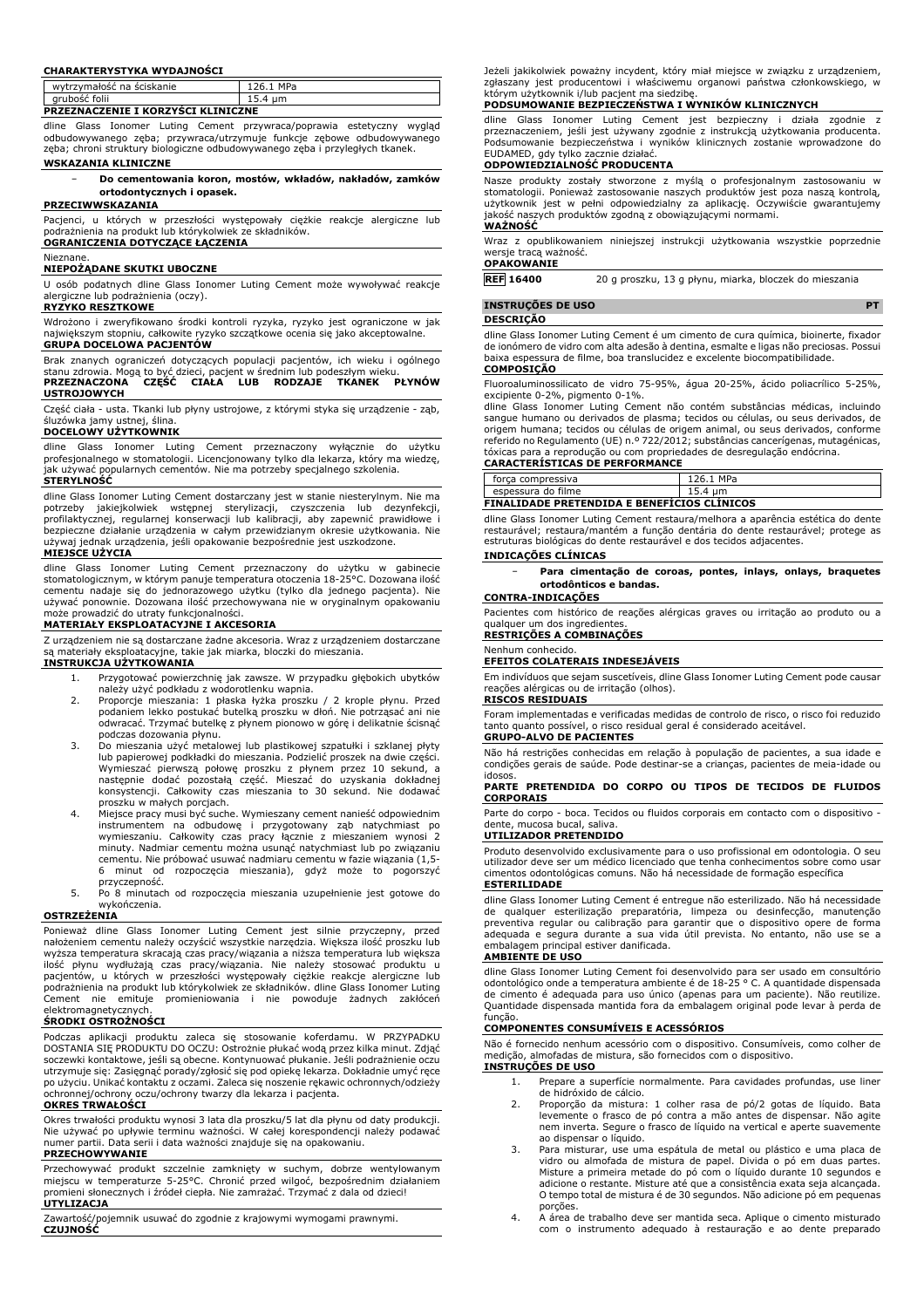**CHARAKTERYSTYKA WYDAJNOŚCI**

| wytrzymałość na ściskanie | 126.1 MPa |
| --- | --- |
| grubość folii | 15.4 µm |

**PRZEZNACZENIE I KORZYŚCI KLINICZNE**

dline Glass Ionomer Luting Cement przywraca/poprawia estetyczny wygląd odbudowywanego zęba; przywraca/utrzymuje funkcje zębowe odbudowywanego zęba; chroni struktury biologiczne odbudowywanego zęba i przyległych tkanek.

**WSKAZANIA KLINICZNE**

- **Do cementowania koron, mostów, wkładów, nakładów, zamków ortodontycznych i opasek.**

**PRZECIWWSKAZANIA**

Pacjenci, u których w przeszłości występowały ciężkie reakcje alergiczne lub podrażnienia na produkt lub którykolwiek ze składników.

**OGRANICZENIA DOTYCZĄCE ŁĄCZENIA**

Nieznane.

**NIEPOŻĄDANE SKUTKI UBOCZNE**

U osób podatnych dline Glass Ionomer Luting Cement może wywoływać reakcje alergiczne lub podrażnienia (oczy).

**RYZYKO RESZTKOWE**

Wdrożono i zweryfikowano środki kontroli ryzyka, ryzyko jest ograniczone w jak największym stopniu, całkowite ryzyko szczątkowe ocenia się jako akceptowalne.

**GRUPA DOCELOWA PACJENTÓW**

Brak znanych ograniczeń dotyczących populacji pacjentów, ich wieku i ogólnego stanu zdrowia. Mogą to być dzieci, pacjent w średnim lub podeszłym wieku.

**PRZEZNACZONA CZĘŚĆ CIAŁA LUB RODZAJE TKANEK PŁYNÓW USTROJOWYCH**

Część ciała - usta. Tkanki lub płyny ustrojowe, z którymi styka się urządzenie - ząb, śluzówka jamy ustnej, ślina.

**DOCELOWY UŻYTKOWNIK**

dline Glass Ionomer Luting Cement przeznaczony wyłącznie do użytku profesjonalnego w stomatologii. Licencjonowany tylko dla lekarza, który ma wiedzę, jak używać popularnych cementów. Nie ma potrzeby specjalnego szkolenia.

**STERYLNOŚĆ**

dline Glass Ionomer Luting Cement dostarczany jest w stanie niesterylnym. Nie ma potrzeby jakiejkolwiek wstępnej sterylizacji, czyszczenia lub dezynfekcji, profilaktycznej, regularnej konserwacji lub kalibracji, aby zapewnić prawidłowe i bezpieczne działanie urządzenia w całym przewidzianym okresie użytkowania. Nie używaj jednak urządzenia, jeśli opakowanie bezpośrednie jest uszkodzone.

**MIEJSCE UŻYCIA**

dline Glass Ionomer Luting Cement przeznaczony do użytku w gabinecie stomatologicznym, w którym panuje temperatura otoczenia 18-25°C. Dozowana ilość cementu nadaje się do jednorazowego użytku (tylko dla jednego pacjenta). Nie używać ponownie. Dozowana ilość przechowywana nie w oryginalnym opakowaniu może prowadzić do utraty funkcjonalności.

**MATERIAŁY EKSPLOATACYJNE I AKCESORIA**

Z urządzeniem nie są dostarczane żadne akcesoria. Wraz z urządzeniem dostarczane są materiały eksploatacyjne, takie jak miarka, bloczki do mieszania.

**INSTRUKCJA UŻYTKOWANIA**

1. Przygotować powierzchnię jak zawsze. W przypadku głębokich ubytków należy użyć podkładu z wodorotlenku wapnia.
2. Proporcje mieszania: 1 płaska łyżka proszku / 2 krople płynu. Przed podaniem lekko postukać butelką proszku w dłoń. Nie potrząsać ani nie odwracać. Trzymać butelkę z płynem pionowo w górę i delikatnie ściskać podczas dozowania płynu.
3. Do mieszania użyć metalowej lub plastikowej szpatułki i szklanej płyty lub papierowej podkładki do mieszania. Podzielić proszek na dwie części. Wymieszać pierwszą połowę proszku z płynem przez 10 sekund, a następnie dodać pozostałą część. Mieszać do uzyskania dokładnej konsystencji. Całkowity czas mieszania to 30 sekund. Nie dodawać proszku w małych porcjach.
4. Miejsce pracy musi być suche. Wymieszany cement nanieść odpowiednim instrumentem na odbudowę i przygotowany ząb natychmiast po wymieszaniu. Całkowity czas pracy łącznie z mieszaniem wynosi 2 minuty. Nadmiar cementu można usunąć natychmiast lub po związaniu cementu. Nie próbować usuwać nadmiaru cementu w fazie wiązania (1,5-6 minut od rozpoczęcia mieszania), gdyż może to pogorszyć przyczepność.
5. Po 8 minutach od rozpoczęcia mieszania uzupełnienie jest gotowe do wykończenia.

**OSTRZEŻENIA**

Ponieważ dline Glass Ionomer Luting Cement jest silnie przyczepny, przed nałożeniem cementu należy oczyścić wszystkie narzędzia. Większa ilość proszku lub wyższa temperatura skracają czas pracy/wiązania a niższa temperatura lub większa ilość płynu wydłużają czas pracy/wiązania. Nie należy stosować produktu u pacjentów, u których w przeszłości występowały ciężkie reakcje alergiczne lub podrażnienia na produkt lub którykolwiek ze składników. dline Glass Ionomer Luting Cement nie emituje promieniowania i nie powoduje żadnych zakłóceń elektromagnetycznych.

**ŚRODKI OSTROŻNOŚCI**

Podczas aplikacji produktu zaleca się stosowanie koferdamu. W PRZYPADKU DOSTANIA SIĘ PRODUKTU DO OCZU: Ostrożnie płukać wodą przez kilka minut. Zdjąć soczewki kontaktowe, jeśli są obecne. Kontynuować płukanie. Jeśli podrażnienie oczu utrzymuje się: Zasięgnąć porady/zgłosić się pod opiekę lekarza. Dokładnie umyć ręce po użyciu. Unikać kontaktu z oczami. Zaleca się noszenie rękawic ochronnych/odzieży ochronnej/ochrony oczu/ochrony twarzy dla lekarza i pacjenta.

**OKRES TRWAŁOŚCI**

Okres trwałości produktu wynosi 3 lata dla proszku/5 lat dla płynu od daty produkcji. Nie używać po upływie terminu ważności. W całej korespondencji należy podawać numer partii. Data serii i data ważności znajduje się na opakowaniu.

**PRZECHOWYWANIE**

Przechowywać produkt szczelnie zamknięty w suchym, dobrze wentylowanym miejscu w temperaturze 5-25°C. Chronić przed wilgocią, bezpośrednim działaniem promieni słonecznych i źródeł ciepła. Nie zamrażać. Trzymać z dala od dzieci!

**UTYLIZACJA**

Zawartość/pojemnik usuwać do zgodnie z krajowymi wymogami prawnymi.

**CZUJNOŚĆ**

Jeżeli jakikolwiek poważny incydent, który miał miejsce w związku z urządzeniem, zgłaszany jest producentowi i właściwemu organowi państwa członkowskiego, w którym użytkownik i/lub pacjent ma siedzibę.

**PODSUMOWANIE BEZPIECZEŃSTWA I WYNIKÓW KLINICZNYCH**

dline Glass Ionomer Luting Cement jest bezpieczny i działa zgodnie z przeznaczeniem, jeśli jest używany zgodnie z instrukcją użytkowania producenta. Podsumowanie bezpieczeństwa i wyników klinicznych zostanie wprowadzone do EUDAMED, gdy tylko zacznie działać.

**ODPOWIEDZIALNOŚĆ PRODUCENTA**

Nasze produkty zostały stworzone z myślą o profesjonalnym zastosowaniu w stomatologii. Ponieważ zastosowanie naszych produktów jest poza naszą kontrolą, użytkownik jest w pełni odpowiedzialny za aplikację. Oczywiście gwarantujemy jakość naszych produktów zgodną z obowiązującymi normami.

**WAŻNOŚĆ**

Wraz z opublikowaniem niniejszej instrukcji użytkowania wszystkie poprzednie wersje tracą ważność.

**OPAKOWANIE**

**REF 16400** 20 g proszku, 13 g płynu, miarka, bloczek do mieszania

## INSTRUÇÕES DE USO — PT

**DESCRIÇÃO**

dline Glass Ionomer Luting Cement é um cimento de cura química, bioinerte, fixador de ionómero de vidro com alta adesão à dentina, esmalte e ligas não preciosas. Possui baixa espessura de filme, boa translucidez e excelente biocompatibilidade.

**COMPOSIÇÃO**

Fluoroaluminossilicato de vidro 75-95%, água 20-25%, ácido poliacrílico 5-25%, excipiente 0-2%, pigmento 0-1%.

dline Glass Ionomer Luting Cement não contém substâncias médicas, incluindo sangue humano ou derivados de plasma; tecidos ou células, ou seus derivados, de origem humana; tecidos ou células de origem animal, ou seus derivados, conforme referido no Regulamento (UE) n.º 722/2012; substâncias cancerígenas, mutagénicas, tóxicas para a reprodução ou com propriedades de desregulação endócrina.

**CARACTERÍSTICAS DE PERFORMANCE**

| força compressiva | 126.1 MPa |
| --- | --- |
| espessura do filme | 15.4 µm |

**FINALIDADE PRETENDIDA E BENEFÍCIOS CLÍNICOS**

dline Glass Ionomer Luting Cement restaura/melhora a aparência estética do dente restaurável; restaura/mantém a função dentária do dente restaurável; protege as estruturas biológicas do dente restaurável e dos tecidos adjacentes.

**INDICAÇÕES CLÍNICAS**

- **Para cimentação de coroas, pontes, inlays, onlays, braquetes ortodônticos e bandas.**

**CONTRA-INDICAÇÕES**

Pacientes com histórico de reações alérgicas graves ou irritação ao produto ou a qualquer um dos ingredientes.

**RESTRIÇÕES A COMBINAÇÕES**

Nenhum conhecido.

**EFEITOS COLATERAIS INDESEJÁVEIS**

Em indivíduos que sejam suscetíveis, dline Glass Ionomer Luting Cement pode causar reações alérgicas ou de irritação (olhos).

**RISCOS RESIDUAIS**

Foram implementadas e verificadas medidas de controlo de risco, o risco foi reduzido tanto quanto possível, o risco residual geral é considerado aceitável.

**GRUPO-ALVO DE PACIENTES**

Não há restrições conhecidas em relação à população de pacientes, a sua idade e condições gerais de saúde. Pode destinar-se a crianças, pacientes de meia-idade ou idosos.

**PARTE PRETENDIDA DO CORPO OU TIPOS DE TECIDOS DE FLUIDOS CORPORAIS**

Parte do corpo - boca. Tecidos ou fluidos corporais em contacto com o dispositivo - dente, mucosa bucal, saliva.

**UTILIZADOR PRETENDIDO**

Produto desenvolvido exclusivamente para o uso profissional em odontologia. O seu utilizador deve ser um médico licenciado que tenha conhecimentos sobre como usar cimentos odontológicas comuns. Não há necessidade de formação específica

**ESTERILIDADE**

dline Glass Ionomer Luting Cement é entregue não esterilizado. Não há necessidade de qualquer esterilização preparatória, limpeza ou desinfecção, manutenção preventiva regular ou calibração para garantir que o dispositivo opere de forma adequada e segura durante a sua vida útil prevista. No entanto, não use se a embalagem principal estiver danificada.

**AMBIENTE DE USO**

dline Glass Ionomer Luting Cement foi desenvolvido para ser usado em consultório odontológico onde a temperatura ambiente é de 18-25 ° C. A quantidade dispensada de cimento é adequada para uso único (apenas para um paciente). Não reutilize. Quantidade dispensada mantida fora da embalagem original pode levar à perda de função.

**COMPONENTES CONSUMÍVEIS E ACESSÓRIOS**

Não é fornecido nenhum acessório com o dispositivo. Consumíveis, como colher de medição, almofadas de mistura, são fornecidos com o dispositivo.

**INSTRUÇÕES DE USO**

1. Prepare a superfície normalmente. Para cavidades profundas, use liner de hidróxido de cálcio.
2. Proporção da mistura: 1 colher rasa de pó/2 gotas de líquido. Bata levemente o frasco de pó contra a mão antes de dispensar. Não agite nem inverta. Segure o frasco de líquido na vertical e aperte suavemente ao dispensar o líquido.
3. Para misturar, use uma espátula de metal ou plástico e uma placa de vidro ou almofada de mistura de papel. Divida o pó em duas partes. Misture a primeira metade do pó com o líquido durante 10 segundos e adicione o restante. Misture até que a consistência exata seja alcançada. O tempo total de mistura é de 30 segundos. Não adicione pó em pequenas porções.
4. A área de trabalho deve ser mantida seca. Aplique o cimento misturado com o instrumento adequado à restauração e ao dente preparado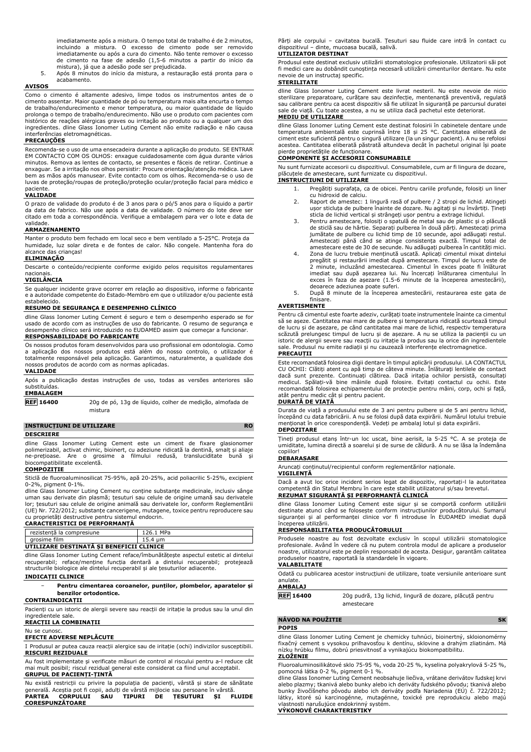imediatamente após a mistura. O tempo total de trabalho é de 2 minutos, incluindo a mistura. O excesso de cimento pode ser removido imediatamente ou após a cura do cimento. Não tente remover o excesso de cimento na fase de adesão (1,5-6 minutos a partir do início da mistura), já que a adesão pode ser prejudicada.
5. Após 8 minutos do início da mistura, a restauração está pronta para o acabamento.

**AVISOS**

Como o cimento é altamente adesivo, limpe todos os instrumentos antes de o cimento assentar. Maior quantidade de pó ou temperatura mais alta encurta o tempo de trabalho/endurecimento e menor temperatura, ou maior quantidade de líquido prolonga o tempo de trabalho/endurecimento. Não use o produto com pacientes com histórico de reações alérgicas graves ou irritação ao produto ou a qualquer um dos ingredientes. dline Glass Ionomer Luting Cement não emite radiação e não causa interferências eletromagnéticas.

**PRECAUÇÕES**

Recomenda-se o uso de uma ensecadeira durante a aplicação do produto. SE ENTRAR EM CONTACTO COM OS OLHOS: enxague cuidadosamente com água durante vários minutos. Remova as lentes de contacto, se presentes e fáceis de retirar. Continue a enxaguar. Se a irritação nos olhos persistir: Procure orientação/atenção médica. Lave bem as mãos após manusear. Evite contacto com os olhos. Recomenda-se o uso de luvas de proteção/roupas de proteção/proteção ocular/proteção facial para médico e paciente.

**VALIDADE**

O prazo de validade do produto é de 3 anos para o pó/5 anos para o líquido a partir da data de fabrico. Não use após a data de validade. O número do lote deve ser citado em toda a correspondência. Verifique a embalagem para ver o lote e data de validade.

**ARMAZENAMENTO**

Manter o produto bem fechado em local seco e bem ventilado a 5-25°C. Proteja da humidade, luz solar direta e de fontes de calor. Não congele. Mantenha fora do alcance das crianças!

**ELIMINAÇÃO**

Descarte o conteúdo/recipiente conforme exigido pelos requisitos regulamentares nacionais.

**VIGILÂNCIA**

Se qualquer incidente grave ocorrer em relação ao dispositivo, informe o fabricante e a autoridade competente do Estado-Membro em que o utilizador e/ou paciente está estabelecido.

**RESUMO DE SEGURANÇA E DESEMPENHO CLÍNICO**

dline Glass Ionomer Luting Cement é seguro e tem o desempenho esperado se for usado de acordo com as instruções de uso do fabricante. O resumo de segurança e desempenho clínico será introduzido no EUDAMED assim que começar a funcionar.

**RESPONSABILIDADE DO FABRICANTE**

Os nossos produtos foram desenvolvidos para uso profissional em odontologia. Como a aplicação dos nossos produtos está além do nosso controlo, o utilizador é totalmente responsável pela aplicação. Garantimos, naturalmente, a qualidade dos nossos produtos de acordo com as normas aplicadas.

**VALIDADE**

Após a publicação destas instruções de uso, todas as versões anteriores são substituídas.

**EMBALAGEM**

| REF 16400 | 20g de pó, 13g de líquido, colher de medição, almofada de mistura |
|---|---|

## INSTRUCȚIUNI DE UTILIZARE — RO

**DESCRIERE**

dline Glass Ionomer Luting Cement este un ciment de fixare glasionomer polimerizabil, activat chimic, bioinert, cu adeziune ridicată la dentină, smalț și aliaje ne-prețioase. Are o grosime a filmului redusă, transluciditate bună și biocompatibilitate excelentă.

**COMPOZIȚIE**

Sticlă de fluoroaluminosilicat 75-95%, apă 20-25%, acid poliacrilic 5-25%, excipient 0-2%, pigment 0-1%.

dline Glass Ionomer Luting Cement nu conține substanțe medicinale, inclusiv sânge uman sau derivate din plasmă; țesuturi sau celule de origine umană sau derivatele lor; țesuturi sau celule de origine animală sau derivatele lor, conform Reglementării (UE) Nr. 722/2012; substanțe cancerigene, mutagene, toxice pentru reproducere sau cu proprietăți destructive pentru sistemul endocrin.

**CARACTERISTICI DE PERFORMANȚĂ**

| rezistență la compresiune | 126.1 MPa |
|---|---|
| grosime film | 15.4 µm |

**UTILIZARE DESTINATĂ ȘI BENEFICII CLINICE**

dline Glass Ionomer Luting Cement reface/îmbunătățește aspectul estetic al dintelui recuperabil; reface/menține funcția dentară a dintelui recuperabil; protejează structurile biologice ale dintelui recuperabil și ale țesuturilor adiacente.

**INDICAȚII CLINICE**

- **Pentru cimentarea coroanelor, punților, plombelor, aparatelor și benzilor ortodontice.**

**CONTRAINDICAȚII**

Pacienți cu un istoric de alergii severe sau reacții de iritație la produs sau la unul din ingredientele sale.

**REACȚII LA COMBINAȚII**

Nu se cunosc.

**EFECTE ADVERSE NEPLĂCUTE**

I Produsul ar putea cauza reacții alergice sau de iritație (ochi) indivizilor susceptibili.

**RISCURI REZIDUALE**

Au fost implementate și verificate măsuri de control al riscului pentru a-l reduce cât mai mult posibil; riscul rezidual general este considerat ca fiind unul acceptabil.

**GRUPUL DE PACIENȚI-ȚINTĂ**

Nu există restricții cu privire la populația de pacienți, vârstă și stare de sănătate generală. Aceștia pot fi copii, adulți de vârstă mijlocie sau persoane în vârstă.

**PARTEA CORPULUI SAU TIPURI DE ȚESUTURI ȘI FLUIDE CORESPUNZĂTOARE**

Părți ale corpului – cavitatea bucală. Țesuturi sau fluide care intră în contact cu dispozitivul – dinte, mucoasa bucală, salivă.

**UTILIZATOR DESTINAT**

Produsul este destinat exclusiv utilizării stomatologice profesionale. Utilizatorii săi pot fi medici care au dobândit cunoștința necesară utilizării cimenturilor dentare. Nu este nevoie de un instructaj specific.

**STERILITATE**

dline Glass Ionomer Luting Cement este livrat nesteril. Nu este nevoie de nicio sterilizare preparatoare, curățare sau dezinfecție, mentenanță preventivă, regulată sau calibrare pentru ca acest dispozitiv să fie utilizat în siguranță pe parcursul duratei sale de viață. Cu toate acestea, a nu se utiliza dacă pachetul este deteriorat.

**MEDIU DE UTILIZARE**

dline Glass Ionomer Luting Cement este destinat folosirii în cabinetele dentare unde temperatura ambientală este cuprinsă între 18 și 25 °C. Cantitatea eliberată de ciment este suficientă pentru o singură utilizare (la un singur pacient). A nu se refolosi acestea. Cantitatea eliberată păstrată altundeva decât în pachetul original își poate pierde proprietățile de funcționare.

**COMPONENTE ȘI ACCESORII CONSUMABILE**

Nu sunt furnizate accesorii cu dispozitivul. Consumabilele, cum ar fi lingura de dozare, plăcuțele de amestecare, sunt furnizate cu dispozitivul.

**INSTRUCȚIUNI DE UTILIZARE**

1. Pregătiți suprafața, ca de obicei. Pentru cariile profunde, folosiți un liner cu hidroxid de calciu.
2. Raport de amestec: 1 lingură rasă of pulbere / 2 stropi de lichid. Atingeți ușor sticluța de pulbere înainte de dozare. Nu agitați și nu învârtiți. Țineți sticla de lichid vertical și strângeți ușor pentru a extrage lichidul.
3. Pentru amestecare, folosiți o spatulă de metal sau de plastic și o plăcuță de sticlă sau de hârtie. Separați pulberea în două părți. Amestecați prima jumătate de pulbere cu lichid timp de 10 secunde, apoi adăugați restul. Amestecați până când se atinge consistența exactă. Timpul total de amestecare este de 30 de secunde. Nu adăugați pulberea în cantități mici.
4. Zona de lucru trebuie menținută uscată. Aplicați cimentul mixat dintelui pregătit și restaurării imediat după amestecare. Timpul de lucru este de 2 minute, incluzând amestecarea. Cimentul în exces poate fi înlăturat imediat sau după așezarea lui. Nu încercați înlăturarea cimentului în exces în faza de așezare (1.5-6 minute de la începerea amestecării), deoarece adeziunea poate suferi.
5. După 8 minute de la începerea amestecării, restaurarea este gata de finisare.

**AVERTISMENTE**

Pentru că cimentul este foarte adeziv, curățați toate instrumentele înainte ca cimentul să se așeze. Cantitatea mai mare de pulbere și temperatura ridicată scurtează timpul de lucru și de așezare, pe când cantitatea mai mare de lichid, respectiv temperatura scăzută prelungesc timpul de lucru și de așezare. A nu se utiliza la pacienții cu un istoric de alergii severe sau reacții cu iritație la produs sau la orice din ingredientele sale. Produsul nu emite radiații și nu cauzează interferențe electromagnetice.

**PRECAUȚII**

Este recomandată folosirea digii dentare în timpul aplicării produsului. LA CONTACTUL CU OCHII: Clătiți atent cu apă timp de câteva minute. Înlăturați lentilele de contact dacă sunt prezente. Continuați clătirea. Dacă iritația ochilor persistă, consultați medicul. Spălați-vă bine mâinile după folosire. Evitați contactul cu ochii. Este recomandată folosirea echipamentului de protecție pentru mâini, corp, ochi și față, atât pentru medic cât și pentru pacient.

**DURATĂ DE VIAȚĂ**

Durata de viață a produsului este de 3 ani pentru pulbere și de 5 ani pentru lichid, începând cu data fabricării. A nu se folosi după data expirării. Numărul lotului trebuie menționat în orice corespondență. Vedeți pe ambalaj lotul și data expirării.

**DEPOZITARE**

Țineți produsul etanș într-un loc uscat, bine aerisit, la 5-25 °C. A se proteja de umiditate, lumina directă a soarelui și de surse de căldură. A nu se lăsa la îndemâna copiilor!

**DEBARASARE**

Aruncați conținutul/recipientul conform reglementărilor naționale.

**VIGILENȚĂ**

Dacă a avut loc orice incident serios legat de dispozitiv, raportați-l la autoritatea competentă din Statul Membru în care este stabilit utilizatorul și/sau brevetul.

**REZUMAT SIGURANȚĂ ȘI PERFORMANȚĂ CLINICĂ**

dline Glass Ionomer Luting Cement este sigur și se comportă conform utilizării destinate atunci când se folosește conform instrucțiunilor producătorului. Sumarul siguranței și al performanței clinice vor fi introduse în EUDAMED imediat după începerea utilizării.

**RESPONSABILITATEA PRODUCĂTORULUI**

Produsele noastre au fost dezvoltate exclusiv în scopul utilizării stomatologice profesionale. Având în vedere că nu putem controla modul de aplicare a produselor noastre, utilizatorul este pe deplin responsabil de acesta. Desigur, garantăm calitatea produselor noastre, raportată la standardele în vigoare.

**VALABILITATE**

Odată cu publicarea acestor instrucțiuni de utilizare, toate versiunile anterioare sunt anulate.

**AMBALAJ**

| REF 16400 | 20g pudră, 13g lichid, lingură de dozare, plăcuță pentru amestecare |
|---|---|

## NÁVOD NA POUŽITIE — SK

**POPIS**

dline Glass Ionomer Luting Cement je chemicky tuhnúci, bioinertný, skloionomérny fixačný cement s vysokou priľnavosťou k dentínu, sklovine a drahým zliatinám. Má nízku hrúbku filmu, dobrú priesvitnosť a vynikajúcu biokompatibilitu.

**ZLOŽENIE**

Fluoroaluminosilikátové sklo 75-95 %, voda 20-25 %, kyselina polyakrylová 5-25 %, pomocná látka 0-2 %, pigment 0-1 %.

dline Glass Ionomer Luting Cement neobsahuje liečivá, vrátane derivátov ľudskej krvi alebo plazmy; tkanivá alebo bunky alebo ich deriváty ľudského pôvodu; tkanivá alebo bunky živočíšneho pôvodu alebo ich deriváty podľa Nariadenia (EÚ) č. 722/2012; látky, ktoré sú karcinogénne, mutagénne, toxické pre reprodukciu alebo majú vlastnosti narušujúce endokrinný systém.

**VÝKONOVÉ CHARAKTERISTIKY**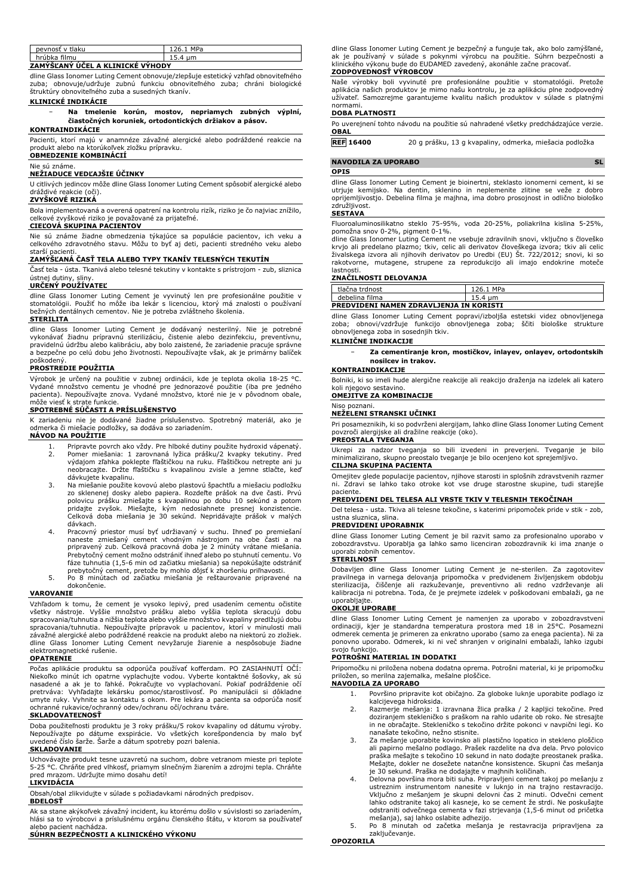| pevnosť v tlaku | 126.1 MPa |
|---|---|
| hrúbka filmu | 15.4 µm |

**ZAMÝŠĽANÝ ÚČEL A KLINICKÉ VÝHODY**

dline Glass Ionomer Luting Cement obnovuje/zlepšuje estetický vzhľad obnoviteľného zuba; obnovuje/udržuje zubnú funkciu obnoviteľného zuba; chráni biologické štruktúry obnoviteľného zuba a susedných tkanív.

**KLINICKÉ INDIKÁCIE**

- **Na tmelenie korún, mostov, nepriamych zubných výplní, čiastočných koruniek, ortodontických držiakov a pásov.**

**KONTRAINDIKÁCIE**

Pacienti, ktorí majú v anamnéze závažné alergické alebo podráždené reakcie na produkt alebo na ktorúkoľvek zložku prípravku.

**OBMEDZENIE KOMBINÁCIÍ**

Nie sú známe.

**NEŽIADUCE VEDĽAJŠIE ÚČINKY**

U citlivých jedincov môže dline Glass Ionomer Luting Cement spôsobiť alergické alebo dráždivé reakcie (oči).

**ZVYŠKOVÉ RIZIKÁ**

Bola implementovaná a overená opatrení na kontrolu rizík, riziko je čo najviac znížilo, celkové zvyškové riziko je považované za prijateľné.

**CIEĽOVÁ SKUPINA PACIENTOV**

Nie sú známe žiadne obmedzenia týkajúce sa populácie pacientov, ich veku a celkového zdravotného stavu. Môžu to byť aj deti, pacienti stredného veku alebo starší pacienti.

**ZAMÝŠĽANÁ ČASŤ TELA ALEBO TYPY TKANÍV TELESNÝCH TEKUTÍN**

Časť tela - ústa. Tkanivá alebo telesné tekutiny v kontakte s prístrojom - zub, sliznica ústnej dutiny, sliny.

**URČENÝ POUŽÍVATEĽ**

dline Glass Ionomer Luting Cement je vyvinutý len pre profesionálne použitie v stomatológii. Použiť ho môže iba lekár s licenciou, ktorý má znalosti o používaní bežných dentálnych cementov. Nie je potreba zvláštneho školenia.

**STERILITA**

dline Glass Ionomer Luting Cement je dodávaný nesterilný. Nie je potrebné vykonávať žiadnu prípravnú sterilizáciu, čistenie alebo dezinfekciu, preventívnu, pravidelnú údržbu alebo kalibráciu, aby bolo zaistené, že zariadenie pracuje správne a bezpečne po celú dobu jeho životnosti. Nepoužívajte však, ak je primárny balíček poškodený.

**PROSTREDIE POUŽITIA**

Výrobok je určený na použitie v zubnej ordinácii, kde je teplota okolia 18-25 °C. Vydané množstvo cementu je vhodné pre jednorazové použitie (iba pre jedného pacienta). Nepoužívajte znova. Vydané množstvo, ktoré nie je v pôvodnom obale, môže viesť k strate funkcie.

**SPOTREBNÉ SÚČASTI A PRÍSLUŠENSTVO**

K zariadeniu nie je dodávané žiadne príslušenstvo. Spotrebný materiál, ako je odmerka či miešacie podložky, sa dodáva so zariadením.

**NÁVOD NA POUŽITIE**

1. Pripravte povrch ako vždy. Pre hlboké dutiny použite hydroxid vápenatý.
2. Pomer miešania: 1 zarovnaná lyžica prášku/2 kvapky tekutiny. Pred výdajom zľahka poklepte fľaštičkou na ruku. Fľaštičkou netrepte ani ju neobracajte. Držte fľaštičku s kvapalinou zvisle a jemne stlačte, keď dávkujete kvapalinu.
3. Na miešanie použite kovovú alebo plastovú špachtľu a miešaciu podložku zo sklenenej dosky alebo papiera. Rozdeľte prášok na dve časti. Prvú polovicu prášku zmiešajte s kvapalinou po dobu 10 sekúnd a potom pridajte zvyšok. Miešajte, kým nedosiahnete presnej konzistencie. Celková doba miešania je 30 sekúnd. Nepridávajte prášok v malých dávkach.
4. Pracovný priestor musí byť udržiavaný v suchu. Ihneď po premiešaní naneste zmiešaný cement vhodným nástrojom na obe časti a na pripravený zub. Celková pracovná doba je 2 minúty vrátane miešania. Prebytočný cement možno odstrániť ihneď alebo po stuhnutí cementu. Vo fáze tuhnutia (1,5-6 min od začiatku miešania) sa nepokúšajte odstrániť prebytočný cement, pretože by mohlo dôjsť k zhoršeniu priľnavosti.
5. Po 8 minútach od začiatku miešania je reštaurovanie pripravené na dokončenie.

**VAROVANIE**

Vzhľadom k tomu, že cement je vysoko lepivý, pred usadením cementu očistite všetky nástroje. Vyššie množstvo prášku alebo vyššia teplota skracujú dobu spracovania/tuhnutia a nižšia teplota alebo vyššie množstvo kvapaliny predlžujú dobu spracovania/tuhnutia. Nepoužívajte prípravok u pacientov, ktorí v minulosti mali závažné alergické alebo podráždené reakcie na produkt alebo na niektorú zo zložiek. dline Glass Ionomer Luting Cement nevyžaruje žiarenie a nespôsobuje žiadne elektromagnetické rušenie.

**OPATRENIE**

Počas aplikácie produktu sa odporúča používať kofferdam. PO ZASIAHNUTÍ OČÍ: Niekoľko minút ich opatrne vyplachujte vodou. Vyberte kontaktné šošovky, ak sú nasadené a ak je to ľahké. Pokračujte vo vyplachovaní. Pokiaľ podráždenie očí pretrváva: Vyhľadajte lekársku pomoc/starostlivosť. Po manipulácii si dôkladne umyte ruky. Vyhnite sa kontaktu s okom. Pre lekára a pacienta sa odporúča nosiť ochranné rukavice/ochranný odev/ochranu očí/ochranu tváre.

**SKLADOVATEĽNOSŤ**

Doba použiteľnosti produktu je 3 roky prášku/5 rokov kvapaliny od dátumu výroby. Nepoužívajte po dátume expirácie. Vo všetkých korešpondencia by malo byť uvedené číslo šarže. Šarže a dátum spotreby pozri balenia.

**SKLADOVANIE**

Uchovávajte produkt tesne uzavretú na suchom, dobre vetranom mieste pri teplote 5-25 °C. Chráňte pred vlhkosť, priamym slnečným žiarením a zdrojmi tepla. Chráňte pred mrazom. Udržujte mimo dosahu detí!

**LIKVIDÁCIA**

Obsah/obal zlikvidujte v súlade s požiadavkami národných predpisov.

**BDELOSŤ**

Ak sa stane akýkoľvek závažný incident, ku ktorému došlo v súvislosti so zariadením, hlási sa to výrobcovi a príslušnému orgánu členského štátu, v ktorom sa používateľ alebo pacient nachádza.

**SÚHRN BEZPEČNOSTI A KLINICKÉHO VÝKONU**

dline Glass Ionomer Luting Cement je bezpečný a funguje tak, ako bolo zamýšľané, ak je používaný v súlade s pokynmi výrobcu na použitie. Súhrn bezpečnosti a klinického výkonu bude do EUDAMED zavedený, akonáhle začne pracovať.

**ZODPOVEDNOSŤ VÝROBCOV**

Naše výrobky boli vyvinuté pre profesionálne použitie v stomatológii. Pretože aplikácia našich produktov je mimo našu kontrolu, je aplikáciu plne zodpovedný užívateľ. Samozrejme garantujeme kvalitu našich produktov v súlade s platnými normami.

**DOBA PLATNOSTI**

Po uverejnení tohto návodu na použitie sú nahradené všetky predchádzajúce verzie.

**OBAL**

| **REF 16400** | 20 g prášku, 13 g kvapaliny, odmerka, miešacia podložka |
|---|---|

## NAVODILA ZA UPORABO — SL

**OPIS**

dline Glass Ionomer Luting Cement je bioinertni, steklasto ionomerni cement, ki se utrjuje kemijsko. Na dentin, sklenino in neplemenite zlitine se veže z dobro oprijemljivostjo. Debelina filma je majhna, ima dobro prosojnost in odlično biološko združljivost.

**SESTAVA**

Fluoroaluminosilikatno steklo 75-95%, voda 20-25%, poliakrilna kislina 5-25%, pomožna snov 0-2%, pigment 0-1%.
dline Glass Ionomer Luting Cement ne vsebuje zdravilnih snovi, vključno s človeško krvjo ali predelano plazmo; tkiv, celic ali derivatov človeškega izvora; tkiv ali celic živalskega izvora ali njihovih derivatov po Uredbi (EU) Št. 722/2012; snovi, ki so rakotvorne, mutagene, strupene za reprodukcijo ali imajo endokrine moteče lastnosti.

**ZNAČILNOSTI DELOVANJA**

| tlačna trdnost | 126.1 MPa |
|---|---|
| debelina filma | 15.4 µm |

**PREDVIDENI NAMEN ZDRAVLJENJA IN KORISTI**

dline Glass Ionomer Luting Cement popravi/izboljša estetski videz obnovljenega zoba; obnovi/vzdržuje funkcijo obnovljenega zoba; ščiti biološke strukture obnovljenega zoba in sosednjih tkiv.

**KLINIČNE INDIKACIJE**

- **Za cementiranje kron, mostičkov, inlayev, onlayev, ortodontskih nosilcev in trakov.**

**KONTRAINDIKACIJE**

Bolniki, ki so imeli hude alergične reakcije ali reakcijo draženja na izdelek ali katero koli njegovo sestavino.

**OMEJITVE ZA KOMBINACIJE**

Niso poznani.

**NEŽELENI STRANSKI UČINKI**

Pri posameznikih, ki so podvrženi alergijam, lahko dline Glass Ionomer Luting Cement povzroči alergijske ali dražilne reakcije (oko).

**PREOSTALA TVEGANJA**

Ukrepi za nadzor tveganja so bili izvedeni in preverjeni. Tveganje je bilo minimalizirano, skupno preostalo tveganje je bilo ocenjeno kot sprejemljivo.

**CILJNA SKUPINA PACIENTA**

Omejitev glede populacije pacientov, njihove starosti in splošnih zdravstvenih razmer ni. Zdravi se lahko tako otroke kot vse druge starostne skupine, tudi starejše paciente.

**PREDVIDENI DEL TELESA ALI VRSTE TKIV V TELESNIH TEKOČINAH**

Del telesa - usta. Tkiva ali telesne tekočine, s katerimi pripomoček pride v stik - zob, ustna sluznica, slina.

**PREDVIDENI UPORABNIK**

dline Glass Ionomer Luting Cement je bil razvit samo za profesionalno uporabo v zobozdravstvu. Uporablja ga lahko samo licenciran zobozdravnik ki ima znanje o uporabi zobnih cementov.

**STERILNOST**

Dobavljen dline Glass Ionomer Luting Cement je ne-sterilen. Za zagotovitev pravilnega in varnega delovanja pripomočka v predvidenem življenjskem obdobju sterilizacija, čiščenje ali razkuževanje, preventivno ali redno vzdrževanje ali kalibracija ni potrebna. Toda, če je prejmete izdelek v poškodovani embalaži, ga ne uporabljajte.

**OKOLJE UPORABE**

dline Glass Ionomer Luting Cement je namenjen za uporabo v zobozdravstveni ordinaciji, kjer je standardna temperatura prostora med 18 in 25°C. Posamezni odmerek cementa je primeren za enkratno uporabo (samo za enega pacienta). Ni za ponovno uporabo. Odmerek, ki ni več shranjen v originalni embalaži, lahko izgubi svojo funkcijo.

**POTROŠNI MATERIAL IN DODATKI**

Pripomočku ni priložena nobena dodatna oprema. Potrošni material, ki je pripomočku priložen, so merilna zajemalka, mešalne ploščice.

**NAVODILA ZA UPORABO**

1. Površino pripravite kot običajno. Za globoke luknje uporabite podlago iz kalcijevega hidroksida.
2. Razmerje mešanja: 1 izravnana žlica praška / 2 kapljici tekočine. Pred doziranjem steklenico s praškom na rahlo udarite ob roko. Ne stresajte in ne obračajte. Stekleničko s tekočino držite pokonci v navpični legi. Ko nanašate tekočino, nežno stisnite.
3. Za mešanje uporabite kovinsko ali plastično lopatico in stekleno ploščico ali papirno mešalno podlago. Prašek razdelite na dva dela. Prvo polovico praška mešajte s tekočino 10 sekund in nato dodajte preostanek praška. Mešajte, dokler ne dosežete natančne konsistence. Skupni čas mešanja je 30 sekund. Praška ne dodajajte v majhnih količinah.
4. Delovna površina mora biti suha. Pripravljeni cement takoj po mešanju z ustreznim instrumentom nanesite v luknjo in na trajno restavracijo. Vključno z mešanjem je skupni delovni čas 2 minuti. Odvečni cement lahko odstranite takoj ali kasneje, ko se cement že strdi. Ne poskušajte odstraniti odvečnega cementa v fazi strjevanja (1,5-6 minut od pričetka mešanja), saj lahko oslabite adhezijo.
5. Po 8 minutah od začetka mešanja je restavracija pripravljena za zaključevanje.

**OPOZORILA**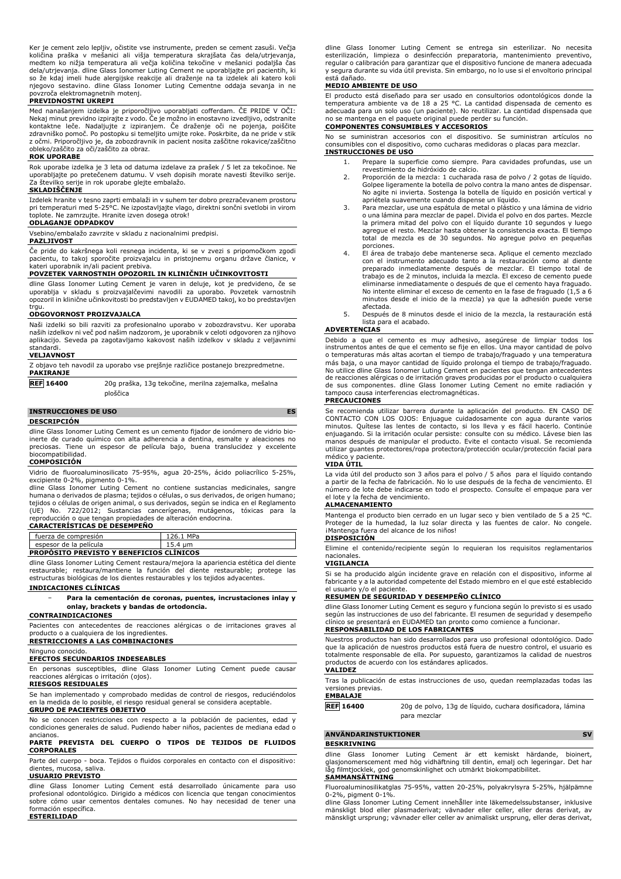Ker je cement zelo lepljiv, očistite vse instrumente, preden se cement zasuši. Večja količina praška v mešanici ali višja temperatura skrajšata čas dela/utrjevanja, medtem ko nižja temperatura ali večja količina tekočine v mešanici podaljša čas dela/utrjevanja. dline Glass Ionomer Luting Cement ne uporabljajte pri pacientih, ki so že kdaj imeli hude alergijske reakcije ali draženje na ta izdelek ali katero koli njegovo sestavino. dline Glass Ionomer Luting Cementne oddaja sevanja in ne povzroča elektromagnetnih motenj.

**PREVIDNOSTNI UKREPI**

Med nanašanjem izdelka je priporočljivo uporabljati cofferdam. ČE PRIDE V OČI: Nekaj minut previdno izpirajte z vodo. Če je možno in enostavno izvedljivo, odstranite kontaktne leče. Nadaljujte z izpiranjem. Če draženje oči ne pojenja, poiščite zdravniško pomoč. Po postopku si temeljito umijte roke. Poskrbite, da ne pride v stik z očmi. Priporočljivo je, da zobozdravnik in pacient nosita zaščitne rokavice/zaščitno obleko/zaščito za oči/zaščito za obraz.

**ROK UPORABE**

Rok uporabe izdelka je 3 leta od datuma izdelave za prašek / 5 let za tekočinoe. Ne uporabljajte po pretečenem datumu. V vseh dopisih morate navesti številko serije. Za številko serije in rok uporabe glejte embalažo.

**SKLADIŠČENJE**

Izdelek hranite v tesno zaprti embalaži in v suhem ter dobro prezračevanem prostoru pri temperaturi med 5-25°C. Ne izpostavljajte vlago, direktni sončni svetlobi in virom toplote. Ne zamrzujte. Hranite izven dosega otrok!

**ODLAGANJE ODPADKOV**

Vsebino/embalažo zavrzite v skladu z nacionalnimi predpisi.

**PAZLJIVOST**

Če pride do kakršnega koli resnega incidenta, ki se v zvezi s pripomočkom zgodi pacientu, to takoj sporočite proizvajalcu in pristojnemu organu države članice, v kateri uporabnik in/ali pacient prebiva.

**POVZETEK VARNOSTNIH OPOZORIL IN KLINIČNIH UČINKOVITOSTI**

dline Glass Ionomer Luting Cement je varen in deluje, kot je predvideno, če se uporablja v skladu s proizvajalčevimi navodili za uporabo. Povzetek varnostnih opozoril in klinične učinkovitosti bo predstavljen v EUDAMED takoj, ko bo predstavljen trgu.

**ODGOVORNOST PROIZVAJALCA**

Naši izdelki so bili razviti za profesionalno uporabo v zobozdravstvu. Ker uporaba naših izdelkov ni več pod našim nadzorom, je uporabnik v celoti odgovoren za njihovo aplikacijo. Seveda pa zagotavljamo kakovost naših izdelkov v skladu z veljavnimi standardi.

**VELJAVNOST**

Z objavo teh navodil za uporabo vse prejšnje različice postanejo brezpredmetne.

**PAKIRANJE**

| REF 16400 | 20g praška, 13g tekočine, merilna zajemalka, mešalna ploščica |
|---|---|

## INSTRUCCIONES DE USO — ES

**DESCRIPCIÓN**

dline Glass Ionomer Luting Cement es un cemento fijador de ionómero de vidrio bio-inerte de curado químico con alta adherencia a dentina, esmalte y aleaciones no preciosas. Tiene un espesor de película bajo, buena translucidez y excelente biocompatibilidad.

**COMPOSICIÓN**

Vidrio de fluoroaluminosilicato 75-95%, agua 20-25%, ácido poliacrílico 5-25%, excipiente 0-2%, pigmento 0-1%.

dline Glass Ionomer Luting Cement no contiene sustancias medicinales, sangre humana o derivados de plasma; tejidos o células, o sus derivados, de origen humano; tejidos o células de origen animal, o sus derivados, según se indica en el Reglamento (UE) No. 722/2012; Sustancias cancerígenas, mutágenos, tóxicas para la reproducción o que tengan propiedades de alteración endocrina.

**CARACTERÍSTICAS DE DESEMPEÑO**

| fuerza de compresión | 126.1 MPa |
|---|---|
| espesor de la película | 15.4 µm |

**PROPÓSITO PREVISTO Y BENEFICIOS CLÍNICOS**

dline Glass Ionomer Luting Cement restaura/mejora la apariencia estética del diente restaurable; restaura/mantiene la función del diente restaurable; protege las estructuras biológicas de los dientes restaurables y los tejidos adyacentes.

**INDICACIONES CLÍNICAS**

- **Para la cementación de coronas, puentes, incrustaciones inlay y onlay, brackets y bandas de ortodoncia.**

**CONTRAINDICACIONES**

Pacientes con antecedentes de reacciones alérgicas o de irritaciones graves al producto o a cualquiera de los ingredientes.

**RESTRICCIONES A LAS COMBINACIONES**

Ninguno conocido.

**EFECTOS SECUNDARIOS INDESEABLES**

En personas susceptibles, dline Glass Ionomer Luting Cement puede causar reacciones alérgicas o irritación (ojos).

**RIESGOS RESIDUALES**

Se han implementado y comprobado medidas de control de riesgos, reduciéndolos en la medida de lo posible, el riesgo residual general se considera aceptable.

**GRUPO DE PACIENTES OBJETIVO**

No se conocen restricciones con respecto a la población de pacientes, edad y condiciones generales de salud. Pudiendo haber niños, pacientes de mediana edad o ancianos.

**PARTE PREVISTA DEL CUERPO O TIPOS DE TEJIDOS DE FLUIDOS CORPORALES**

Parte del cuerpo - boca. Tejidos o fluidos corporales en contacto con el dispositivo: dientes, mucosa, saliva.

**USUARIO PREVISTO**

dline Glass Ionomer Luting Cement está desarrollado únicamente para uso profesional odontológico. Dirigido a médicos con licencia que tengan conocimientos sobre cómo usar cementos dentales comunes. No hay necesidad de tener una formación específica.

**ESTERILIDAD**

dline Glass Ionomer Luting Cement se entrega sin esterilizar. No necesita esterilización, limpieza o desinfección preparatoria, mantenimiento preventivo, regular o calibración para garantizar que el dispositivo funcione de manera adecuada y segura durante su vida útil prevista. Sin embargo, no lo use si el envoltorio principal está dañado.

**MEDIO AMBIENTE DE USO**

El producto está diseñado para ser usado en consultorios odontológicos donde la temperatura ambiente va de 18 a 25 °C. La cantidad dispensada de cemento es adecuada para un solo uso (un paciente). No reutilizar. La cantidad dispensada que no se mantenga en el paquete original puede perder su función.

**COMPONENTES CONSUMIBLES Y ACCESORIOS**

No se suministran accesorios con el dispositivo. Se suministran artículos no consumibles con el dispositivo, como cucharas medidoras o placas para mezclar.

**INSTRUCCIONES DE USO**

1. Prepare la superficie como siempre. Para cavidades profundas, use un revestimiento de hidróxido de calcio.
2. Proporción de la mezcla: 1 cucharada rasa de polvo / 2 gotas de líquido. Golpee ligeramente la botella de polvo contra la mano antes de dispensar. No agite ni invierta. Sostenga la botella de líquido en posición vertical y apriétela suavemente cuando dispense un líquido.
3. Para mezclar, use una espátula de metal o plástico y una lámina de vidrio o una lámina para mezclar de papel. Divida el polvo en dos partes. Mezcle la primera mitad del polvo con el líquido durante 10 segundos y luego agregue el resto. Mezclar hasta obtener la consistencia exacta. El tiempo total de mezcla es de 30 segundos. No agregue polvo en pequeñas porciones.
4. El área de trabajo debe mantenerse seca. Aplique el cemento mezclado con el instrumento adecuado tanto a la restauración como al diente preparado inmediatamente después de mezclar. El tiempo total de trabajo es de 2 minutos, incluida la mezcla. El exceso de cemento puede eliminarse inmediatamente o después de que el cemento haya fraguado. No intente eliminar el exceso de cemento en la fase de fraguado (1,5 a 6 minutos desde el inicio de la mezcla) ya que la adhesión puede verse afectada.
5. Después de 8 minutos desde el inicio de la mezcla, la restauración está lista para el acabado.

**ADVERTENCIAS**

Debido a que el cemento es muy adhesivo, asegúrese de limpiar todos los instrumentos antes de que el cemento se fije en ellos. Una mayor cantidad de polvo o temperaturas más altas acortan el tiempo de trabajo/fraguado y una temperatura más baja, o una mayor cantidad de líquido prolonga el tiempo de trabajo/fraguado. No utilice dline Glass Ionomer Luting Cement en pacientes que tengan antecedentes de reacciones alérgicas o de irritación graves producidas por el producto o cualquiera de sus componentes. dline Glass Ionomer Luting Cement no emite radiación y tampoco causa interferencias electromagnéticas.

**PRECAUCIONES**

Se recomienda utilizar barrera durante la aplicación del producto. EN CASO DE CONTACTO CON LOS OJOS: Enjuague cuidadosamente con agua durante varios minutos. Quítese las lentes de contacto, si los lleva y es fácil hacerlo. Continúe enjuagando. Si la irritación ocular persiste: consulte con su médico. Lávese bien las manos después de manipular el producto. Evite el contacto visual. Se recomienda utilizar guantes protectores/ropa protectora/protección ocular/protección facial para médico y paciente.

**VIDA ÚTIL**

La vida útil del producto son 3 años para el polvo / 5 años para el líquido contando a partir de la fecha de fabricación. No lo use después de la fecha de vencimiento. El número de lote debe indicarse en todo el prospecto. Consulte el empaque para ver el lote y la fecha de vencimiento.

**ALMACENAMIENTO**

Mantenga el producto bien cerrado en un lugar seco y bien ventilado de 5 a 25 °C. Proteger de la humedad, la luz solar directa y las fuentes de calor. No congele. ¡Mantenga fuera del alcance de los niños!

**DISPOSICIÓN**

Elimine el contenido/recipiente según lo requieran los requisitos reglamentarios nacionales.

**VIGILANCIA**

Si se ha producido algún incidente grave en relación con el dispositivo, informe al fabricante y a la autoridad competente del Estado miembro en el que esté establecido el usuario y/o el paciente.

**RESUMEN DE SEGURIDAD Y DESEMPEÑO CLÍNICO**

dline Glass Ionomer Luting Cement es seguro y funciona según lo previsto si es usado según las instrucciones de uso del fabricante. El resumen de seguridad y desempeño clínico se presentará en EUDAMED tan pronto como comience a funcionar.

**RESPONSABILIDAD DE LOS FABRICANTES**

Nuestros productos han sido desarrollados para uso profesional odontológico. Dado que la aplicación de nuestros productos está fuera de nuestro control, el usuario es totalmente responsable de ella. Por supuesto, garantizamos la calidad de nuestros productos de acuerdo con los estándares aplicados.

**VALIDEZ**

Tras la publicación de estas instrucciones de uso, quedan reemplazadas todas las versiones previas.

**EMBALAJE**

| REF 16400 | 20g de polvo, 13g de líquido, cuchara dosificadora, lámina para mezclar |
|---|---|

## ANVÄNDARINSTUKTIONER — SV

**BESKRIVNING**

dline Glass Ionomer Luting Cement är ett kemiskt härdande, bioinert, glasjonomerscement med hög vidhäftning till dentin, emalj och legeringar. Det har låg filmtjocklek, god genomskinlighet och utmärkt biokompatibilitet.

**SAMMANSÄTTNING**

Fluoroaluminosilikatglas 75-95%, vatten 20-25%, polyakrylsyra 5-25%, hjälpämne 0-2%, pigment 0-1%.

dline Glass Ionomer Luting Cement innehåller inte läkemedelssubstanser, inklusive mänskligt blod eller plasmaderivat; vävnader eller celler, eller deras derivat, av mänskligt ursprung; vävnader eller celler av animaliskt ursprung, eller deras derivat,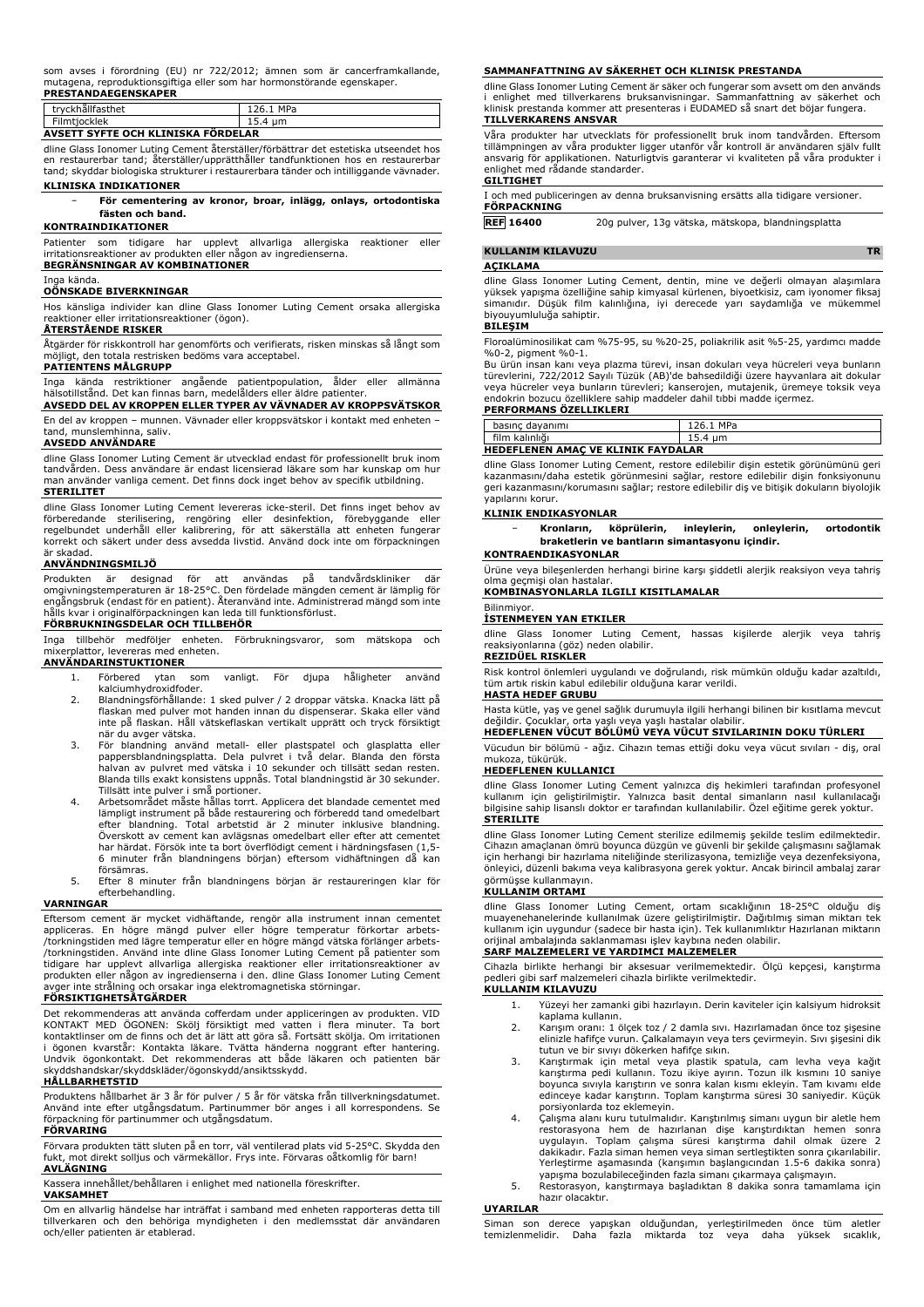som avses i förordning (EU) nr 722/2012; ämnen som är cancerframkallande, mutagena, reproduktionsgiftiga eller som har hormonstörande egenskaper.

**PRESTANDAEGENSKAPER**

| tryckhållfasthet | 126.1 MPa |
|---|---|
| Filmtjocklek | 15.4 µm |

**AVSETT SYFTE OCH KLINISKA FÖRDELAR**

dline Glass Ionomer Luting Cement återställer/förbättrar det estetiska utseendet hos en restaurerbar tand; återställer/upprätthåller tandfunktionen hos en restaurerbar tand; skyddar biologiska strukturer i restaurerbara tänder och intilliggande vävnader.

**KLINISKA INDIKATIONER**

- **För cementering av kronor, broar, inlägg, onlays, ortodontiska fästen och band.**

**KONTRAINDIKATIONER**

Patienter som tidigare har upplevt allvarliga allergiska reaktioner eller irritationsreaktioner av produkten eller någon av ingredienserna.

**BEGRÄNSNINGAR AV KOMBINATIONER**

Inga kända.

**OÖNSKADE BIVERKNINGAR**

Hos känsliga individer kan dline Glass Ionomer Luting Cement orsaka allergiska reaktioner eller irritationsreaktioner (ögon).

**ÅTERSTÅENDE RISKER**

Åtgärder för riskkontroll har genomförts och verifierats, risken minskas så långt som möjligt, den totala restrisken bedöms vara acceptabel.

**PATIENTENS MÅLGRUPP**

Inga kända restriktioner angående patientpopulation, ålder eller allmänna hälsotillstånd. Det kan finnas barn, medelålders eller äldre patienter.

**AVSEDD DEL AV KROPPEN ELLER TYPER AV VÄVNADER AV KROPPSVÄTSKOR**

En del av kroppen – munnen. Vävnader eller kroppsvätskor i kontakt med enheten – tand, munslemhinna, saliv.

**AVSEDD ANVÄNDARE**

dline Glass Ionomer Luting Cement är utvecklad endast för professionellt bruk inom tandvården. Dess användare är endast licensierad läkare som har kunskap om hur man använder vanliga cement. Det finns dock inget behov av specifik utbildning.

**STERILITET**

dline Glass Ionomer Luting Cement levereras icke-steril. Det finns inget behov av förberedande sterilisering, rengöring eller desinfektion, förebyggande eller regelbundet underhåll eller kalibrering, för att säkerställa att enheten fungerar korrekt och säkert under dess avsedda livstid. Använd dock inte om förpackningen är skadad.

**ANVÄNDNINGSMILJÖ**

Produkten är designad för att användas på tandvårdskliniker där omgivningstemperaturen är 18-25°C. Den fördelade mängden cement är lämplig för engångsbruk (endast för en patient). Återanvänd inte. Administrerad mängd som inte hålls kvar i originalförpackningen kan leda till funktionsförlust.

**FÖRBRUKNINGSDELAR OCH TILLBEHÖR**

Inga tillbehör medföljer enheten. Förbrukningsvaror, som mätskopa och mixerplattor, levereras med enheten.

**ANVÄNDARINSTUKTIONER**

1. Förbered ytan som vanligt. För djupa håligheter använd kalciumhydroxidfoder.
2. Blandningsförhållande: 1 sked pulver / 2 droppar vätska. Knacka lätt på flaskan med pulver mot handen innan du dispenserar. Skaka eller vänd inte på flaskan. Håll vätskeflaskan vertikalt upprätt och tryck försiktigt när du avger vätska.
3. För blandning använd metall- eller plastspatel och glasplatta eller pappersblandningsplatta. Dela pulvret i två delar. Blanda den första halvan av pulvret med vätska i 10 sekunder och tillsätt sedan resten. Blanda tills exakt konsistens uppnås. Total blandningstid är 30 sekunder. Tillsätt inte pulver i små portioner.
4. Arbetsområdet måste hållas torrt. Applicera det blandade cementet med lämpligt instrument på både restaurering och förberedd tand omedelbart efter blandning. Total arbetstid är 2 minuter inklusive blandning. Överskott av cement kan avlägsnas omedelbart eller efter att cementet har härdat. Försök inte ta bort överflödigt cement i härdningsfasen (1,5-6 minuter från blandningens början) eftersom vidhäftningen då kan försämras.
5. Efter 8 minuter från blandningens början är restaureringen klar för efterbehandling.

**VARNINGAR**

Eftersom cement är mycket vidhäftande, rengör alla instrument innan cementet appliceras. En högre mängd pulver eller högre temperatur förkortar arbets-/torkningstiden med lägre temperatur eller en högre mängd vätska förlänger arbets-/torkningstiden. Använd inte dline Glass Ionomer Luting Cement på patienter som tidigare har upplevt allvarliga allergiska reaktioner eller irritationsreaktioner av produkten eller någon av ingredienserna i den. dline Glass Ionomer Luting Cement avger inte strålning och orsakar inga elektromagnetiska störningar.

**FÖRSIKTIGHETSÅTGÄRDER**

Det rekommenderas att använda cofferdam under appliceringen av produkten. VID KONTAKT MED ÖGONEN: Skölj försiktigt med vatten i flera minuter. Ta bort kontaktlinser om de finns och det är lätt att göra så. Fortsätt skölja. Om irritationen i ögonen kvarstår: Kontakta läkare. Tvätta händerna noggrant efter hantering. Undvik ögonkontakt. Det rekommenderas att både läkaren och patienten bär skyddshandskar/skyddskläder/ögonskydd/ansiktsskydd.

**HÅLLBARHETSTID**

Produktens hållbarhet är 3 år för pulver / 5 år för vätska från tillverkningsdatumet. Använd inte efter utgångsdatum. Partinummer bör anges i all korrespondens. Se förpackning för partinummer och utgångsdatum.

**FÖRVARING**

Förvara produkten tätt sluten på en torr, väl ventilerad plats vid 5-25°C. Skydda den fukt, mot direkt solljus och värmekällor. Frys inte. Förvaras oåtkomlig för barn!

**AVLÄGNING**

Kassera innehållet/behållaren i enlighet med nationella föreskrifter.

**VAKSAMHET**

Om en allvarlig händelse har inträffat i samband med enheten rapporteras detta till tillverkaren och den behöriga myndigheten i den medlemsstat där användaren och/eller patienten är etablerad.

**SAMMANFATTNING AV SÄKERHET OCH KLINISK PRESTANDA**

dline Glass Ionomer Luting Cement är säker och fungerar som avsett om den används i enlighet med tillverkarens bruksanvisningar. Sammanfattning av säkerhet och klinisk prestanda kommer att presenteras i EUDAMED så snart det böjar fungera.

**TILLVERKARENS ANSVAR**

Våra produkter har utvecklats för professionellt bruk inom tandvården. Eftersom tillämpningen av våra produkter ligger utanför vår kontroll är användaren själv fullt ansvarig för applikationen. Naturligtvis garanterar vi kvaliteten på våra produkter i enlighet med rådande standarder.

**GILTIGHET**

I och med publiceringen av denna bruksanvisning ersätts alla tidigare versioner.

**FÖRPACKNING**

**REF 16400** 20g pulver, 13g vätska, mätskopa, blandningsplatta

## KULLANIM KILAVUZU TR

**AÇIKLAMA**

dline Glass Ionomer Luting Cement, dentin, mine ve değerli olmayan alaşımlara yüksek yapışma özelliğine sahip kimyasal kürlenen, biyoetkisiz, cam iyonomer fiksaj simanıdır. Düşük film kalınlığına, iyi derecede yarı saydamlığa ve mükemmel biyouyumluluğa sahiptir.

**BILEŞIM**

Floroalüminosilikat cam %75-95, su %20-25, poliakrilik asit %5-25, yardımcı madde %0-2, pigment %0-1.

Bu ürün insan kanı veya plazma türevi, insan dokuları veya hücreleri veya bunların türevlerini, 722/2012 Sayılı Tüzük (AB)'de bahsedildiği üzere hayvanlara ait dokular veya hücreler veya bunların türevleri; kanserojen, mutajenik, üremeye toksik veya endokrin bozucu özelliklere sahip maddeler dahil tıbbi madde içermez.

**PERFORMANS ÖZELLIKLERI**

| basınç dayanımı | 126.1 MPa |
|---|---|
| film kalınlığı | 15.4 µm |

**HEDEFLENEN AMAÇ VE KLINIK FAYDALAR**

dline Glass Ionomer Luting Cement, restore edilebilir dişin estetik görünümünü geri kazanmasını/daha estetik görünmesini sağlar, restore edilebilir dişin fonksiyonunu geri kazanmasını/korumasını sağlar; restore edilebilir diş ve bitişik dokuların biyolojik yapılarını korur.

**KLINIK ENDIKASYONLAR**

- **Kronların, köprülerin, inleylerin, onleylerin, ortodontik braketlerin ve bantların simantasyonu içindir.**

**KONTRAENDIKASYONLAR**

Ürüne veya bileşenlerden herhangi birine karşı şiddetli alerjik reaksiyon veya tahriş olma geçmişi olan hastalar.

**KOMBINASYONLARLA ILGILI KISITLAMALAR**

Bilinmiyor.

**İSTENMEYEN YAN ETKILER**

dline Glass Ionomer Luting Cement, hassas kişilerde alerjik veya tahriş reaksiyonlarına (göz) neden olabilir.

**REZIDÜEL RISKLER**

Risk kontrol önlemleri uygulandı ve doğrulandı, risk mümkün olduğu kadar azaltıldı, tüm artık riskin kabul edilebilir olduğuna karar verildi.

**HASTA HEDEF GRUBU**

Hasta kütle, yaş ve genel sağlık durumuyla ilgili herhangi bilinen bir kısıtlama mevcut değildir. Çocuklar, orta yaşlı veya yaşlı hastalar olabilir.

**HEDEFLENEN VÜCUT BÖLÜMÜ VEYA VÜCUT SIVILARININ DOKU TÜRLERI**

Vücudun bir bölümü - ağız. Cihazın temas ettiği doku veya vücut sıvıları - diş, oral mukoza, tükürük.

**HEDEFLENEN KULLANICI**

dline Glass Ionomer Luting Cement yalnızca diş hekimleri tarafından profesyonel kullanım için geliştirilmiştir. Yalnızca basit dental simanların nasıl kullanılacağı bilgisine sahip lisanslı doktor er tarafından kullanılabilir. Özel eğitime gerek yoktur.

**STERILITE**

dline Glass Ionomer Luting Cement sterilize edilmemiş şekilde teslim edilmektedir. Cihazın amaçlanan ömrü boyunca düzgün ve güvenli bir şekilde çalışmasını sağlamak için herhangi bir hazırlama niteliğinde sterilizasyona, temizliğe veya dezenfeksiyona, önleyici, düzenli bakıma veya kalibrasyona gerek yoktur. Ancak birincil ambalaj zarar görmüşse kullanmayın.

**KULLANIM ORTAMI**

dline Glass Ionomer Luting Cement, ortam sıcaklığının 18-25°C olduğu diş muayenehanelerinde kullanılmak üzere geliştirilmiştir. Dağıtılmış siman miktarı tek kullanım için uygundur (sadece bir hasta için). Tek kullanımlıktır Hazırlanan miktarın orijinal ambalajında saklanmaması işlev kaybına neden olabilir.

**SARF MALZEMELERI VE YARDIMCI MALZEMELER**

Cihazla birlikte herhangi bir aksesuar verilmemektedir. Ölçü kepçesi, karıştırma pedleri gibi sarf malzemeleri cihazla birlikte verilmektedir.

**KULLANIM KILAVUZU**

1. Yüzeyi her zamanki gibi hazırlayın. Derin kaviteler için kalsiyum hidroksit kaplama kullanın.
2. Karışım oranı: 1 ölçek toz / 2 damla sıvı. Hazırlamadan önce toz şişesine elinizle hafifçe vurun. Çalkalamayın veya ters çevirmeyin. Sıvı şişesini dik tutun ve bir sıvıyı dökerken hafifçe sıkın.
3. Karıştırmak için metal veya plastik spatula, cam levha veya kağıt karıştırma pedi kullanın. Tozu ikiye ayırın. Tozun ilk kısmını 10 saniye boyunca sıvıyla karıştırın ve sonra kalan kısmı ekleyin. Tam kıvamı elde edinceye kadar karıştırın. Toplam karıştırma süresi 30 saniyedir. Küçük porsiyonlarda toz eklemeyin.
4. Çalışma alanı kuru tutulmalıdır. Karıştırılmış simanı uygun bir aletle hem restorasyona hem de hazırlanan dişe karıştırdıktan hemen sonra uygulayın. Toplam çalışma süresi karıştırma dahil olmak üzere 2 dakikadır. Fazla siman hemen veya siman sertleştikten sonra çıkarılabilir. Yerleştirme aşamasında (karışımın başlangıcından 1.5-6 dakika sonra) yapışma bozulabileceğinden fazla simanı çıkarmaya çalışmayın.
5. Restorasyon, karıştırmaya başladıktan 8 dakika sonra tamamlama için hazır olacaktır.

**UYARILAR**

Siman son derece yapışkan olduğundan, yerleştirilmeden önce tüm aletler temizlenmelidir. Daha fazla miktarda toz veya daha yüksek sıcaklık,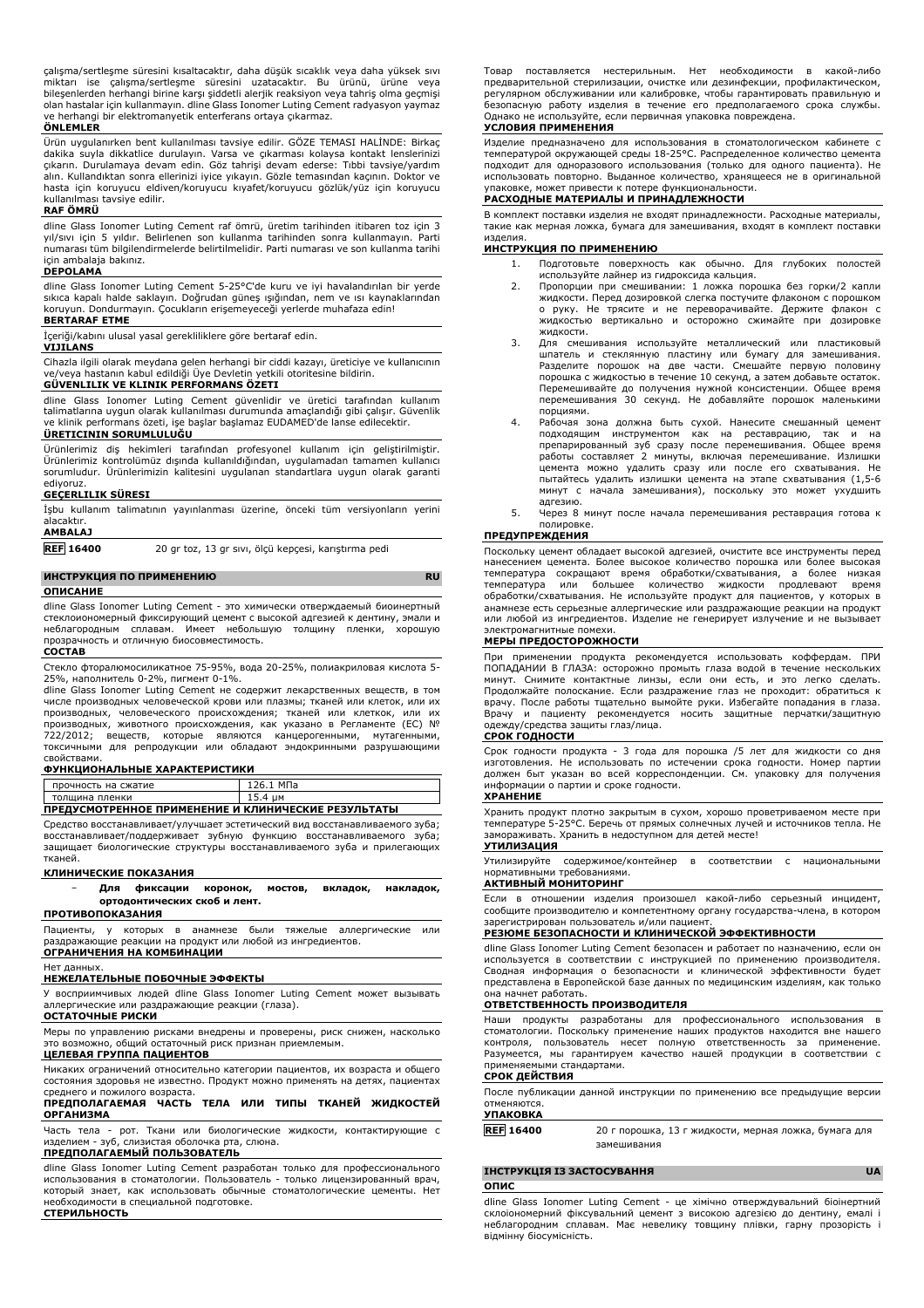çalışma/sertleşme süresini kısaltacaktır, daha düşük sıcaklık veya daha yüksek sıvı miktarı ise çalışma/sertleşme süresini uzatacaktır. Bu ürünü, ürüne veya bileşenlerden herhangi birine karşı şiddetli alerjik reaksiyon veya tahriş olma geçmişi olan hastalar için kullanmayın. dline Glass Ionomer Luting Cement radyasyon yaymaz ve herhangi bir elektromanyetik enterferans ortaya çıkarmaz.

**ÖNLEMLER**

Ürün uygulanırken bent kullanılması tavsiye edilir. GÖZE TEMASI HALİNDE: Birkaç dakika suyla dikkatlice durulayın. Varsa ve çıkarması kolaysa kontakt lenslerinizi çıkarın. Durulamaya devam edin. Göz tahrişi devam ederse: Tıbbi tavsiye/yardım alın. Kullandıktan sonra ellerinizi iyice yıkayın. Gözle temasından kaçının. Doktor ve hasta için koruyucu eldiven/koruyucu kıyafet/koruyucu gözlük/yüz için koruyucu kullanılması tavsiye edilir.

**RAF ÖMRÜ**

dline Glass Ionomer Luting Cement raf ömrü, üretim tarihinden itibaren toz için 3 yıl/sıvı için 5 yıldır. Belirlenen son kullanma tarihinden sonra kullanmayın. Parti numarası tüm bilgilendirmelerde belirtilmelidir. Parti numarası ve son kullanma tarihi için ambalaja bakınız.

**DEPOLAMA**

dline Glass Ionomer Luting Cement 5-25°C'de kuru ve iyi havalandırılan bir yerde sıkıca kapalı halde saklayın. Doğrudan güneş ışığından, nem ve ısı kaynaklarından koruyun. Dondurmayın. Çocukların erişemeyeceği yerlerde muhafaza edin!

**BERTARAF ETME**

İçeriği/kabını ulusal yasal gerekliliklere göre bertaraf edin.

**VIJILANS**

Cihazla ilgili olarak meydana gelen herhangi bir ciddi kazayı, üreticiye ve kullanıcının ve/veya hastanın kabul edildiği Üye Devletin yetkili otoritesine bildirin.

**GÜVENLILIK VE KLINIK PERFORMANS ÖZETI**

dline Glass Ionomer Luting Cement güvenlidir ve üretici tarafından kullanım talimatlarına uygun olarak kullanılması durumunda amaçlandığı gibi çalışır. Güvenlik ve klinik performans özeti, işe başlar başlamaz EUDAMED'de lanse edilecektir.

**ÜRETICININ SORUMLULUĞU**

Ürünlerimiz diş hekimleri tarafından profesyonel kullanım için geliştirilmiştir. Ürünlerimiz kontrolümüz dışında kullanıldığından, uygulamadan tamamen kullanıcı sorumludur. Ürünlerimizin kalitesini uygulanan standartlara uygun olarak garanti ediyoruz.

**GEÇERLILIK SÜRESI**

İşbu kullanım talimatının yayınlanması üzerine, önceki tüm versiyonların yerini alacaktır.

**AMBALAJ**

| **REF 16400** | 20 gr toz, 13 gr sıvı, ölçü kepçesi, karıştırma pedi |
|---|---|

## ИНСТРУКЦИЯ ПО ПРИМЕНЕНИЮ RU

**ОПИСАНИЕ**

dline Glass Ionomer Luting Cement - это химически отверждаемый биоинертный стеклоиономерный фиксирующий цемент с высокой адгезией к дентину, эмали и неблагородным сплавам. Имеет небольшую толщину пленки, хорошую прозрачность и отличную биосовместимость.

**СОСТАВ**

Стекло фторалюмосиликатное 75-95%, вода 20-25%, полиакриловая кислота 5-25%, наполнитель 0-2%, пигмент 0-1%.

dline Glass Ionomer Luting Cement не содержит лекарственных веществ, в том числе производных человеческой крови или плазмы; тканей или клеток, или их производных, человеческого происхождения; тканей или клеток, или их производных, животного происхождения, как указано в Регламенте (ЕС) № 722/2012; веществ, которые являются канцерогенными, мутагенными, токсичными для репродукции или обладают эндокринными разрушающими свойствами.

**ФУНКЦИОНАЛЬНЫЕ ХАРАКТЕРИСТИКИ**

| прочность на сжатие | 126.1 МПа |
|---|---|
| толщина пленки | 15.4 µм |

**ПРЕДУСМОТРЕННОЕ ПРИМЕНЕНИЕ И КЛИНИЧЕСКИЕ РЕЗУЛЬТАТЫ**

Средство восстанавливает/улучшает эстетический вид восстанавливаемого зуба; восстанавливает/поддерживает зубную функцию восстанавливаемого зуба; защищает биологические структуры восстанавливаемого зуба и прилегающих тканей.

**КЛИНИЧЕСКИЕ ПОКАЗАНИЯ**

- **Для фиксации коронок, мостов, вкладок, накладок, ортодонтических скоб и лент.**

**ПРОТИВОПОКАЗАНИЯ**

Пациенты, у которых в анамнезе были тяжелые аллергические или раздражающие реакции на продукт или любой из ингредиентов.

**ОГРАНИЧЕНИЯ НА КОМБИНАЦИИ**

Нет данных.

**НЕЖЕЛАТЕЛЬНЫЕ ПОБОЧНЫЕ ЭФФЕКТЫ**

У восприимчивых людей dline Glass Ionomer Luting Cement может вызывать аллергические или раздражающие реакции (глаза).

**ОСТАТОЧНЫЕ РИСКИ**

Меры по управлению рисками внедрены и проверены, риск снижен, насколько это возможно, общий остаточный риск признан приемлемым.

**ЦЕЛЕВАЯ ГРУППА ПАЦИЕНТОВ**

Никаких ограничений относительно категории пациентов, их возраста и общего состояния здоровья не известно. Продукт можно применять на детях, пациентах среднего и пожилого возраста.

**ПРЕДПОЛАГАЕМАЯ ЧАСТЬ ТЕЛА ИЛИ ТИПЫ ТКАНЕЙ ЖИДКОСТЕЙ ОРГАНИЗМА**

Часть тела - рот. Ткани или биологические жидкости, контактирующие с изделием - зуб, слизистая оболочка рта, слюна.

**ПРЕДПОЛАГАЕМЫЙ ПОЛЬЗОВАТЕЛЬ**

dline Glass Ionomer Luting Cement разработан только для профессионального использования в стоматологии. Пользователь - только лицензированный врач, который знает, как использовать обычные стоматологические цементы. Нет необходимости в специальной подготовке.

**СТЕРИЛЬНОСТЬ**

Товар поставляется нестерильным. Нет необходимости в какой-либо предварительной стерилизации, очистке или дезинфекции, профилактическом, регулярном обслуживании или калибровке, чтобы гарантировать правильную и безопасную работу изделия в течение его предполагаемого срока службы. Однако не используйте, если первичная упаковка повреждена.

**УСЛОВИЯ ПРИМЕНЕНИЯ**

Изделие предназначено для использования в стоматологическом кабинете с температурой окружающей среды 18-25°C. Распределенное количество цемента подходит для одноразового использования (только для одного пациента). Не использовать повторно. Выданное количество, хранящееся не в оригинальной упаковке, может привести к потере функциональности.

**РАСХОДНЫЕ МАТЕРИАЛЫ И ПРИНАДЛЕЖНОСТИ**

В комплект поставки изделия не входят принадлежности. Расходные материалы, такие как мерная ложка, бумага для замешивания, входят в комплект поставки изделия.

**ИНСТРУКЦИЯ ПО ПРИМЕНЕНИЮ**

1. Подготовьте поверхность как обычно. Для глубоких полостей используйте лайнер из гидроксида кальция.
2. Пропорции при смешивании: 1 ложка порошка без горки/2 капли жидкости. Перед дозировкой слегка постучите флаконом с порошком о руку. Не трясите и не переворачивайте. Держите флакон с жидкостью вертикально и осторожно сжимайте при дозировке жидкости.
3. Для смешивания используйте металлический или пластиковый шпатель и стеклянную пластину или бумагу для замешивания. Разделите порошок на две части. Смешайте первую половину порошка с жидкостью в течение 10 секунд, а затем добавьте остаток. Перемешивайте до получения нужной консистенции. Общее время перемешивания 30 секунд. Не добавляйте порошок маленькими порциями.
4. Рабочая зона должна быть сухой. Нанесите смешанный цемент подходящим инструментом как на реставрацию, так и на препарированный зуб сразу после перемешивания. Общее время работы составляет 2 минуты, включая перемешивание. Излишки цемента можно удалить сразу или после его схватывания. Не пытайтесь удалить излишки цемента на этапе схватывания (1,5-6 минут с начала замешивания), поскольку это может ухудшить адгезию.
5. Через 8 минут после начала перемешивания реставрация готова к полировке.

**ПРЕДУПРЕЖДЕНИЯ**

Поскольку цемент обладает высокой адгезией, очистите все инструменты перед нанесением цемента. Более высокое количество порошка или более высокая температура сокращают время обработки/схватывания, а более низкая температура или большее количество жидкости продлевают время обработки/схватывания. Не используйте продукт для пациентов, у которых в анамнезе есть серьезные аллергические или раздражающие реакции на продукт или любой из ингредиентов. Изделие не генерирует излучение и не вызывает электромагнитные помехи.

**МЕРЫ ПРЕДОСТОРОЖНОСТИ**

При применении продукта рекомендуется использовать коффердам. ПРИ ПОПАДАНИИ В ГЛАЗА: осторожно промыть глаза водой в течение нескольких минут. Снимите контактные линзы, если они есть, и это легко сделать. Продолжайте полоскание. Если раздражение глаз не проходит: обратиться к врачу. После работы тщательно вымойте руки. Избегайте попадания в глаза. Врачу и пациенту рекомендуется носить защитные перчатки/защитную одежду/средства защиты глаз/лица.

**СРОК ГОДНОСТИ**

Срок годности продукта - 3 года для порошка /5 лет для жидкости со дня изготовления. Не использовать по истечении срока годности. Номер партии должен быт указан во всей корреспонденции. См. упаковку для получения информации о партии и сроке годности.

**ХРАНЕНИЕ**

Хранить продукт плотно закрытым в сухом, хорошо проветриваемом месте при температуре 5-25°C. Беречь от прямых солнечных лучей и источников тепла. Не замораживать. Хранить в недоступном для детей месте!

**УТИЛИЗАЦИЯ**

Утилизируйте содержимое/контейнер в соответствии с национальными нормативными требованиями.

**АКТИВНЫЙ МОНИТОРИНГ**

Если в отношении изделия произошел какой-либо серьезный инцидент, сообщите производителю и компетентному органу государства-члена, в котором зарегистрирован пользователь и/или пациент.

**РЕЗЮМЕ БЕЗОПАСНОСТИ И КЛИНИЧЕСКОЙ ЭФФЕКТИВНОСТИ**

dline Glass Ionomer Luting Cement безопасен и работает по назначению, если он используется в соответствии с инструкцией по применению производителя. Сводная информация о безопасности и клинической эффективности будет представлена в Европейской базе данных по медицинским изделиям, как только она начнет работать.

**ОТВЕТСТВЕННОСТЬ ПРОИЗВОДИТЕЛЯ**

Наши продукты разработаны для профессионального использования в стоматологии. Поскольку применение наших продуктов находится вне нашего контроля, пользователь несет полную ответственность за применение. Разумеется, мы гарантируем качество нашей продукции в соответствии с применяемыми стандартами.

**СРОК ДЕЙСТВИЯ**

После публикации данной инструкции по применению все предыдущие версии отменяются.

**УПАКОВКА**

| **REF 16400** | 20 г порошка, 13 г жидкости, мерная ложка, бумага для замешивания |
|---|---|

## ІНСТРУКЦІЯ ІЗ ЗАСТОСУВАННЯ UA

**ОПИС**

dline Glass Ionomer Luting Cement - це хімічно отверджувальний біоінертний склоіономерний фіксувальний цемент з високою адгезією до дентину, емалі і неблагородним сплавам. Має невелику товщину плівки, гарну прозорість і відмінну біосумісність.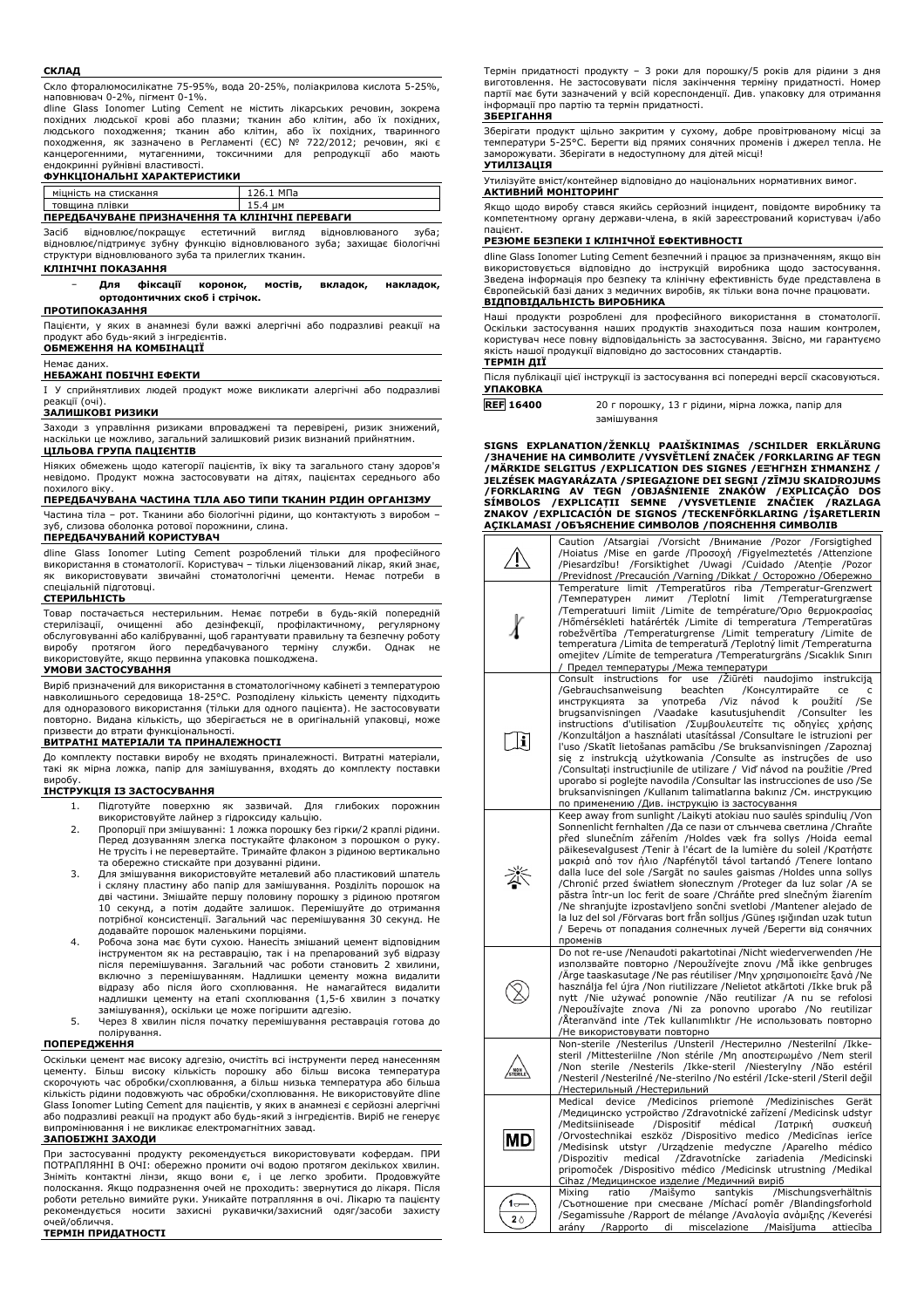**СКЛАД**

Скло фторалюмосилікатне 75-95%, вода 20-25%, поліакрилова кислота 5-25%, наповнювач 0-2%, пігмент 0-1%.

dline Glass Ionomer Luting Cement не містить лікарських речовин, зокрема похідних людської крові або плазми; тканин або клітин, або їх похідних, людського походження; тканин або клітин, або їх похідних, тваринного походження, як зазначено в Регламенті (ЄС) № 722/2012; речовин, які є канцерогенними, мутагенними, токсичними для репродукції або мають ендокринні руйнівні властивості.

**ФУНКЦІОНАЛЬНІ ХАРАКТЕРИСТИКИ**

| міцність на стискання | 126.1 МПа |
|---|---|
| товщина плівки | 15.4 µм |

**ПЕРЕДБАЧУВАНЕ ПРИЗНАЧЕННЯ ТА КЛІНІЧНІ ПЕРЕВАГИ**

Засіб відновлює/покращує естетичний вигляд відновлюваного зуба; відновлює/підтримує зубну функцію відновлюваного зуба; захищає біологічні структури відновлюваного зуба та прилеглих тканин.

**КЛІНІЧНІ ПОКАЗАННЯ**

- ***Для фіксації коронок, мостів, вкладок, накладок, ортодонтичних скоб і стрічок.***

**ПРОТИПОКАЗАННЯ**

Пацієнти, у яких в анамнезі були важкі алергічні або подразливі реакції на продукт або будь-який з інгредієнтів.

**ОБМЕЖЕННЯ НА КОМБІНАЦІЇ**

Немає даних.

**НЕБАЖАНІ ПОБІЧНІ ЕФЕКТИ**

І У сприйнятливих людей продукт може викликати алергічні або подразливі реакції (очі).

**ЗАЛИШКОВІ РИЗИКИ**

Заходи з управління ризиками впроваджені та перевірені, ризик знижений, наскільки це можливо, загальний залишковий ризик визнаний прийнятним.

**ЦІЛЬОВА ГРУПА ПАЦІЄНТІВ**

Ніяких обмежень щодо категорії пацієнтів, їх віку та загального стану здоров'я невідомо. Продукт можна застосовувати на дітях, пацієнтах середнього або похилого віку.

**ПЕРЕДБАЧУВАНА ЧАСТИНА ТІЛА АБО ТИПИ ТКАНИН РІДИН ОРГАНІЗМУ**

Частина тіла – рот. Тканини або біологічні рідини, що контактують з виробом – зуб, слизова оболонка ротової порожнини, слина.

**ПЕРЕДБАЧУВАНИЙ КОРИСТУВАЧ**

dline Glass Ionomer Luting Cement розроблений тільки для професійного використання в стоматології. Користувач – тільки ліцензований лікар, який знає, як використовувати звичайні стоматологічні цементи. Немає потреби в спеціальній підготовці.

**СТЕРИЛЬНІСТЬ**

Товар постачається нестерильним. Немає потреби в будь-якій попередній стерилізації, очищенні або дезінфекції, профілактичному, регулярному обслуговуванні або калібруванні, щоб гарантувати правильну та безпечну роботу виробу протягом його передбачуваного терміну служби. Однак не використовуйте, якщо первинна упаковка пошкоджена.

**УМОВИ ЗАСТОСУВАННЯ**

Виріб призначений для використання в стоматологічному кабінеті з температурою навколишнього середовища 18-25°C. Розподілену кількість цементу підходить для одноразового використання (тільки для одного пацієнта). Не застосовувати повторно. Видана кількість, що зберігається не в оригінальній упаковці, може призвести до втрати функціональності.

**ВИТРАТНІ МАТЕРІАЛИ ТА ПРИНАЛЕЖНОСТІ**

До комплекту поставки виробу не входять приналежності. Витратні матеріали, такі як мірна ложка, папір для змішування, входять до комплекту поставки виробу.

**ІНСТРУКЦІЯ ІЗ ЗАСТОСУВАННЯ**

1. Підготуйте поверхню як зазвичай. Для глибоких порожнин використовуйте лайнер з гідроксиду кальцію.
2. Пропорції при змішуванні: 1 ложка порошку без гірки/2 краплі рідини. Перед дозуванням злегка постукайте флаконом з порошком о руку. Не трусіть і не перевертайте. Тримайте флакон з рідиною вертикально та обережно стискайте при дозуванні рідини.
3. Для змішування використовуйте металевий або пластиковий шпатель і скляну пластину або папір для змішування. Розділіть порошок на дві частини. Змішайте першу половину порошку з рідиною протягом 10 секунд, а потім додайте залишок. Перемішуйте до отримання потрібної консистенції. Загальний час перемішування 30 секунд. Не додавайте порошок маленькими порціями.
4. Робоча зона має бути сухою. Нанесіть змішаний цемент відповідним інструментом як на реставрацію, так і на препарований зуб відразу після перемішування. Загальний час роботи становить 2 хвилини, включно з перемішуванням. Надлишки цементу можна видалити відразу або після його схоплювання. Не намагайтеся видалити надлишки цементу на етапі схоплювання (1,5-6 хвилин з початку замішування), оскільки це може погіршити адгезію.
5. Через 8 хвилин після початку перемішування реставрація готова до полірування.

**ПОПЕРЕДЖЕННЯ**

Оскільки цемент має високу адгезію, очистіть всі інструменти перед нанесенням цементу. Більш висока кількість порошку або більш висока температура скорочують час обробки/схоплювання, а більш низька температура або більша кількість рідини подовжують час обробки/схоплювання. Не використовуйте dline Glass Ionomer Luting Cement для пацієнтів, у яких в анамнезі є серйозні алергічні або подразливі реакції на продукт або будь-який з інгредієнтів. Виріб не генерує випромінювання і не викликає електромагнітних завад.

**ЗАПОБІЖНІ ЗАХОДИ**

При застосуванні продукту рекомендується використовувати кофердам. ПРИ ПОТРАПЛЯННІ В ОЧІ: обережно промити очі водою протягом декількох хвилин. Зніміть контактні лінзи, якщо вони є, і це легко зробити. Продовжуйте полоскання. Якщо подразнення очей не проходить: зверніться до лікаря. Після роботи ретельно вимийте руки. Уникайте потрапляння в очі. Лікарю та пацієнту рекомендується носити захисні рукавички/захисний одяг/засоби захисту очей/обличчя.

**ТЕРМІН ПРИДАТНОСТІ**

Термін придатності продукту – 3 роки для порошку/5 років для рідини з дня виготовлення. Не застосовувати після закінчення терміну придатності. Номер партії має бути зазначений у всій кореспонденції. Див. упаковку для отримання інформації про партію та термін придатності.

**ЗБЕРІГАННЯ**

Зберігати продукт щільно закритим у сухому, добре провітрюваному місці за температури 5-25°C. Берегти від прямих сонячних променів і джерел тепла. Не заморожувати. Зберігати в недоступному для дітей місці!

**УТИЛІЗАЦІЯ**

Утилізуйте вміст/контейнер відповідно до національних нормативних вимог.

**АКТИВНИЙ МОНІТОРИНГ**

Якщо щодо виробу стався якийсь серйозний інцидент, повідомте виробнику та компетентному органу держави-члена, в якій зареєстрований користувач і/або пацієнт.

**РЕЗЮМЕ БЕЗПЕКИ І КЛІНІЧНОЇ ЕФЕКТИВНОСТІ**

dline Glass Ionomer Luting Cement безпечний і працює за призначенням, якщо він використовується відповідно до інструкцій виробника щодо застосування. Зведена інформація про безпеку та клінічну ефективність буде представлена в Європейській базі даних з медичних виробів, як тільки вона почне працювати.

**ВІДПОВІДАЛЬНІСТЬ ВИРОБНИКА**

Наші продукти розроблені для професійного використання в стоматології. Оскільки застосування наших продуктів знаходиться поза нашим контролем, користувач несе повну відповідальність за застосування. Звісно, ми гарантуємо якість нашої продукції відповідно до застосовних стандартів.

**ТЕРМІН ДІЇ**

Після публікації цієї інструкції із застосування всі попередні версії скасовуються.

**УПАКОВКА**

| REF 16400 | 20 г порошку, 13 г рідини, мірна ложка, папір для замішування |
|---|---|

**SIGNS EXPLANATION/ŽENKLŲ PAAIŠKINIMAS /SCHILDER ERKLÄRUNG /ЗНАЧЕНИЕ НА СИМВОЛИТЕ /VYSVĚTLENÍ ZNAČEK /FORKLARING AF TEGN /MÄRKIDE SELGITUS /EXPLICATION DES SIGNES /ΕΞΗΓΗΣΗ ΣΗΜΑΝΣΗΣ / JELZÉSEK MAGYARÁZATA /SPIEGAZIONE DEI SEGNI /ZĪMJU SKAIDROJUMS /FORKLARING AV TEGN /OBJAŚNIENIE ZNAKÓW /EXPLICAÇÃO DOS SÍMBOLOS /EXPLICAȚII SEMNE /VYSVETLENIE ZNAČIEK /RAZLAGA ZNAKOV /EXPLICACIÓN DE SIGNOS /TECKENFÖRKLARING /İŞARETLERIN AÇIKLAMASI /ОБЪЯСНЕНИЕ СИМВОЛОВ /ПОЯСНЕННЯ СИМВОЛІВ**

| Symbol | Explanation |
|---|---|
| ⚠ | Caution /Atsargiai /Vorsicht /Внимание /Pozor /Forsigtighed /Hoiatus /Mise en garde /Προσοχή /Figyelmeztetés /Attenzione /Piesardzību! /Forsiktighet /Uwagi /Cuidado /Atenție /Pozor /Previdnost /Precaución /Varning /Dikkat / Осторожно /Обережно |
| 🌡 | Temperature limit /Temperatūros riba /Temperatur-Grenzwert /Температурен лимит /Teplotní limit /Temperaturgrænse /Temperatuuri limiit /Limite de température/Όριο θερμοκρασίας /Hőmérsékleti határérték /Limite di temperatura /Temperatūras robežvērtība /Temperaturgrense /Limit temperatury /Limite de temperatura /Limita de temperatură /Teplotný limit /Temperaturna omejitev /Límite de temperatura /Temperaturgräns /Sıcaklık Sınırı / Предел температуры /Межа температури |
| 📖 | Consult instructions for use /Žiūrėti naudojimo instrukciją /Gebrauchsanweisung beachten /Консултирайте се с инструкцията за употреба /Viz návod k použití /Se brugsanvisningen /Vaadake kasutusjuhendit /Consulter les instructions d'utilisation /Συμβουλευτείτε τις οδηγίες χρήσης /Konzultáljon a használati utasítással /Consultare le istruzioni per l'uso /Skatīt lietošanas pamācību /Se bruksanvisningen /Zapoznaj się z instrukcją użytkowania /Consulte as instruções de uso /Consultați instrucțiunile de utilizare / Viď návod na použitie /Pred uporabo si poglejte navodila /Consultar las instrucciones de uso /Se bruksanvisningen /Kullanım talimatlarına bakınız /См. инструкцию по применению /Див. інструкцію із застосування |
| ☀ | Keep away from sunlight /Laikyti atokiau nuo saulės spindulių /Von Sonnenlicht fernhalten /Да се пази от слънчева светлина /Chraňte před slunečním zářením /Holdes væk fra sollys /Hoida eemal päikesevalgusest /Tenir à l'écart de la lumière du soleil /Κρατήστε μακριά από τον ήλιο /Napfénytől távol tartandó /Tenere lontano dalla luce del sole /Sargāt no saules gaismas /Holdes unna sollys /Chronić przed światłem słonecznym /Proteger da luz solar /A se păstra într-un loc ferit de soare /Chráňte pred slnečným žiarením /Ne shranjujte izpostavljeno sončni svetlobi /Mantener alejado de la luz del sol /Förvaras bort från solljus /Güneş ışığından uzak tutun / Беречь от попадания солнечных лучей /Берегти від сонячних променів |
| ⊗ | Do not re-use /Nenaudoti pakartotinai /Nicht wiederverwenden /Не използвайте повторно /Nepoužívejte znovu /Må ikke genbruges /Ärge taaskasutage /Ne pas réutiliser /Μην χρησιμοποιείτε ξανά /Ne használja fel újra /Non riutilizzare /Nelietot atkārtoti /Ikke bruk på nytt /Nie używać ponownie /Não reutilizar /A nu se refolosi /Nepoužívajte znova /Ni za ponovno uporabo /No reutilizar /Återanvänd inte /Tek kullanımlıktır /Не использовать повторно /Не використовувати повторно |
| NON STERILE | Non-sterile /Nesterilus /Unsteril /Нестерилно /Nesterilní /Ikke-steril /Mittesteriilne /Non stérile /Μη αποστειρωμένο /Nem steril /Non sterile /Nesterils /Ikke-steril /Niesterylny /Não estéril /Nesteril /Nesterilné /Ne-sterilno /No estéril /Icke-steril /Steril değil /Нестерильный /Нестерильний |
| MD | Medical device /Medicinos priemonė /Medizinisches Gerät /Медицинско устройство /Zdravotnické zařízení /Medicinsk udstyr /Meditsiiniseade /Dispositif médical /Ιατρική συσκευή /Orvostechnikai eszköz /Dispositivo medico /Medicīnas ierīce /Medisinsk utstyr /Urządzenie medyczne /Aparelho médico /Dispozitiv medical /Zdravotnícke zariadenia /Medicinski pripomoček /Dispositivo médico /Medicinsk utrustning /Medikal Cihaz /Медицинское изделие /Медичний виріб |
| 1 / 2 | Mixing ratio /Maišymo santykis /Mischungsverhältnis /Съотношение при смесване /Míchací poměr /Blandingsforhold /Segamissuhe /Rapport de mélange /Αναλογία ανάμιξης /Keverési arány /Rapporto di miscelazione /Maisījuma attiecība |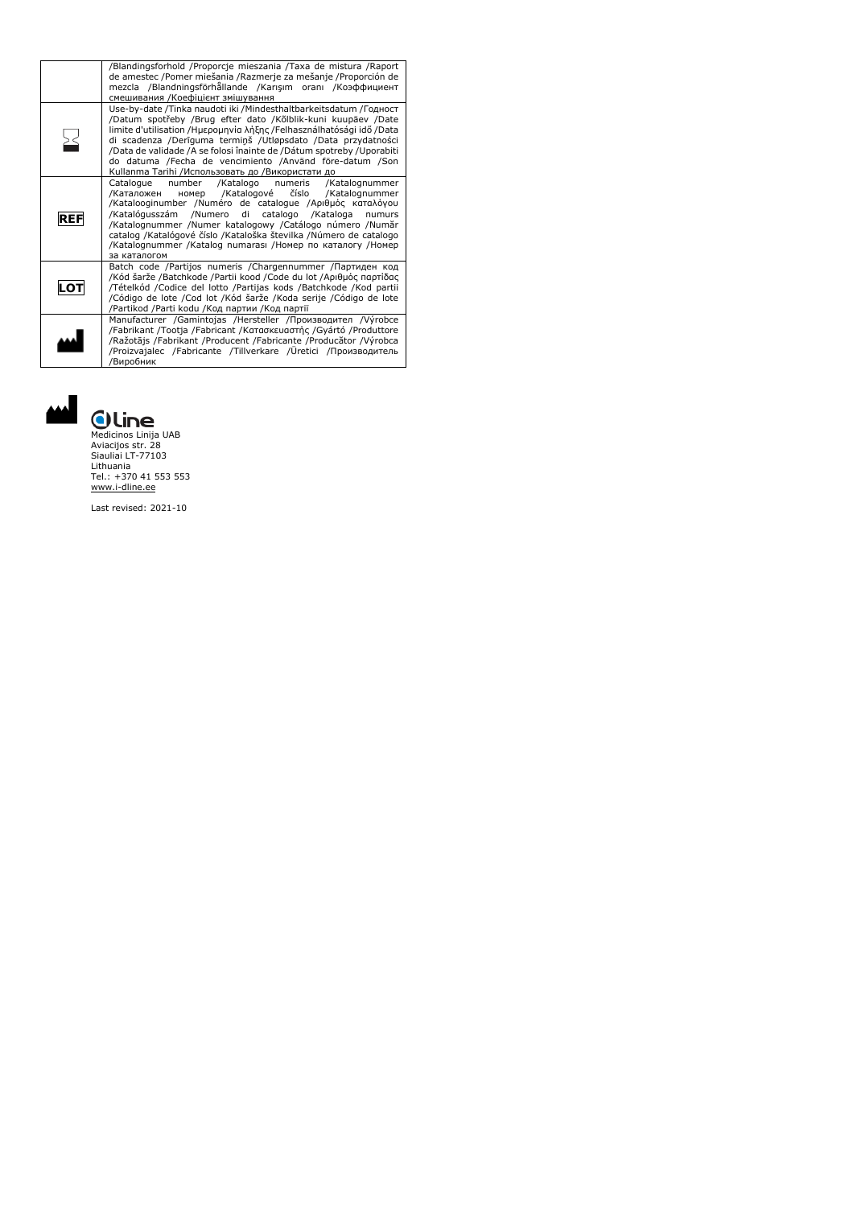| | |
|---|---|
| | /Blandingsforhold /Proporcje mieszania /Taxa de mistura /Raport de amestec /Pomer miešania /Razmerje za mešanje /Proporción de mezcla /Blandningsförhållande /Karışım oranı /Коэффициент смешивания /Коефіцієнт змішування |
| ⌛ | Use-by-date /Tinka naudoti iki /Mindesthaltbarkeitsdatum /Годност /Datum spotřeby /Brug efter dato /Kõlblik-kuni kuupäev /Date limite d'utilisation /Ημερομηνία λήξης /Felhasználhatósági idő /Data di scadenza /Derīguma termiņš /Utløpsdato /Data przydatności /Data de validade /A se folosi înainte de /Dátum spotreby /Uporabiti do datuma /Fecha de vencimiento /Använd före-datum /Son Kullanma Tarihi /Использовать до /Використати до |
| REF | Catalogue number /Katalogo numeris /Katalognummer /Каталожен номер /Katalogové číslo /Katalognummer /Kataloginumber /Numéro de catalogue /Αριθμός καταλόγου /Katalógusszám /Numero di catalogo /Kataloga numurs /Katalognummer /Numer katalogowy /Catálogo número /Număr catalog /Katalógové číslo /Kataloška številka /Número de catalogo /Katalognummer /Katalog numarası /Номер по каталогу /Номер за каталогом |
| LOT | Batch code /Partijos numeris /Chargennummer /Партиден код /Kód šarže /Batchkode /Partii kood /Code du lot /Αριθμός παρτίδας /Tételkód /Codice del lotto /Partijas kods /Batchkode /Kod partii /Código de lote /Cod lot /Kód šarže /Koda serije /Código de lote /Partikod /Parti kodu /Код партии /Код партії |
| 🏭 | Manufacturer /Gamintojas /Hersteller /Производител /Výrobce /Fabrikant /Tootja /Fabricant /Κατασκευαστής /Gyártó /Produttore /Ražotājs /Fabrikant /Producent /Fabricante /Producător /Výrobca /Proizvajalec /Fabricante /Tillverkare /Üretici /Производитель /Виробник |

🏭 dLine

Medicinos Linija UAB
Aviacijos str. 28
Siauliai LT-77103
Lithuania
Tel.: +370 41 553 553
www.i-dline.ee

Last revised: 2021-10